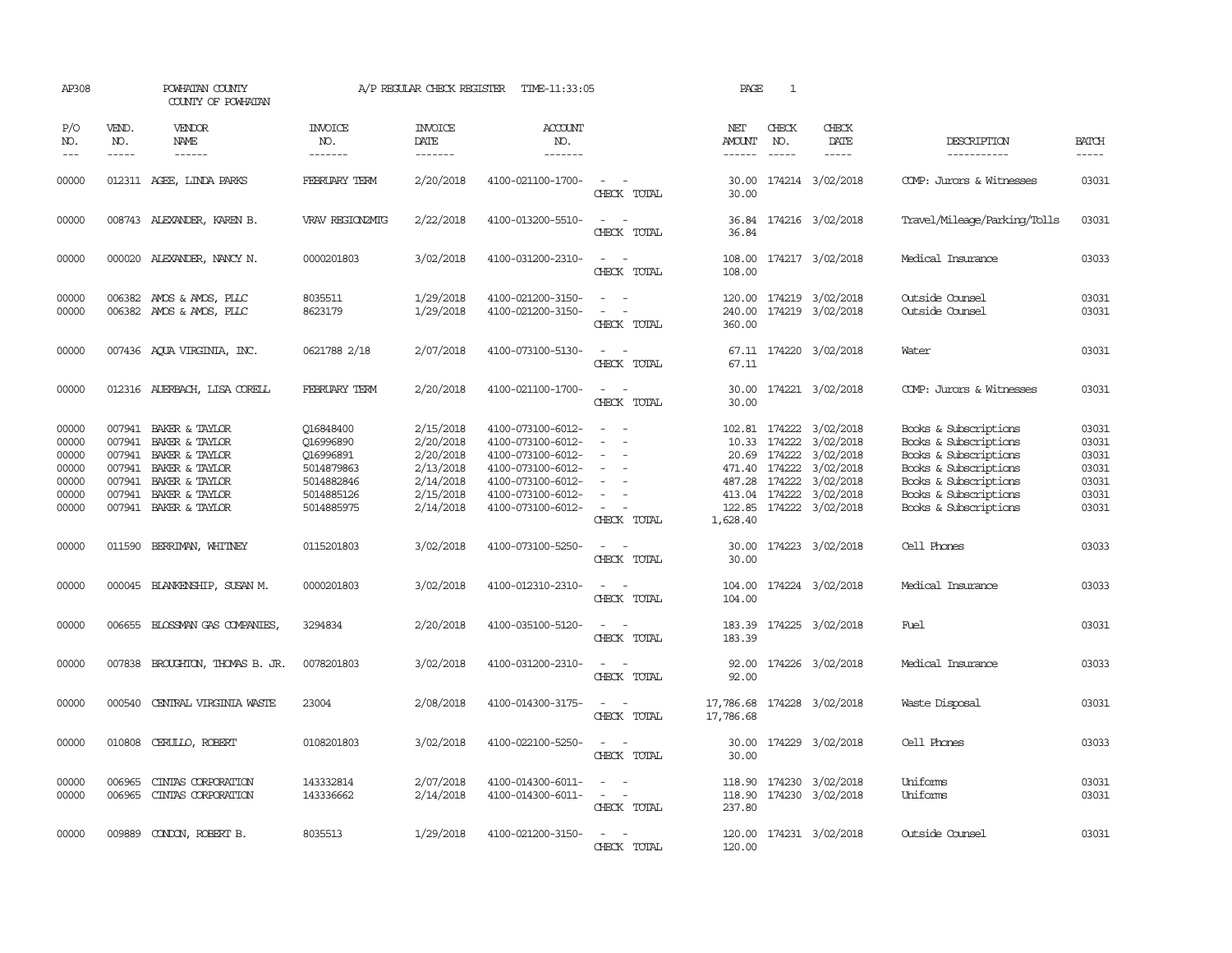AP308 POWHATAN COUNTY A/P REGULAR CHECK REGISTER TIME-11:33:05 PAGE 1

COUNTY OF POWHATAN

| P/O NO. | VEND. NO. | VENDOR NAME | INVOICE NO. | INVOICE DATE | ACCOUNT NO. | | NET AMOUNT | CHECK NO. | CHECK DATE | DESCRIPTION | BATCH |
|---|---|---|---|---|---|---|---|---|---|---|---|
| 00000 | 012311 | AGEE, LINDA PARKS | FEBRUARY TERM | 2/20/2018 | 4100-021100-1700- | - - | 30.00 | 174214 | 3/02/2018 | COMP: Jurors & Witnesses | 03031 |
| | | | | | | CHECK TOTAL | 30.00 | | | | |
| 00000 | 008743 | ALEXANDER, KAREN B. | VRAV REGION2MTG | 2/22/2018 | 4100-013200-5510- | - - | 36.84 | 174216 | 3/02/2018 | Travel/Mileage/Parking/Tolls | 03031 |
| | | | | | | CHECK TOTAL | 36.84 | | | | |
| 00000 | 000020 | ALEXANDER, NANCY N. | 0000201803 | 3/02/2018 | 4100-031200-2310- | - - | 108.00 | 174217 | 3/02/2018 | Medical Insurance | 03033 |
| | | | | | | CHECK TOTAL | 108.00 | | | | |
| 00000 | 006382 | AMOS & AMOS, PLLC | 8035511 | 1/29/2018 | 4100-021200-3150- | - - | 120.00 | 174219 | 3/02/2018 | Outside Counsel | 03031 |
| 00000 | 006382 | AMOS & AMOS, PLLC | 8623179 | 1/29/2018 | 4100-021200-3150- | - - | 240.00 | 174219 | 3/02/2018 | Outside Counsel | 03031 |
| | | | | | | CHECK TOTAL | 360.00 | | | | |
| 00000 | 007436 | AQUA VIRGINIA, INC. | 0621788 2/18 | 2/07/2018 | 4100-073100-5130- | - - | 67.11 | 174220 | 3/02/2018 | Water | 03031 |
| | | | | | | CHECK TOTAL | 67.11 | | | | |
| 00000 | 012316 | AUERBACH, LISA CORELL | FEBRUARY TERM | 2/20/2018 | 4100-021100-1700- | - - | 30.00 | 174221 | 3/02/2018 | COMP: Jurors & Witnesses | 03031 |
| | | | | | | CHECK TOTAL | 30.00 | | | | |
| 00000 | 007941 | BAKER & TAYLOR | Q16848400 | 2/15/2018 | 4100-073100-6012- | - - | 102.81 | 174222 | 3/02/2018 | Books & Subscriptions | 03031 |
| 00000 | 007941 | BAKER & TAYLOR | Q16996890 | 2/20/2018 | 4100-073100-6012- | - - | 10.33 | 174222 | 3/02/2018 | Books & Subscriptions | 03031 |
| 00000 | 007941 | BAKER & TAYLOR | Q16996891 | 2/20/2018 | 4100-073100-6012- | - - | 20.69 | 174222 | 3/02/2018 | Books & Subscriptions | 03031 |
| 00000 | 007941 | BAKER & TAYLOR | 5014879863 | 2/13/2018 | 4100-073100-6012- | - - | 471.40 | 174222 | 3/02/2018 | Books & Subscriptions | 03031 |
| 00000 | 007941 | BAKER & TAYLOR | 5014882846 | 2/14/2018 | 4100-073100-6012- | - - | 487.28 | 174222 | 3/02/2018 | Books & Subscriptions | 03031 |
| 00000 | 007941 | BAKER & TAYLOR | 5014885126 | 2/15/2018 | 4100-073100-6012- | - - | 413.04 | 174222 | 3/02/2018 | Books & Subscriptions | 03031 |
| 00000 | 007941 | BAKER & TAYLOR | 5014885975 | 2/14/2018 | 4100-073100-6012- | - - | 122.85 | 174222 | 3/02/2018 | Books & Subscriptions | 03031 |
| | | | | | | CHECK TOTAL | 1,628.40 | | | | |
| 00000 | 011590 | BERRIMAN, WHITNEY | 0115201803 | 3/02/2018 | 4100-073100-5250- | - - | 30.00 | 174223 | 3/02/2018 | Cell Phones | 03033 |
| | | | | | | CHECK TOTAL | 30.00 | | | | |
| 00000 | 000045 | BLANKENSHIP, SUSAN M. | 0000201803 | 3/02/2018 | 4100-012310-2310- | - - | 104.00 | 174224 | 3/02/2018 | Medical Insurance | 03033 |
| | | | | | | CHECK TOTAL | 104.00 | | | | |
| 00000 | 006655 | BLOSSMAN GAS COMPANIES, | 3294834 | 2/20/2018 | 4100-035100-5120- | - - | 183.39 | 174225 | 3/02/2018 | Fuel | 03031 |
| | | | | | | CHECK TOTAL | 183.39 | | | | |
| 00000 | 007838 | BROUGHTON, THOMAS B. JR. | 0078201803 | 3/02/2018 | 4100-031200-2310- | - - | 92.00 | 174226 | 3/02/2018 | Medical Insurance | 03033 |
| | | | | | | CHECK TOTAL | 92.00 | | | | |
| 00000 | 000540 | CENTRAL VIRGINIA WASTE | 23004 | 2/08/2018 | 4100-014300-3175- | - - | 17,786.68 | 174228 | 3/02/2018 | Waste Disposal | 03031 |
| | | | | | | CHECK TOTAL | 17,786.68 | | | | |
| 00000 | 010808 | CERULLO, ROBERT | 0108201803 | 3/02/2018 | 4100-022100-5250- | - - | 30.00 | 174229 | 3/02/2018 | Cell Phones | 03033 |
| | | | | | | CHECK TOTAL | 30.00 | | | | |
| 00000 | 006965 | CINTAS CORPORATION | 143332814 | 2/07/2018 | 4100-014300-6011- | - - | 118.90 | 174230 | 3/02/2018 | Uniforms | 03031 |
| 00000 | 006965 | CINTAS CORPORATION | 143336662 | 2/14/2018 | 4100-014300-6011- | - - | 118.90 | 174230 | 3/02/2018 | Uniforms | 03031 |
| | | | | | | CHECK TOTAL | 237.80 | | | | |
| 00000 | 009889 | CONDON, ROBERT B. | 8035513 | 1/29/2018 | 4100-021200-3150- | - - | 120.00 | 174231 | 3/02/2018 | Outside Counsel | 03031 |
| | | | | | | CHECK TOTAL | 120.00 | | | | |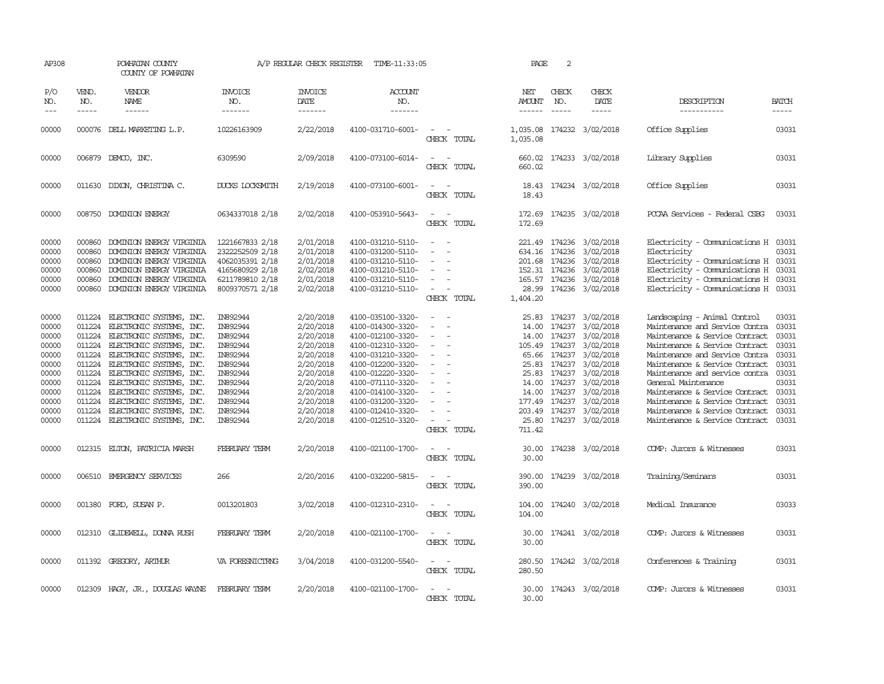AP308 POWHATAN COUNTY A/P REGULAR CHECK REGISTER TIME-11:33:05 PAGE 2

COUNTY OF POWHATAN

| P/O NO. | VEND. NO. | VENDOR NAME | INVOICE NO. | INVOICE DATE | ACCOUNT NO. | | NET AMOUNT | CHECK NO. | CHECK DATE | DESCRIPTION | BATCH |
|---|---|---|---|---|---|---|---|---|---|---|---|
| 00000 | 000076 | DELL MARKETING L.P. | 10226163909 | 2/22/2018 | 4100-031710-6001- | - - | 1,035.08 | 174232 | 3/02/2018 | Office Supplies | 03031 |
| | | | | | | CHECK TOTAL | 1,035.08 | | | | |
| 00000 | 006879 | DEMCO, INC. | 6309590 | 2/09/2018 | 4100-073100-6014- | - - | 660.02 | 174233 | 3/02/2018 | Library Supplies | 03031 |
| | | | | | | CHECK TOTAL | 660.02 | | | | |
| 00000 | 011630 | DIXON, CHRISTINA C. | DUCKS LOCKSMITH | 2/19/2018 | 4100-073100-6001- | - - | 18.43 | 174234 | 3/02/2018 | Office Supplies | 03031 |
| | | | | | | CHECK TOTAL | 18.43 | | | | |
| 00000 | 008750 | DOMINION ENERGY | 0634337018 2/18 | 2/02/2018 | 4100-053910-5643- | - - | 172.69 | 174235 | 3/02/2018 | PCCAA Services - Federal CSBG | 03031 |
| | | | | | | CHECK TOTAL | 172.69 | | | | |
| 00000 | 000860 | DOMINION ENERGY VIRGINIA | 1221667833 2/18 | 2/01/2018 | 4100-031210-5110- | - - | 221.49 | 174236 | 3/02/2018 | Electricity - Communications H | 03031 |
| 00000 | 000860 | DOMINION ENERGY VIRGINIA | 2322252509 2/18 | 2/01/2018 | 4100-031200-5110- | - - | 634.16 | 174236 | 3/02/2018 | Electricity | 03031 |
| 00000 | 000860 | DOMINION ENERGY VIRGINIA | 4062035391 2/18 | 2/01/2018 | 4100-031210-5110- | - - | 201.68 | 174236 | 3/02/2018 | Electricity - Communications H | 03031 |
| 00000 | 000860 | DOMINION ENERGY VIRGINIA | 4165680929 2/18 | 2/02/2018 | 4100-031210-5110- | - - | 152.31 | 174236 | 3/02/2018 | Electricity - Communications H | 03031 |
| 00000 | 000860 | DOMINION ENERGY VIRGINIA | 6211789810 2/18 | 2/01/2018 | 4100-031210-5110- | - - | 165.57 | 174236 | 3/02/2018 | Electricity - Communications H | 03031 |
| 00000 | 000860 | DOMINION ENERGY VIRGINIA | 8009370571 2/18 | 2/02/2018 | 4100-031210-5110- | - - | 28.99 | 174236 | 3/02/2018 | Electricity - Communications H | 03031 |
| | | | | | | CHECK TOTAL | 1,404.20 | | | | |
| 00000 | 011224 | ELECTRONIC SYSTEMS, INC. | IN892944 | 2/20/2018 | 4100-035100-3320- | - - | 25.83 | 174237 | 3/02/2018 | Landscaping - Animal Control | 03031 |
| 00000 | 011224 | ELECTRONIC SYSTEMS, INC. | IN892944 | 2/20/2018 | 4100-014300-3320- | - - | 14.00 | 174237 | 3/02/2018 | Maintenance and Service Contra | 03031 |
| 00000 | 011224 | ELECTRONIC SYSTEMS, INC. | IN892944 | 2/20/2018 | 4100-012100-3320- | - - | 14.00 | 174237 | 3/02/2018 | Maintenance & Service Contract | 03031 |
| 00000 | 011224 | ELECTRONIC SYSTEMS, INC. | IN892944 | 2/20/2018 | 4100-012310-3320- | - - | 105.49 | 174237 | 3/02/2018 | Maintenance & Service Contract | 03031 |
| 00000 | 011224 | ELECTRONIC SYSTEMS, INC. | IN892944 | 2/20/2018 | 4100-031210-3320- | - - | 65.66 | 174237 | 3/02/2018 | Maintenance and Service Contra | 03031 |
| 00000 | 011224 | ELECTRONIC SYSTEMS, INC. | IN892944 | 2/20/2018 | 4100-012200-3320- | - - | 25.83 | 174237 | 3/02/2018 | Maintenance & Service Contract | 03031 |
| 00000 | 011224 | ELECTRONIC SYSTEMS, INC. | IN892944 | 2/20/2018 | 4100-012220-3320- | - - | 25.83 | 174237 | 3/02/2018 | Maintenance and service contra | 03031 |
| 00000 | 011224 | ELECTRONIC SYSTEMS, INC. | IN892944 | 2/20/2018 | 4100-071110-3320- | - - | 14.00 | 174237 | 3/02/2018 | General Maintenance | 03031 |
| 00000 | 011224 | ELECTRONIC SYSTEMS, INC. | IN892944 | 2/20/2018 | 4100-014100-3320- | - - | 14.00 | 174237 | 3/02/2018 | Maintenance & Service Contract | 03031 |
| 00000 | 011224 | ELECTRONIC SYSTEMS, INC. | IN892944 | 2/20/2018 | 4100-031200-3320- | - - | 177.49 | 174237 | 3/02/2018 | Maintenance & Service Contract | 03031 |
| 00000 | 011224 | ELECTRONIC SYSTEMS, INC. | IN892944 | 2/20/2018 | 4100-012410-3320- | - - | 203.49 | 174237 | 3/02/2018 | Maintenance & Service Contract | 03031 |
| 00000 | 011224 | ELECTRONIC SYSTEMS, INC. | IN892944 | 2/20/2018 | 4100-012510-3320- | - - | 25.80 | 174237 | 3/02/2018 | Maintenance & Service Contract | 03031 |
| | | | | | | CHECK TOTAL | 711.42 | | | | |
| 00000 | 012315 | ELTON, PATRICIA MARSH | FEBRUARY TERM | 2/20/2018 | 4100-021100-1700- | - - | 30.00 | 174238 | 3/02/2018 | COMP: Jurors & Witnesses | 03031 |
| | | | | | | CHECK TOTAL | 30.00 | | | | |
| 00000 | 006510 | EMERGENCY SERVICES | 266 | 2/20/2016 | 4100-032200-5815- | - - | 390.00 | 174239 | 3/02/2018 | Training/Seminars | 03031 |
| | | | | | | CHECK TOTAL | 390.00 | | | | |
| 00000 | 001380 | FORD, SUSAN P. | 0013201803 | 3/02/2018 | 4100-012310-2310- | - - | 104.00 | 174240 | 3/02/2018 | Medical Insurance | 03033 |
| | | | | | | CHECK TOTAL | 104.00 | | | | |
| 00000 | 012310 | GLIDEWELL, DONNA RUSH | FEBRUARY TERM | 2/20/2018 | 4100-021100-1700- | - - | 30.00 | 174241 | 3/02/2018 | COMP: Jurors & Witnesses | 03031 |
| | | | | | | CHECK TOTAL | 30.00 | | | | |
| 00000 | 011392 | GREGORY, ARTHUR | VA FORESNICTRNG | 3/04/2018 | 4100-031200-5540- | - - | 280.50 | 174242 | 3/02/2018 | Conferences & Training | 03031 |
| | | | | | | CHECK TOTAL | 280.50 | | | | |
| 00000 | 012309 | HAGY, JR., DOUGLAS WAYNE | FEBRUARY TERM | 2/20/2018 | 4100-021100-1700- | - - | 30.00 | 174243 | 3/02/2018 | COMP: Jurors & Witnesses | 03031 |
| | | | | | | CHECK TOTAL | 30.00 | | | | |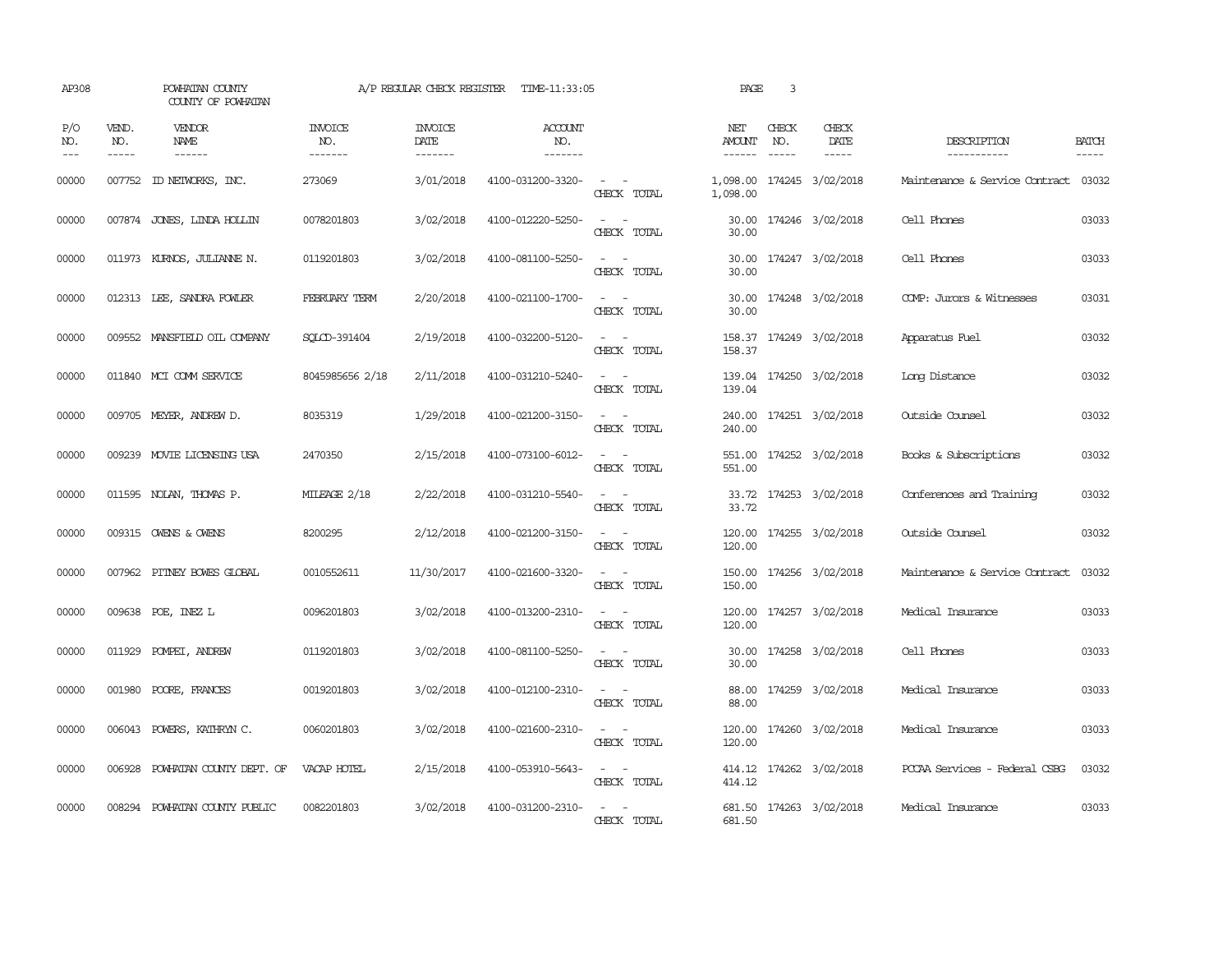AP308 POWHATAN COUNTY A/P REGULAR CHECK REGISTER TIME-11:33:05 PAGE 3

COUNTY OF POWHATAN

| P/O NO. | VEND. NO. | VENDOR NAME | INVOICE NO. | INVOICE DATE | ACCOUNT NO. | | NET AMOUNT | CHECK NO. | CHECK DATE | DESCRIPTION | BATCH |
|---|---|---|---|---|---|---|---|---|---|---|---|
| 00000 | 007752 | ID NETWORKS, INC. | 273069 | 3/01/2018 | 4100-031200-3320- | - - | 1,098.00 | 174245 | 3/02/2018 | Maintenance & Service Contract | 03032 |
| | | | | | | CHECK TOTAL | 1,098.00 | | | | |
| 00000 | 007874 | JONES, LINDA HOLLIN | 0078201803 | 3/02/2018 | 4100-012220-5250- | - - | 30.00 | 174246 | 3/02/2018 | Cell Phones | 03033 |
| | | | | | | CHECK TOTAL | 30.00 | | | | |
| 00000 | 011973 | KURNOS, JULIANNE N. | 0119201803 | 3/02/2018 | 4100-081100-5250- | - - | 30.00 | 174247 | 3/02/2018 | Cell Phones | 03033 |
| | | | | | | CHECK TOTAL | 30.00 | | | | |
| 00000 | 012313 | LEE, SANDRA FOWLER | FEBRUARY TERM | 2/20/2018 | 4100-021100-1700- | - - | 30.00 | 174248 | 3/02/2018 | COMP: Jurors & Witnesses | 03031 |
| | | | | | | CHECK TOTAL | 30.00 | | | | |
| 00000 | 009552 | MANSFIELD OIL COMPANY | SQLCD-391404 | 2/19/2018 | 4100-032200-5120- | - - | 158.37 | 174249 | 3/02/2018 | Apparatus Fuel | 03032 |
| | | | | | | CHECK TOTAL | 158.37 | | | | |
| 00000 | 011840 | MCI COMM SERVICE | 8045985656 2/18 | 2/11/2018 | 4100-031210-5240- | - - | 139.04 | 174250 | 3/02/2018 | Long Distance | 03032 |
| | | | | | | CHECK TOTAL | 139.04 | | | | |
| 00000 | 009705 | MEYER, ANDREW D. | 8035319 | 1/29/2018 | 4100-021200-3150- | - - | 240.00 | 174251 | 3/02/2018 | Outside Counsel | 03032 |
| | | | | | | CHECK TOTAL | 240.00 | | | | |
| 00000 | 009239 | MOVIE LICENSING USA | 2470350 | 2/15/2018 | 4100-073100-6012- | - - | 551.00 | 174252 | 3/02/2018 | Books & Subscriptions | 03032 |
| | | | | | | CHECK TOTAL | 551.00 | | | | |
| 00000 | 011595 | NOLAN, THOMAS P. | MILEAGE 2/18 | 2/22/2018 | 4100-031210-5540- | - - | 33.72 | 174253 | 3/02/2018 | Conferences and Training | 03032 |
| | | | | | | CHECK TOTAL | 33.72 | | | | |
| 00000 | 009315 | OWENS & OWENS | 8200295 | 2/12/2018 | 4100-021200-3150- | - - | 120.00 | 174255 | 3/02/2018 | Outside Counsel | 03032 |
| | | | | | | CHECK TOTAL | 120.00 | | | | |
| 00000 | 007962 | PITNEY BOWES GLOBAL | 0010552611 | 11/30/2017 | 4100-021600-3320- | - - | 150.00 | 174256 | 3/02/2018 | Maintenance & Service Contract | 03032 |
| | | | | | | CHECK TOTAL | 150.00 | | | | |
| 00000 | 009638 | POE, INEZ L | 0096201803 | 3/02/2018 | 4100-013200-2310- | - - | 120.00 | 174257 | 3/02/2018 | Medical Insurance | 03033 |
| | | | | | | CHECK TOTAL | 120.00 | | | | |
| 00000 | 011929 | POMPEI, ANDREW | 0119201803 | 3/02/2018 | 4100-081100-5250- | - - | 30.00 | 174258 | 3/02/2018 | Cell Phones | 03033 |
| | | | | | | CHECK TOTAL | 30.00 | | | | |
| 00000 | 001980 | POORE, FRANCES | 0019201803 | 3/02/2018 | 4100-012100-2310- | - - | 88.00 | 174259 | 3/02/2018 | Medical Insurance | 03033 |
| | | | | | | CHECK TOTAL | 88.00 | | | | |
| 00000 | 006043 | POWERS, KATHRYN C. | 0060201803 | 3/02/2018 | 4100-021600-2310- | - - | 120.00 | 174260 | 3/02/2018 | Medical Insurance | 03033 |
| | | | | | | CHECK TOTAL | 120.00 | | | | |
| 00000 | 006928 | POWHATAN COUNTY DEPT. OF | VACAP HOTEL | 2/15/2018 | 4100-053910-5643- | - - | 414.12 | 174262 | 3/02/2018 | PCCAA Services - Federal CSBG | 03032 |
| | | | | | | CHECK TOTAL | 414.12 | | | | |
| 00000 | 008294 | POWHATAN COUNTY PUBLIC | 0082201803 | 3/02/2018 | 4100-031200-2310- | - - | 681.50 | 174263 | 3/02/2018 | Medical Insurance | 03033 |
| | | | | | | CHECK TOTAL | 681.50 | | | | |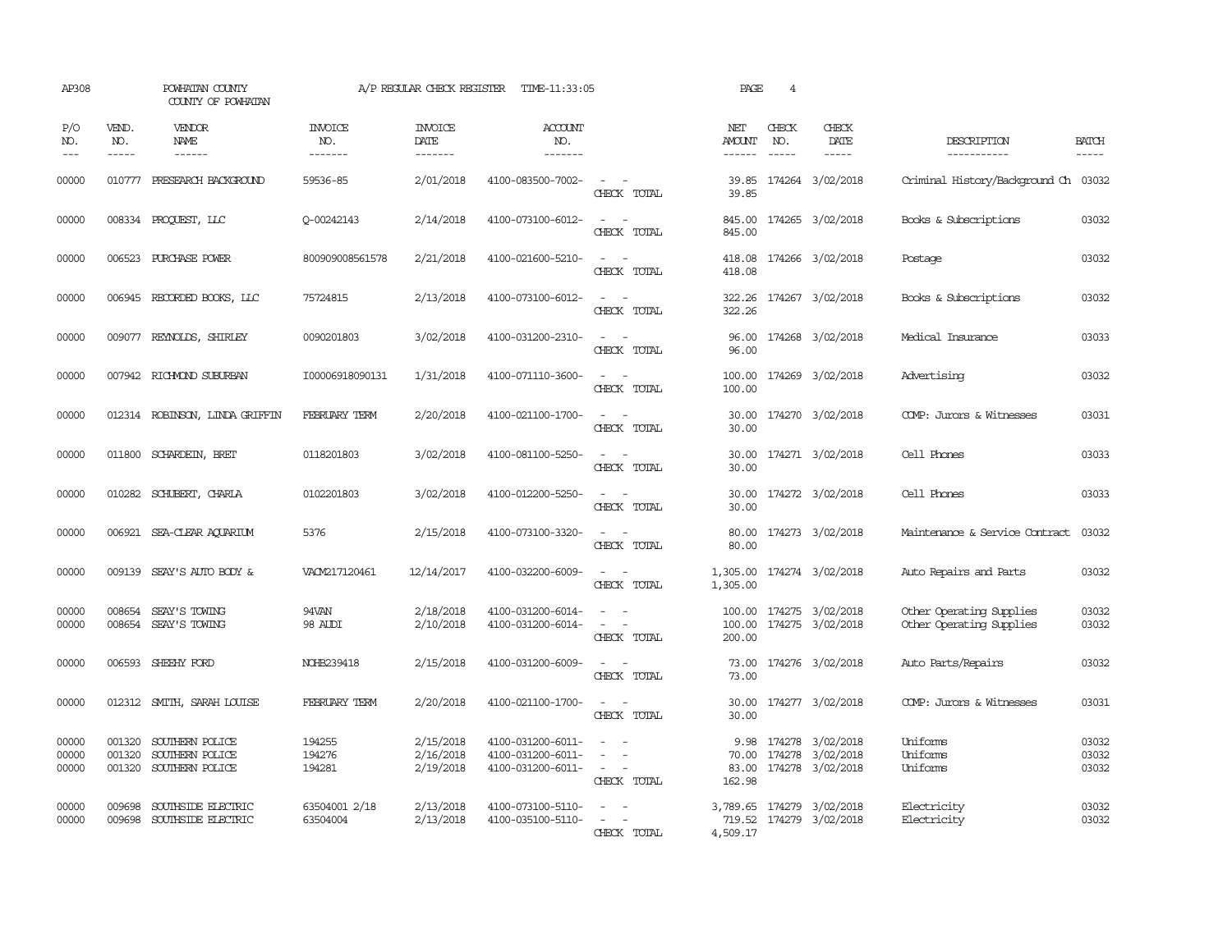AP308 POWHATAN COUNTY A/P REGULAR CHECK REGISTER TIME-11:33:05 PAGE 4

COUNTY OF POWHATAN

| P/O NO. | VEND. NO. | VENDOR NAME | INVOICE NO. | INVOICE DATE | ACCOUNT NO. | | NET AMOUNT | CHECK NO. | CHECK DATE | DESCRIPTION | BATCH |
|---|---|---|---|---|---|---|---|---|---|---|---|
| --- | ----- | ------ | ------- | ------- | ------- | | ------ | ----- | ----- | ----------- | ----- |
| 00000 | 010777 | PRESEARCH BACKGROUND | 59536-85 | 2/01/2018 | 4100-083500-7002- | - - | 39.85 | 174264 | 3/02/2018 | Criminal History/Background Ch | 03032 |
| | | | | | | CHECK TOTAL | 39.85 | | | | |
| 00000 | 008334 | PROQUEST, LLC | Q-00242143 | 2/14/2018 | 4100-073100-6012- | - - | 845.00 | 174265 | 3/02/2018 | Books & Subscriptions | 03032 |
| | | | | | | CHECK TOTAL | 845.00 | | | | |
| 00000 | 006523 | PURCHASE POWER | 800909008561578 | 2/21/2018 | 4100-021600-5210- | - - | 418.08 | 174266 | 3/02/2018 | Postage | 03032 |
| | | | | | | CHECK TOTAL | 418.08 | | | | |
| 00000 | 006945 | RECORDED BOOKS, LLC | 75724815 | 2/13/2018 | 4100-073100-6012- | - - | 322.26 | 174267 | 3/02/2018 | Books & Subscriptions | 03032 |
| | | | | | | CHECK TOTAL | 322.26 | | | | |
| 00000 | 009077 | REYNOLDS, SHIRLEY | 0090201803 | 3/02/2018 | 4100-031200-2310- | - - | 96.00 | 174268 | 3/02/2018 | Medical Insurance | 03033 |
| | | | | | | CHECK TOTAL | 96.00 | | | | |
| 00000 | 007942 | RICHMOND SUBURBAN | I00006918090131 | 1/31/2018 | 4100-071110-3600- | - - | 100.00 | 174269 | 3/02/2018 | Advertising | 03032 |
| | | | | | | CHECK TOTAL | 100.00 | | | | |
| 00000 | 012314 | ROBINSON, LINDA GRIFFIN | FEBRUARY TERM | 2/20/2018 | 4100-021100-1700- | - - | 30.00 | 174270 | 3/02/2018 | COMP: Jurors & Witnesses | 03031 |
| | | | | | | CHECK TOTAL | 30.00 | | | | |
| 00000 | 011800 | SCHARDEIN, BRET | 0118201803 | 3/02/2018 | 4100-081100-5250- | - - | 30.00 | 174271 | 3/02/2018 | Cell Phones | 03033 |
| | | | | | | CHECK TOTAL | 30.00 | | | | |
| 00000 | 010282 | SCHUBERT, CHARLA | 0102201803 | 3/02/2018 | 4100-012200-5250- | - - | 30.00 | 174272 | 3/02/2018 | Cell Phones | 03033 |
| | | | | | | CHECK TOTAL | 30.00 | | | | |
| 00000 | 006921 | SEA-CLEAR AQUARIUM | 5376 | 2/15/2018 | 4100-073100-3320- | - - | 80.00 | 174273 | 3/02/2018 | Maintenance & Service Contract | 03032 |
| | | | | | | CHECK TOTAL | 80.00 | | | | |
| 00000 | 009139 | SEAY'S AUTO BODY & | VACM217120461 | 12/14/2017 | 4100-032200-6009- | - - | 1,305.00 | 174274 | 3/02/2018 | Auto Repairs and Parts | 03032 |
| | | | | | | CHECK TOTAL | 1,305.00 | | | | |
| 00000 | 008654 | SEAY'S TOWING | 94VAN | 2/18/2018 | 4100-031200-6014- | - - | 100.00 | 174275 | 3/02/2018 | Other Operating Supplies | 03032 |
| 00000 | 008654 | SEAY'S TOWING | 98 AUDI | 2/10/2018 | 4100-031200-6014- | - - | 100.00 | 174275 | 3/02/2018 | Other Operating Supplies | 03032 |
| | | | | | | CHECK TOTAL | 200.00 | | | | |
| 00000 | 006593 | SHEEHY FORD | NOHB239418 | 2/15/2018 | 4100-031200-6009- | - - | 73.00 | 174276 | 3/02/2018 | Auto Parts/Repairs | 03032 |
| | | | | | | CHECK TOTAL | 73.00 | | | | |
| 00000 | 012312 | SMITH, SARAH LOUISE | FEBRUARY TERM | 2/20/2018 | 4100-021100-1700- | - - | 30.00 | 174277 | 3/02/2018 | COMP: Jurors & Witnesses | 03031 |
| | | | | | | CHECK TOTAL | 30.00 | | | | |
| 00000 | 001320 | SOUTHERN POLICE | 194255 | 2/15/2018 | 4100-031200-6011- | - - | 9.98 | 174278 | 3/02/2018 | Uniforms | 03032 |
| 00000 | 001320 | SOUTHERN POLICE | 194276 | 2/16/2018 | 4100-031200-6011- | - - | 70.00 | 174278 | 3/02/2018 | Uniforms | 03032 |
| 00000 | 001320 | SOUTHERN POLICE | 194281 | 2/19/2018 | 4100-031200-6011- | - - | 83.00 | 174278 | 3/02/2018 | Uniforms | 03032 |
| | | | | | | CHECK TOTAL | 162.98 | | | | |
| 00000 | 009698 | SOUTHSIDE ELECTRIC | 63504001 2/18 | 2/13/2018 | 4100-073100-5110- | - - | 3,789.65 | 174279 | 3/02/2018 | Electricity | 03032 |
| 00000 | 009698 | SOUTHSIDE ELECTRIC | 63504004 | 2/13/2018 | 4100-035100-5110- | - - | 719.52 | 174279 | 3/02/2018 | Electricity | 03032 |
| | | | | | | CHECK TOTAL | 4,509.17 | | | | |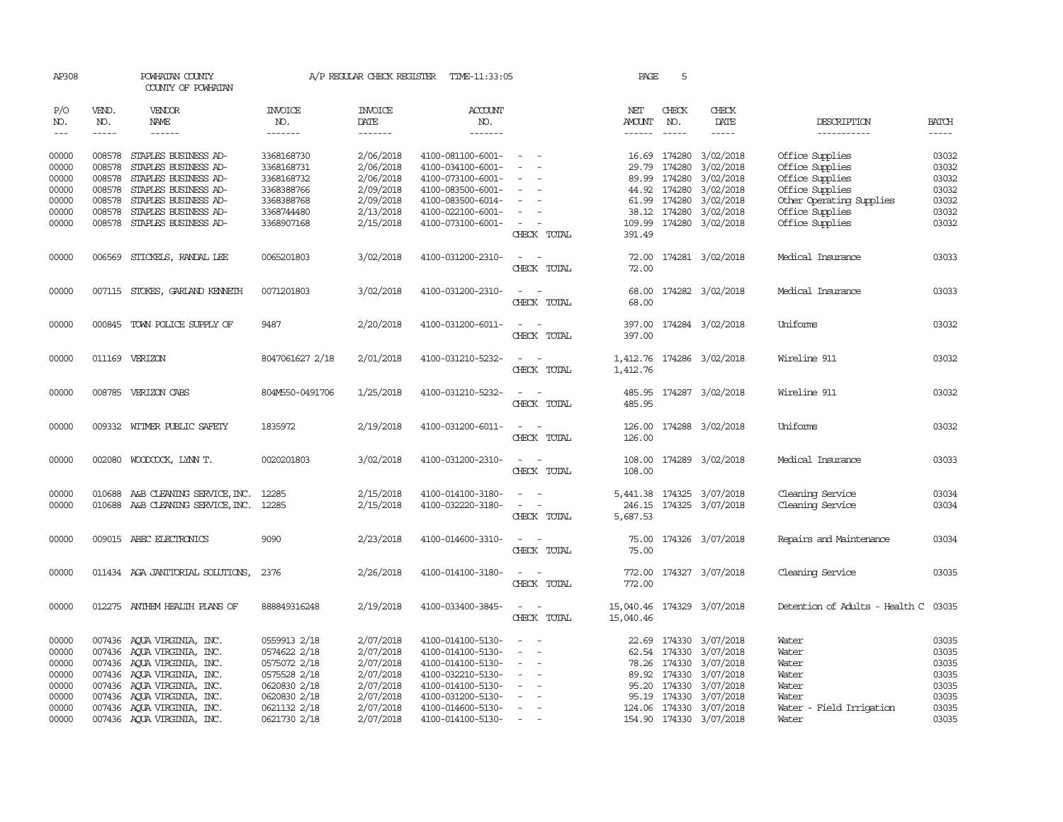AP308 POWHATAN COUNTY A/P REGULAR CHECK REGISTER TIME-11:33:05 PAGE 5

COUNTY OF POWHATAN

| P/O NO. | VEND. NO. | VENDOR NAME | INVOICE NO. | INVOICE DATE | ACCOUNT NO. | | NET AMOUNT | CHECK NO. | CHECK DATE | DESCRIPTION | BATCH |
|---|---|---|---|---|---|---|---|---|---|---|---|
| 00000 | 008578 | STAPLES BUSINESS AD- | 3368168730 | 2/06/2018 | 4100-081100-6001- | - - | 16.69 | 174280 | 3/02/2018 | Office Supplies | 03032 |
| 00000 | 008578 | STAPLES BUSINESS AD- | 3368168731 | 2/06/2018 | 4100-034100-6001- | - - | 29.79 | 174280 | 3/02/2018 | Office Supplies | 03032 |
| 00000 | 008578 | STAPLES BUSINESS AD- | 3368168732 | 2/06/2018 | 4100-073100-6001- | - - | 89.99 | 174280 | 3/02/2018 | Office Supplies | 03032 |
| 00000 | 008578 | STAPLES BUSINESS AD- | 3368388766 | 2/09/2018 | 4100-083500-6001- | - - | 44.92 | 174280 | 3/02/2018 | Office Supplies | 03032 |
| 00000 | 008578 | STAPLES BUSINESS AD- | 3368388768 | 2/09/2018 | 4100-083500-6014- | - - | 61.99 | 174280 | 3/02/2018 | Other Operating Supplies | 03032 |
| 00000 | 008578 | STAPLES BUSINESS AD- | 3368744480 | 2/13/2018 | 4100-022100-6001- | - - | 38.12 | 174280 | 3/02/2018 | Office Supplies | 03032 |
| 00000 | 008578 | STAPLES BUSINESS AD- | 3368907168 | 2/15/2018 | 4100-073100-6001- | - - | 109.99 | 174280 | 3/02/2018 | Office Supplies | 03032 |
| | | | | | | CHECK TOTAL | 391.49 | | | | |
| 00000 | 006569 | STICKELS, RANDAL LEE | 0065201803 | 3/02/2018 | 4100-031200-2310- | - - | 72.00 | 174281 | 3/02/2018 | Medical Insurance | 03033 |
| | | | | | | CHECK TOTAL | 72.00 | | | | |
| 00000 | 007115 | STOKES, GARLAND KENNETH | 0071201803 | 3/02/2018 | 4100-031200-2310- | - - | 68.00 | 174282 | 3/02/2018 | Medical Insurance | 03033 |
| | | | | | | CHECK TOTAL | 68.00 | | | | |
| 00000 | 000845 | TOWN POLICE SUPPLY OF | 9487 | 2/20/2018 | 4100-031200-6011- | - - | 397.00 | 174284 | 3/02/2018 | Uniforms | 03032 |
| | | | | | | CHECK TOTAL | 397.00 | | | | |
| 00000 | 011169 | VERIZON | 8047061627 2/18 | 2/01/2018 | 4100-031210-5232- | - - | 1,412.76 | 174286 | 3/02/2018 | Wireline 911 | 03032 |
| | | | | | | CHECK TOTAL | 1,412.76 | | | | |
| 00000 | 008785 | VERIZON CABS | 804M550-0491706 | 1/25/2018 | 4100-031210-5232- | - - | 485.95 | 174287 | 3/02/2018 | Wireline 911 | 03032 |
| | | | | | | CHECK TOTAL | 485.95 | | | | |
| 00000 | 009332 | WITMER PUBLIC SAFETY | 1835972 | 2/19/2018 | 4100-031200-6011- | - - | 126.00 | 174288 | 3/02/2018 | Uniforms | 03032 |
| | | | | | | CHECK TOTAL | 126.00 | | | | |
| 00000 | 002080 | WOODCOCK, LYNN T. | 0020201803 | 3/02/2018 | 4100-031200-2310- | - - | 108.00 | 174289 | 3/02/2018 | Medical Insurance | 03033 |
| | | | | | | CHECK TOTAL | 108.00 | | | | |
| 00000 | 010688 | A&B CLEANING SERVICE,INC. | 12285 | 2/15/2018 | 4100-014100-3180- | - - | 5,441.38 | 174325 | 3/07/2018 | Cleaning Service | 03034 |
| 00000 | 010688 | A&B CLEANING SERVICE,INC. | 12285 | 2/15/2018 | 4100-032220-3180- | - - | 246.15 | 174325 | 3/07/2018 | Cleaning Service | 03034 |
| | | | | | | CHECK TOTAL | 5,687.53 | | | | |
| 00000 | 009015 | ABEC ELECTRONICS | 9090 | 2/23/2018 | 4100-014600-3310- | - - | 75.00 | 174326 | 3/07/2018 | Repairs and Maintenance | 03034 |
| | | | | | | CHECK TOTAL | 75.00 | | | | |
| 00000 | 011434 | AGA JANITORIAL SOLUTIONS, | 2376 | 2/26/2018 | 4100-014100-3180- | - - | 772.00 | 174327 | 3/07/2018 | Cleaning Service | 03035 |
| | | | | | | CHECK TOTAL | 772.00 | | | | |
| 00000 | 012275 | ANTHEM HEALTH PLANS OF | 888849316248 | 2/19/2018 | 4100-033400-3845- | - - | 15,040.46 | 174329 | 3/07/2018 | Detention of Adults - Health C | 03035 |
| | | | | | | CHECK TOTAL | 15,040.46 | | | | |
| 00000 | 007436 | AQUA VIRGINIA, INC. | 0559913 2/18 | 2/07/2018 | 4100-014100-5130- | - - | 22.69 | 174330 | 3/07/2018 | Water | 03035 |
| 00000 | 007436 | AQUA VIRGINIA, INC. | 0574622 2/18 | 2/07/2018 | 4100-014100-5130- | - - | 62.54 | 174330 | 3/07/2018 | Water | 03035 |
| 00000 | 007436 | AQUA VIRGINIA, INC. | 0575072 2/18 | 2/07/2018 | 4100-014100-5130- | - - | 78.26 | 174330 | 3/07/2018 | Water | 03035 |
| 00000 | 007436 | AQUA VIRGINIA, INC. | 0575528 2/18 | 2/07/2018 | 4100-032210-5130- | - - | 89.92 | 174330 | 3/07/2018 | Water | 03035 |
| 00000 | 007436 | AQUA VIRGINIA, INC. | 0620830 2/18 | 2/07/2018 | 4100-014100-5130- | - - | 95.20 | 174330 | 3/07/2018 | Water | 03035 |
| 00000 | 007436 | AQUA VIRGINIA, INC. | 0620830 2/18 | 2/07/2018 | 4100-031200-5130- | - - | 95.19 | 174330 | 3/07/2018 | Water | 03035 |
| 00000 | 007436 | AQUA VIRGINIA, INC. | 0621132 2/18 | 2/07/2018 | 4100-014600-5130- | - - | 124.06 | 174330 | 3/07/2018 | Water - Field Irrigation | 03035 |
| 00000 | 007436 | AQUA VIRGINIA, INC. | 0621730 2/18 | 2/07/2018 | 4100-014100-5130- | - - | 154.90 | 174330 | 3/07/2018 | Water | 03035 |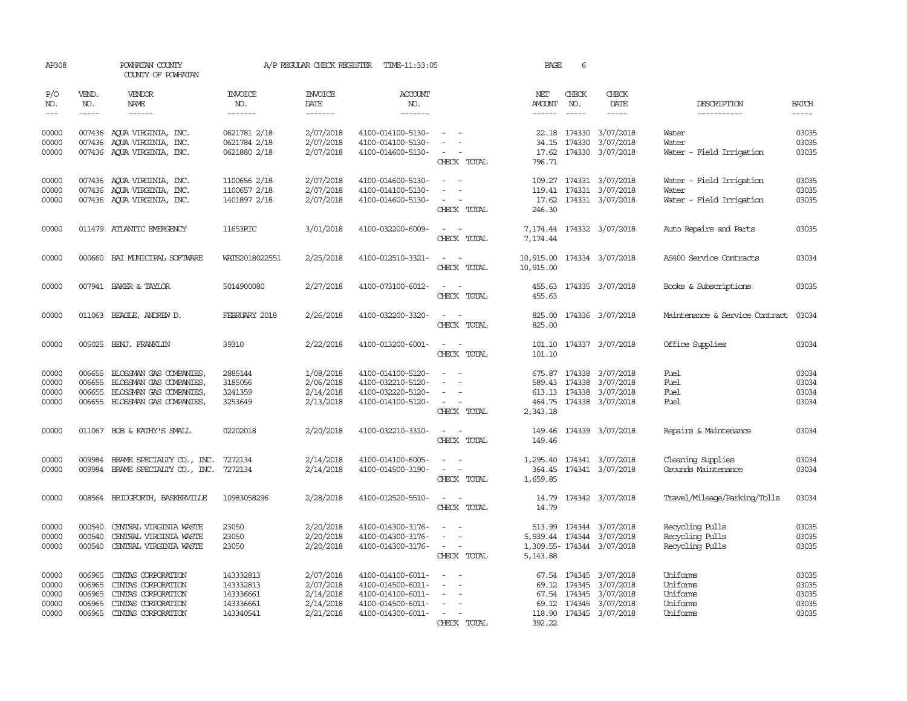AP308 POWHATAN COUNTY A/P REGULAR CHECK REGISTER TIME-11:33:05 PAGE 6

COUNTY OF POWHATAN

| P/O NO. | VEND. NO. | VENDOR NAME | INVOICE NO. | INVOICE DATE | ACCOUNT NO. | | NET AMOUNT | CHECK NO. | CHECK DATE | DESCRIPTION | BATCH |
|---|---|---|---|---|---|---|---|---|---|---|---|
| 00000 | 007436 | AQUA VIRGINIA, INC. | 0621781 2/18 | 2/07/2018 | 4100-014100-5130- | - - | 22.18 | 174330 | 3/07/2018 | Water | 03035 |
| 00000 | 007436 | AQUA VIRGINIA, INC. | 0621784 2/18 | 2/07/2018 | 4100-014100-5130- | - - | 34.15 | 174330 | 3/07/2018 | Water | 03035 |
| 00000 | 007436 | AQUA VIRGINIA, INC. | 0621880 2/18 | 2/07/2018 | 4100-014600-5130- | - - | 17.62 | 174330 | 3/07/2018 | Water - Field Irrigation | 03035 |
| | | | | | | CHECK TOTAL | 796.71 | | | | |
| 00000 | 007436 | AQUA VIRGINIA, INC. | 1100656 2/18 | 2/07/2018 | 4100-014600-5130- | - - | 109.27 | 174331 | 3/07/2018 | Water - Field Irrigation | 03035 |
| 00000 | 007436 | AQUA VIRGINIA, INC. | 1100657 2/18 | 2/07/2018 | 4100-014100-5130- | - - | 119.41 | 174331 | 3/07/2018 | Water | 03035 |
| 00000 | 007436 | AQUA VIRGINIA, INC. | 1401897 2/18 | 2/07/2018 | 4100-014600-5130- | - - | 17.62 | 174331 | 3/07/2018 | Water - Field Irrigation | 03035 |
| | | | | | | CHECK TOTAL | 246.30 | | | | |
| 00000 | 011479 | ATLANTIC EMERGENCY | 11653RIC | 3/01/2018 | 4100-032200-6009- | - - | 7,174.44 | 174332 | 3/07/2018 | Auto Repairs and Parts | 03035 |
| | | | | | | CHECK TOTAL | 7,174.44 | | | | |
| 00000 | 000660 | BAI MUNICIPAL SOFTWARE | WATS2018022551 | 2/25/2018 | 4100-012510-3321- | - - | 10,915.00 | 174334 | 3/07/2018 | AS400 Service Contracts | 03034 |
| | | | | | | CHECK TOTAL | 10,915.00 | | | | |
| 00000 | 007941 | BAKER & TAYLOR | 5014900080 | 2/27/2018 | 4100-073100-6012- | - - | 455.63 | 174335 | 3/07/2018 | Books & Subscriptions | 03035 |
| | | | | | | CHECK TOTAL | 455.63 | | | | |
| 00000 | 011063 | BEAGLE, ANDREW D. | FEBRUARY 2018 | 2/26/2018 | 4100-032200-3320- | - - | 825.00 | 174336 | 3/07/2018 | Maintenance & Service Contract | 03034 |
| | | | | | | CHECK TOTAL | 825.00 | | | | |
| 00000 | 005025 | BENJ. FRANKLIN | 39310 | 2/22/2018 | 4100-013200-6001- | - - | 101.10 | 174337 | 3/07/2018 | Office Supplies | 03034 |
| | | | | | | CHECK TOTAL | 101.10 | | | | |
| 00000 | 006655 | BLOSSMAN GAS COMPANIES, | 2885144 | 1/08/2018 | 4100-014100-5120- | - - | 675.87 | 174338 | 3/07/2018 | Fuel | 03034 |
| 00000 | 006655 | BLOSSMAN GAS COMPANIES, | 3185056 | 2/06/2018 | 4100-032210-5120- | - - | 589.43 | 174338 | 3/07/2018 | Fuel | 03034 |
| 00000 | 006655 | BLOSSMAN GAS COMPANIES, | 3241359 | 2/14/2018 | 4100-032220-5120- | - - | 613.13 | 174338 | 3/07/2018 | Fuel | 03034 |
| 00000 | 006655 | BLOSSMAN GAS COMPANIES, | 3253649 | 2/13/2018 | 4100-014100-5120- | - - | 464.75 | 174338 | 3/07/2018 | Fuel | 03034 |
| | | | | | | CHECK TOTAL | 2,343.18 | | | | |
| 00000 | 011067 | BOB & KATHY'S SMALL | 02202018 | 2/20/2018 | 4100-032210-3310- | - - | 149.46 | 174339 | 3/07/2018 | Repairs & Maintenance | 03034 |
| | | | | | | CHECK TOTAL | 149.46 | | | | |
| 00000 | 009984 | BRAME SPECIALTY CO., INC. | 7272134 | 2/14/2018 | 4100-014100-6005- | - - | 1,295.40 | 174341 | 3/07/2018 | Cleaning Supplies | 03034 |
| 00000 | 009984 | BRAME SPECIALTY CO., INC. | 7272134 | 2/14/2018 | 4100-014500-3190- | - - | 364.45 | 174341 | 3/07/2018 | Grounds Maintenance | 03034 |
| | | | | | | CHECK TOTAL | 1,659.85 | | | | |
| 00000 | 008564 | BRIDGFORTH, BASKERVILLE | 10983058296 | 2/28/2018 | 4100-012520-5510- | - - | 14.79 | 174342 | 3/07/2018 | Travel/Mileage/Parking/Tolls | 03034 |
| | | | | | | CHECK TOTAL | 14.79 | | | | |
| 00000 | 000540 | CENTRAL VIRGINIA WASTE | 23050 | 2/20/2018 | 4100-014300-3176- | - - | 513.99 | 174344 | 3/07/2018 | Recycling Pulls | 03035 |
| 00000 | 000540 | CENTRAL VIRGINIA WASTE | 23050 | 2/20/2018 | 4100-014300-3176- | - - | 5,939.44 | 174344 | 3/07/2018 | Recycling Pulls | 03035 |
| 00000 | 000540 | CENTRAL VIRGINIA WASTE | 23050 | 2/20/2018 | 4100-014300-3176- | - - | 1,309.55- | 174344 | 3/07/2018 | Recycling Pulls | 03035 |
| | | | | | | CHECK TOTAL | 5,143.88 | | | | |
| 00000 | 006965 | CINTAS CORPORATION | 143332813 | 2/07/2018 | 4100-014100-6011- | - - | 67.54 | 174345 | 3/07/2018 | Uniforms | 03035 |
| 00000 | 006965 | CINTAS CORPORATION | 143332813 | 2/07/2018 | 4100-014500-6011- | - - | 69.12 | 174345 | 3/07/2018 | Uniforms | 03035 |
| 00000 | 006965 | CINTAS CORPORATION | 143336661 | 2/14/2018 | 4100-014100-6011- | - - | 67.54 | 174345 | 3/07/2018 | Uniforms | 03035 |
| 00000 | 006965 | CINTAS CORPORATION | 143336661 | 2/14/2018 | 4100-014500-6011- | - - | 69.12 | 174345 | 3/07/2018 | Uniforms | 03035 |
| 00000 | 006965 | CINTAS CORPORATION | 143340541 | 2/21/2018 | 4100-014300-6011- | - - | 118.90 | 174345 | 3/07/2018 | Uniforms | 03035 |
| | | | | | | CHECK TOTAL | 392.22 | | | | |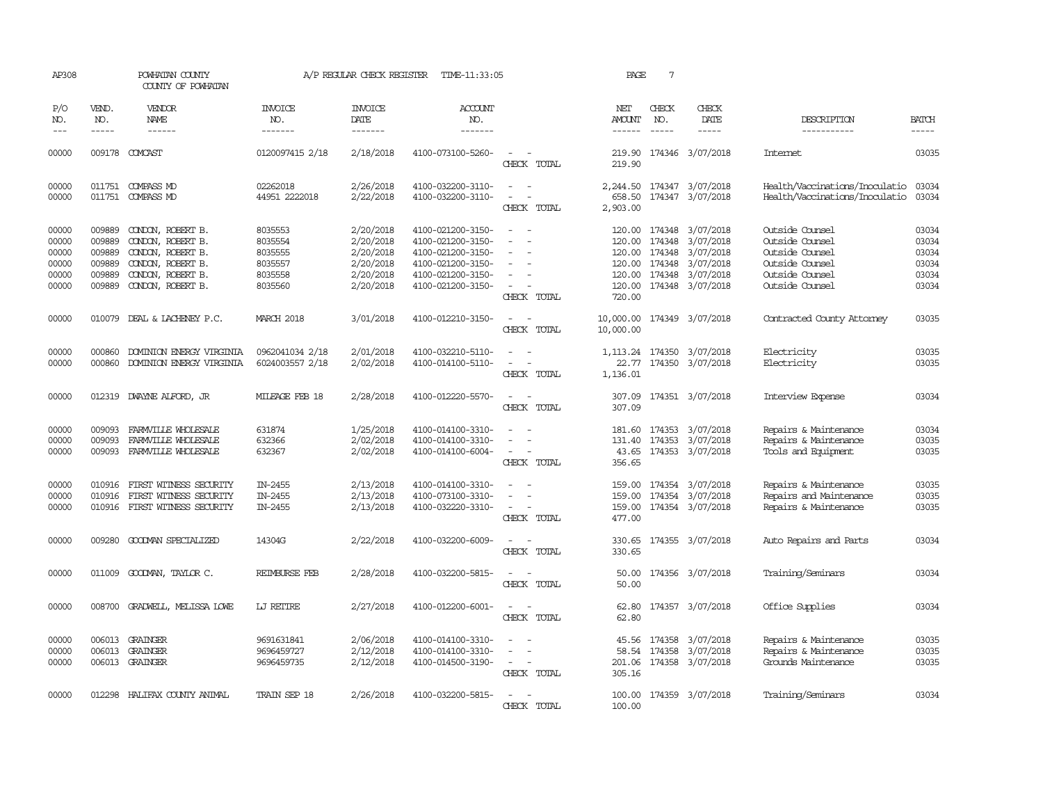AP308 POWHATAN COUNTY A/P REGULAR CHECK REGISTER TIME-11:33:05

COUNTY OF POWHATAN

| P/O NO. | VEND. NO. | VENDOR NAME | INVOICE NO. | INVOICE DATE | ACCOUNT NO. | | NET AMOUNT | CHECK NO. | CHECK DATE | DESCRIPTION | BATCH |
|---|---|---|---|---|---|---|---|---|---|---|---|
| 00000 | 009178 | COMCAST | 0120097415 2/18 | 2/18/2018 | 4100-073100-5260- | - - | 219.90 | 174346 | 3/07/2018 | Internet | 03035 |
| | | | | | | CHECK TOTAL | 219.90 | | | | |
| 00000 | 011751 | COMPASS MD | 02262018 | 2/26/2018 | 4100-032200-3110- | - - | 2,244.50 | 174347 | 3/07/2018 | Health/Vaccinations/Inoculatio | 03034 |
| 00000 | 011751 | COMPASS MD | 44951 2222018 | 2/22/2018 | 4100-032200-3110- | - - | 658.50 | 174347 | 3/07/2018 | Health/Vaccinations/Inoculatio | 03034 |
| | | | | | | CHECK TOTAL | 2,903.00 | | | | |
| 00000 | 009889 | CONDON, ROBERT B. | 8035553 | 2/20/2018 | 4100-021200-3150- | - - | 120.00 | 174348 | 3/07/2018 | Outside Counsel | 03034 |
| 00000 | 009889 | CONDON, ROBERT B. | 8035554 | 2/20/2018 | 4100-021200-3150- | - - | 120.00 | 174348 | 3/07/2018 | Outside Counsel | 03034 |
| 00000 | 009889 | CONDON, ROBERT B. | 8035555 | 2/20/2018 | 4100-021200-3150- | - - | 120.00 | 174348 | 3/07/2018 | Outside Counsel | 03034 |
| 00000 | 009889 | CONDON, ROBERT B. | 8035557 | 2/20/2018 | 4100-021200-3150- | - - | 120.00 | 174348 | 3/07/2018 | Outside Counsel | 03034 |
| 00000 | 009889 | CONDON, ROBERT B. | 8035558 | 2/20/2018 | 4100-021200-3150- | - - | 120.00 | 174348 | 3/07/2018 | Outside Counsel | 03034 |
| 00000 | 009889 | CONDON, ROBERT B. | 8035560 | 2/20/2018 | 4100-021200-3150- | - - | 120.00 | 174348 | 3/07/2018 | Outside Counsel | 03034 |
| | | | | | | CHECK TOTAL | 720.00 | | | | |
| 00000 | 010079 | DEAL & LACHENEY P.C. | MARCH 2018 | 3/01/2018 | 4100-012210-3150- | - - | 10,000.00 | 174349 | 3/07/2018 | Contracted County Attorney | 03035 |
| | | | | | | CHECK TOTAL | 10,000.00 | | | | |
| 00000 | 000860 | DOMINION ENERGY VIRGINIA | 0962041034 2/18 | 2/01/2018 | 4100-032210-5110- | - - | 1,113.24 | 174350 | 3/07/2018 | Electricity | 03035 |
| 00000 | 000860 | DOMINION ENERGY VIRGINIA | 6024003557 2/18 | 2/02/2018 | 4100-014100-5110- | - - | 22.77 | 174350 | 3/07/2018 | Electricity | 03035 |
| | | | | | | CHECK TOTAL | 1,136.01 | | | | |
| 00000 | 012319 | DWAYNE ALFORD, JR | MILEAGE FEB 18 | 2/28/2018 | 4100-012220-5570- | - - | 307.09 | 174351 | 3/07/2018 | Interview Expense | 03034 |
| | | | | | | CHECK TOTAL | 307.09 | | | | |
| 00000 | 009093 | FARMVILLE WHOLESALE | 631874 | 1/25/2018 | 4100-014100-3310- | - - | 181.60 | 174353 | 3/07/2018 | Repairs & Maintenance | 03034 |
| 00000 | 009093 | FARMVILLE WHOLESALE | 632366 | 2/02/2018 | 4100-014100-3310- | - - | 131.40 | 174353 | 3/07/2018 | Repairs & Maintenance | 03035 |
| 00000 | 009093 | FARMVILLE WHOLESALE | 632367 | 2/02/2018 | 4100-014100-6004- | - - | 43.65 | 174353 | 3/07/2018 | Tools and Equipment | 03035 |
| | | | | | | CHECK TOTAL | 356.65 | | | | |
| 00000 | 010916 | FIRST WITNESS SECURITY | IN-2455 | 2/13/2018 | 4100-014100-3310- | - - | 159.00 | 174354 | 3/07/2018 | Repairs & Maintenance | 03035 |
| 00000 | 010916 | FIRST WITNESS SECURITY | IN-2455 | 2/13/2018 | 4100-073100-3310- | - - | 159.00 | 174354 | 3/07/2018 | Repairs and Maintenance | 03035 |
| 00000 | 010916 | FIRST WITNESS SECURITY | IN-2455 | 2/13/2018 | 4100-032220-3310- | - - | 159.00 | 174354 | 3/07/2018 | Repairs & Maintenance | 03035 |
| | | | | | | CHECK TOTAL | 477.00 | | | | |
| 00000 | 009280 | GOODMAN SPECIALIZED | 14304G | 2/22/2018 | 4100-032200-6009- | - - | 330.65 | 174355 | 3/07/2018 | Auto Repairs and Parts | 03034 |
| | | | | | | CHECK TOTAL | 330.65 | | | | |
| 00000 | 011009 | GOODMAN, TAYLOR C. | REIMBURSE FEB | 2/28/2018 | 4100-032200-5815- | - - | 50.00 | 174356 | 3/07/2018 | Training/Seminars | 03034 |
| | | | | | | CHECK TOTAL | 50.00 | | | | |
| 00000 | 008700 | GRADWELL, MELISSA LOWE | LJ RETIRE | 2/27/2018 | 4100-012200-6001- | - - | 62.80 | 174357 | 3/07/2018 | Office Supplies | 03034 |
| | | | | | | CHECK TOTAL | 62.80 | | | | |
| 00000 | 006013 | GRAINGER | 9691631841 | 2/06/2018 | 4100-014100-3310- | - - | 45.56 | 174358 | 3/07/2018 | Repairs & Maintenance | 03035 |
| 00000 | 006013 | GRAINGER | 9696459727 | 2/12/2018 | 4100-014100-3310- | - - | 58.54 | 174358 | 3/07/2018 | Repairs & Maintenance | 03035 |
| 00000 | 006013 | GRAINGER | 9696459735 | 2/12/2018 | 4100-014500-3190- | - - | 201.06 | 174358 | 3/07/2018 | Grounds Maintenance | 03035 |
| | | | | | | CHECK TOTAL | 305.16 | | | | |
| 00000 | 012298 | HALIFAX COUNTY ANIMAL | TRAIN SEP 18 | 2/26/2018 | 4100-032200-5815- | - - | 100.00 | 174359 | 3/07/2018 | Training/Seminars | 03034 |
| | | | | | | CHECK TOTAL | 100.00 | | | | |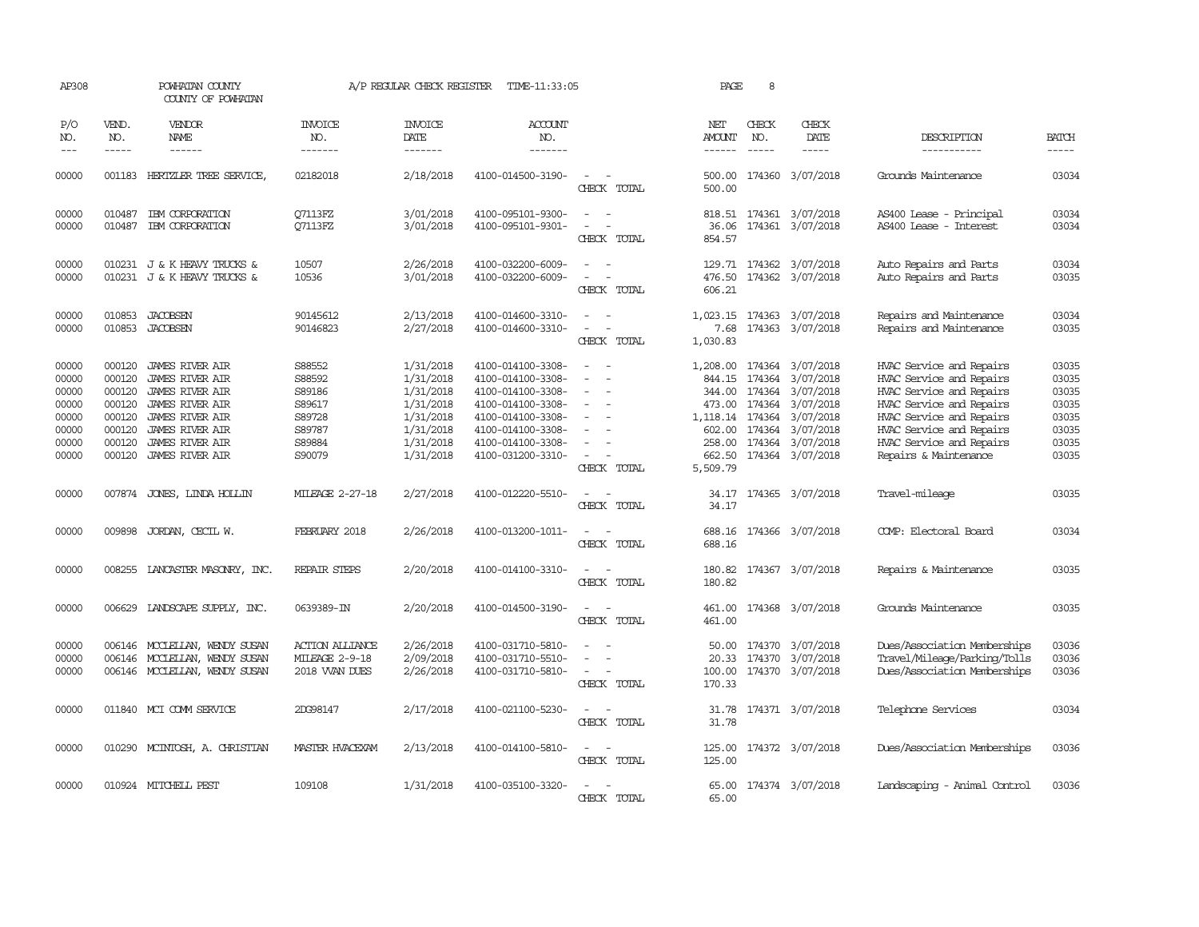AP308 POWHATAN COUNTY A/P REGULAR CHECK REGISTER TIME-11:33:05 PAGE 8

COUNTY OF POWHATAN

| P/O NO. | VEND. NO. | VENDOR NAME | INVOICE NO. | INVOICE DATE | ACCOUNT NO. | | NET AMOUNT | CHECK NO. | CHECK DATE | DESCRIPTION | BATCH |
|---|---|---|---|---|---|---|---|---|---|---|---|
| 00000 | 001183 | HERTZLER TREE SERVICE, | 02182018 | 2/18/2018 | 4100-014500-3190- | - - | 500.00 | 174360 | 3/07/2018 | Grounds Maintenance | 03034 |
| | | | | | | CHECK TOTAL | 500.00 | | | | |
| 00000 | 010487 | IBM CORPORATION | Q7113FZ | 3/01/2018 | 4100-095101-9300- | - - | 818.51 | 174361 | 3/07/2018 | AS400 Lease - Principal | 03034 |
| 00000 | 010487 | IBM CORPORATION | Q7113FZ | 3/01/2018 | 4100-095101-9301- | - - | 36.06 | 174361 | 3/07/2018 | AS400 Lease - Interest | 03034 |
| | | | | | | CHECK TOTAL | 854.57 | | | | |
| 00000 | 010231 | J & K HEAVY TRUCKS & | 10507 | 2/26/2018 | 4100-032200-6009- | - - | 129.71 | 174362 | 3/07/2018 | Auto Repairs and Parts | 03034 |
| 00000 | 010231 | J & K HEAVY TRUCKS & | 10536 | 3/01/2018 | 4100-032200-6009- | - - | 476.50 | 174362 | 3/07/2018 | Auto Repairs and Parts | 03035 |
| | | | | | | CHECK TOTAL | 606.21 | | | | |
| 00000 | 010853 | JACOBSEN | 90145612 | 2/13/2018 | 4100-014600-3310- | - - | 1,023.15 | 174363 | 3/07/2018 | Repairs and Maintenance | 03034 |
| 00000 | 010853 | JACOBSEN | 90146823 | 2/27/2018 | 4100-014600-3310- | - - | 7.68 | 174363 | 3/07/2018 | Repairs and Maintenance | 03035 |
| | | | | | | CHECK TOTAL | 1,030.83 | | | | |
| 00000 | 000120 | JAMES RIVER AIR | S88552 | 1/31/2018 | 4100-014100-3308- | - - | 1,208.00 | 174364 | 3/07/2018 | HVAC Service and Repairs | 03035 |
| 00000 | 000120 | JAMES RIVER AIR | S88592 | 1/31/2018 | 4100-014100-3308- | - - | 844.15 | 174364 | 3/07/2018 | HVAC Service and Repairs | 03035 |
| 00000 | 000120 | JAMES RIVER AIR | S89186 | 1/31/2018 | 4100-014100-3308- | - - | 344.00 | 174364 | 3/07/2018 | HVAC Service and Repairs | 03035 |
| 00000 | 000120 | JAMES RIVER AIR | S89617 | 1/31/2018 | 4100-014100-3308- | - - | 473.00 | 174364 | 3/07/2018 | HVAC Service and Repairs | 03035 |
| 00000 | 000120 | JAMES RIVER AIR | S89728 | 1/31/2018 | 4100-014100-3308- | - - | 1,118.14 | 174364 | 3/07/2018 | HVAC Service and Repairs | 03035 |
| 00000 | 000120 | JAMES RIVER AIR | S89787 | 1/31/2018 | 4100-014100-3308- | - - | 602.00 | 174364 | 3/07/2018 | HVAC Service and Repairs | 03035 |
| 00000 | 000120 | JAMES RIVER AIR | S89884 | 1/31/2018 | 4100-014100-3308- | - - | 258.00 | 174364 | 3/07/2018 | HVAC Service and Repairs | 03035 |
| 00000 | 000120 | JAMES RIVER AIR | S90079 | 1/31/2018 | 4100-031200-3310- | - - | 662.50 | 174364 | 3/07/2018 | Repairs & Maintenance | 03035 |
| | | | | | | CHECK TOTAL | 5,509.79 | | | | |
| 00000 | 007874 | JONES, LINDA HOLLIN | MILEAGE 2-27-18 | 2/27/2018 | 4100-012220-5510- | - - | 34.17 | 174365 | 3/07/2018 | Travel-mileage | 03035 |
| | | | | | | CHECK TOTAL | 34.17 | | | | |
| 00000 | 009898 | JORDAN, CECIL W. | FEBRUARY 2018 | 2/26/2018 | 4100-013200-1011- | - - | 688.16 | 174366 | 3/07/2018 | COMP: Electoral Board | 03034 |
| | | | | | | CHECK TOTAL | 688.16 | | | | |
| 00000 | 008255 | LANCASTER MASONRY, INC. | REPAIR STEPS | 2/20/2018 | 4100-014100-3310- | - - | 180.82 | 174367 | 3/07/2018 | Repairs & Maintenance | 03035 |
| | | | | | | CHECK TOTAL | 180.82 | | | | |
| 00000 | 006629 | LANDSCAPE SUPPLY, INC. | 0639389-IN | 2/20/2018 | 4100-014500-3190- | - - | 461.00 | 174368 | 3/07/2018 | Grounds Maintenance | 03035 |
| | | | | | | CHECK TOTAL | 461.00 | | | | |
| 00000 | 006146 | MCCLELLAN, WENDY SUSAN | ACTION ALLIANCE | 2/26/2018 | 4100-031710-5810- | - - | 50.00 | 174370 | 3/07/2018 | Dues/Association Memberships | 03036 |
| 00000 | 006146 | MCCLELLAN, WENDY SUSAN | MILEAGE 2-9-18 | 2/09/2018 | 4100-031710-5510- | - - | 20.33 | 174370 | 3/07/2018 | Travel/Mileage/Parking/Tolls | 03036 |
| 00000 | 006146 | MCCLELLAN, WENDY SUSAN | 2018 VVAN DUES | 2/26/2018 | 4100-031710-5810- | - - | 100.00 | 174370 | 3/07/2018 | Dues/Association Memberships | 03036 |
| | | | | | | CHECK TOTAL | 170.33 | | | | |
| 00000 | 011840 | MCI COMM SERVICE | 2DG98147 | 2/17/2018 | 4100-021100-5230- | - - | 31.78 | 174371 | 3/07/2018 | Telephone Services | 03034 |
| | | | | | | CHECK TOTAL | 31.78 | | | | |
| 00000 | 010290 | MCINTOSH, A. CHRISTIAN | MASTER HVACEXAM | 2/13/2018 | 4100-014100-5810- | - - | 125.00 | 174372 | 3/07/2018 | Dues/Association Memberships | 03036 |
| | | | | | | CHECK TOTAL | 125.00 | | | | |
| 00000 | 010924 | MITCHELL PEST | 109108 | 1/31/2018 | 4100-035100-3320- | - - | 65.00 | 174374 | 3/07/2018 | Landscaping - Animal Control | 03036 |
| | | | | | | CHECK TOTAL | 65.00 | | | | |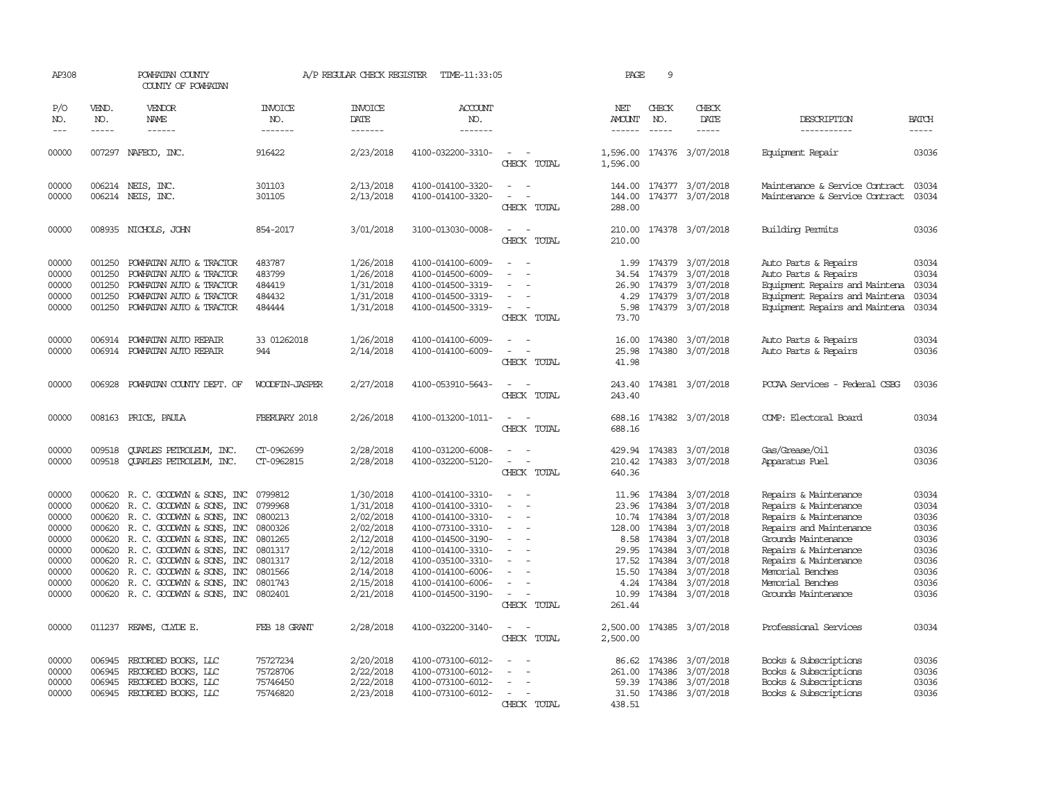AP308 POWHATAN COUNTY A/P REGULAR CHECK REGISTER TIME-11:33:05 PAGE 9

COUNTY OF POWHATAN

| P/O NO. | VEND. NO. | VENDOR NAME | INVOICE NO. | INVOICE DATE | ACCOUNT NO. | | NET AMOUNT | CHECK NO. | CHECK DATE | DESCRIPTION | BATCH |
|---|---|---|---|---|---|---|---|---|---|---|---|
| --- | ----- | ------ | ------- | ------- | ------- | | ------ | ----- | ----- | ----------- | ----- |
| 00000 | 007297 | NAFECO, INC. | 916422 | 2/23/2018 | 4100-032200-3310- | - - | 1,596.00 | 174376 | 3/07/2018 | Equipment Repair | 03036 |
| | | | | | | CHECK TOTAL | 1,596.00 | | | | |
| 00000 | 006214 | NEIS, INC. | 301103 | 2/13/2018 | 4100-014100-3320- | - - | 144.00 | 174377 | 3/07/2018 | Maintenance & Service Contract | 03034 |
| 00000 | 006214 | NEIS, INC. | 301105 | 2/13/2018 | 4100-014100-3320- | - - | 144.00 | 174377 | 3/07/2018 | Maintenance & Service Contract | 03034 |
| | | | | | | CHECK TOTAL | 288.00 | | | | |
| 00000 | 008935 | NICHOLS, JOHN | 854-2017 | 3/01/2018 | 3100-013030-0008- | - - | 210.00 | 174378 | 3/07/2018 | Building Permits | 03036 |
| | | | | | | CHECK TOTAL | 210.00 | | | | |
| 00000 | 001250 | POWHATAN AUTO & TRACTOR | 483787 | 1/26/2018 | 4100-014100-6009- | - - | 1.99 | 174379 | 3/07/2018 | Auto Parts & Repairs | 03034 |
| 00000 | 001250 | POWHATAN AUTO & TRACTOR | 483799 | 1/26/2018 | 4100-014500-6009- | - - | 34.54 | 174379 | 3/07/2018 | Auto Parts & Repairs | 03034 |
| 00000 | 001250 | POWHATAN AUTO & TRACTOR | 484419 | 1/31/2018 | 4100-014500-3319- | - - | 26.90 | 174379 | 3/07/2018 | Equipment Repairs and Maintena | 03034 |
| 00000 | 001250 | POWHATAN AUTO & TRACTOR | 484432 | 1/31/2018 | 4100-014500-3319- | - - | 4.29 | 174379 | 3/07/2018 | Equipment Repairs and Maintena | 03034 |
| 00000 | 001250 | POWHATAN AUTO & TRACTOR | 484444 | 1/31/2018 | 4100-014500-3319- | - - | 5.98 | 174379 | 3/07/2018 | Equipment Repairs and Maintena | 03034 |
| | | | | | | CHECK TOTAL | 73.70 | | | | |
| 00000 | 006914 | POWHATAN AUTO REPAIR | 33 01262018 | 1/26/2018 | 4100-014100-6009- | - - | 16.00 | 174380 | 3/07/2018 | Auto Parts & Repairs | 03034 |
| 00000 | 006914 | POWHATAN AUTO REPAIR | 944 | 2/14/2018 | 4100-014100-6009- | - - | 25.98 | 174380 | 3/07/2018 | Auto Parts & Repairs | 03036 |
| | | | | | | CHECK TOTAL | 41.98 | | | | |
| 00000 | 006928 | POWHATAN COUNTY DEPT. OF | WOODFIN-JASPER | 2/27/2018 | 4100-053910-5643- | - - | 243.40 | 174381 | 3/07/2018 | PCCAA Services - Federal CSBG | 03036 |
| | | | | | | CHECK TOTAL | 243.40 | | | | |
| 00000 | 008163 | PRICE, PAULA | FBERUARY 2018 | 2/26/2018 | 4100-013200-1011- | - - | 688.16 | 174382 | 3/07/2018 | COMP: Electoral Board | 03034 |
| | | | | | | CHECK TOTAL | 688.16 | | | | |
| 00000 | 009518 | QUARLES PETROLEUM, INC. | CT-0962699 | 2/28/2018 | 4100-031200-6008- | - - | 429.94 | 174383 | 3/07/2018 | Gas/Grease/Oil | 03036 |
| 00000 | 009518 | QUARLES PETROLEUM, INC. | CT-0962815 | 2/28/2018 | 4100-032200-5120- | - - | 210.42 | 174383 | 3/07/2018 | Apparatus Fuel | 03036 |
| | | | | | | CHECK TOTAL | 640.36 | | | | |
| 00000 | 000620 | R. C. GOODWYN & SONS, INC | 0799812 | 1/30/2018 | 4100-014100-3310- | - - | 11.96 | 174384 | 3/07/2018 | Repairs & Maintenance | 03034 |
| 00000 | 000620 | R. C. GOODWYN & SONS, INC | 0799968 | 1/31/2018 | 4100-014100-3310- | - - | 23.96 | 174384 | 3/07/2018 | Repairs & Maintenance | 03034 |
| 00000 | 000620 | R. C. GOODWYN & SONS, INC | 0800213 | 2/02/2018 | 4100-014100-3310- | - - | 10.74 | 174384 | 3/07/2018 | Repairs & Maintenance | 03036 |
| 00000 | 000620 | R. C. GOODWYN & SONS, INC | 0800326 | 2/02/2018 | 4100-073100-3310- | - - | 128.00 | 174384 | 3/07/2018 | Repairs and Maintenance | 03036 |
| 00000 | 000620 | R. C. GOODWYN & SONS, INC | 0801265 | 2/12/2018 | 4100-014500-3190- | - - | 8.58 | 174384 | 3/07/2018 | Grounds Maintenance | 03036 |
| 00000 | 000620 | R. C. GOODWYN & SONS, INC | 0801317 | 2/12/2018 | 4100-014100-3310- | - - | 29.95 | 174384 | 3/07/2018 | Repairs & Maintenance | 03036 |
| 00000 | 000620 | R. C. GOODWYN & SONS, INC | 0801317 | 2/12/2018 | 4100-035100-3310- | - - | 17.52 | 174384 | 3/07/2018 | Repairs & Maintenance | 03036 |
| 00000 | 000620 | R. C. GOODWYN & SONS, INC | 0801566 | 2/14/2018 | 4100-014100-6006- | - - | 15.50 | 174384 | 3/07/2018 | Memorial Benches | 03036 |
| 00000 | 000620 | R. C. GOODWYN & SONS, INC | 0801743 | 2/15/2018 | 4100-014100-6006- | - - | 4.24 | 174384 | 3/07/2018 | Memorial Benches | 03036 |
| 00000 | 000620 | R. C. GOODWYN & SONS, INC | 0802401 | 2/21/2018 | 4100-014500-3190- | - - | 10.99 | 174384 | 3/07/2018 | Grounds Maintenance | 03036 |
| | | | | | | CHECK TOTAL | 261.44 | | | | |
| 00000 | 011237 | REAMS, CLYDE E. | FEB 18 GRANT | 2/28/2018 | 4100-032200-3140- | - - | 2,500.00 | 174385 | 3/07/2018 | Professional Services | 03034 |
| | | | | | | CHECK TOTAL | 2,500.00 | | | | |
| 00000 | 006945 | RECORDED BOOKS, LLC | 75727234 | 2/20/2018 | 4100-073100-6012- | - - | 86.62 | 174386 | 3/07/2018 | Books & Subscriptions | 03036 |
| 00000 | 006945 | RECORDED BOOKS, LLC | 75728706 | 2/22/2018 | 4100-073100-6012- | - - | 261.00 | 174386 | 3/07/2018 | Books & Subscriptions | 03036 |
| 00000 | 006945 | RECORDED BOOKS, LLC | 75746450 | 2/22/2018 | 4100-073100-6012- | - - | 59.39 | 174386 | 3/07/2018 | Books & Subscriptions | 03036 |
| 00000 | 006945 | RECORDED BOOKS, LLC | 75746820 | 2/23/2018 | 4100-073100-6012- | - - | 31.50 | 174386 | 3/07/2018 | Books & Subscriptions | 03036 |
| | | | | | | CHECK TOTAL | 438.51 | | | | |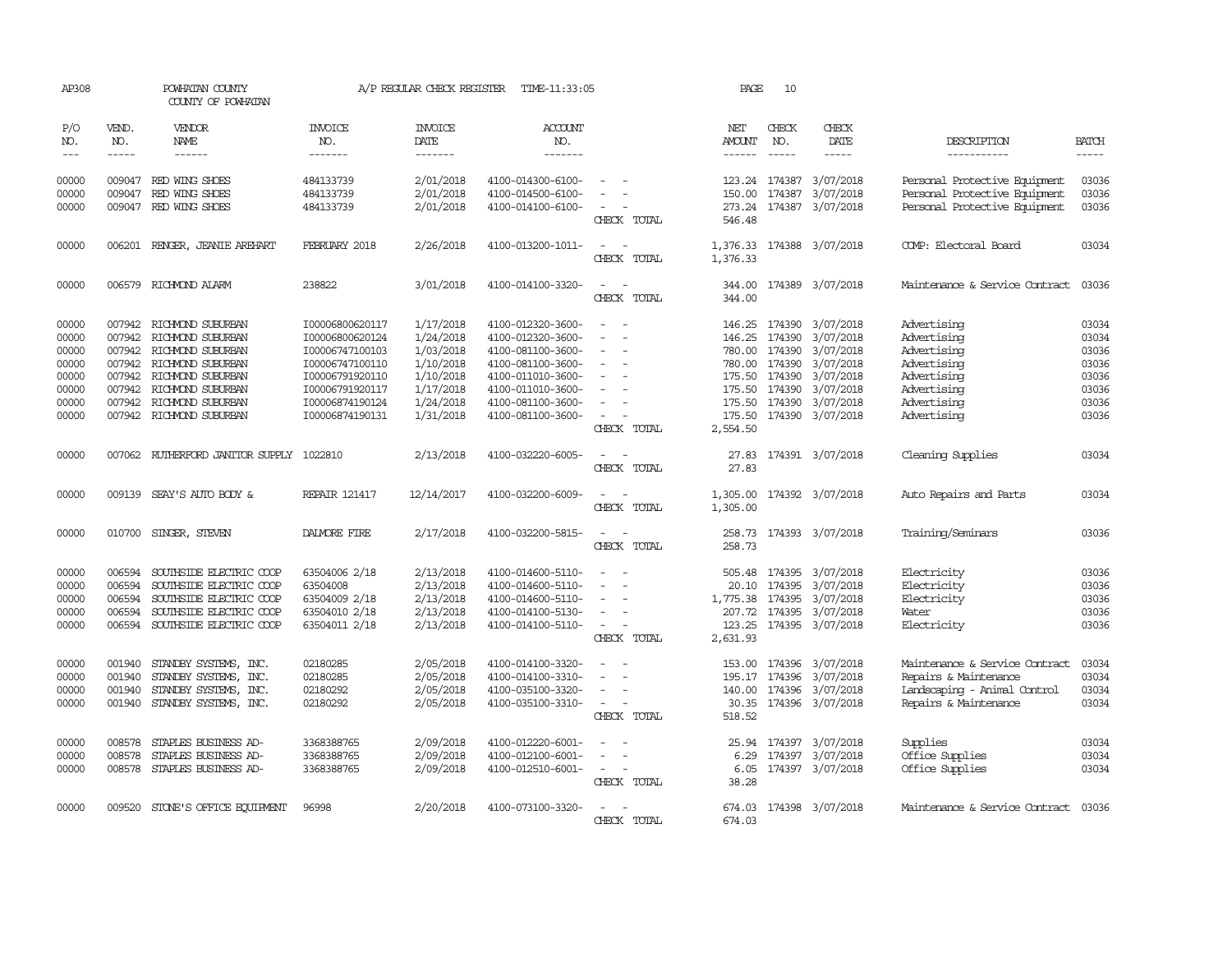AP308 POWHATAN COUNTY A/P REGULAR CHECK REGISTER TIME-11:33:05 PAGE 10

COUNTY OF POWHATAN

| P/O NO. | VEND. NO. | VENDOR NAME | INVOICE NO. | INVOICE DATE | ACCOUNT NO. | | NET AMOUNT | CHECK NO. | CHECK DATE | DESCRIPTION | BATCH |
|---|---|---|---|---|---|---|---|---|---|---|---|
| 00000 | 009047 | RED WING SHOES | 484133739 | 2/01/2018 | 4100-014300-6100- | - - | 123.24 | 174387 | 3/07/2018 | Personal Protective Equipment | 03036 |
| 00000 | 009047 | RED WING SHOES | 484133739 | 2/01/2018 | 4100-014500-6100- | - - | 150.00 | 174387 | 3/07/2018 | Personal Protective Equipment | 03036 |
| 00000 | 009047 | RED WING SHOES | 484133739 | 2/01/2018 | 4100-014100-6100- | - - | 273.24 | 174387 | 3/07/2018 | Personal Protective Equipment | 03036 |
| | | | | | | CHECK TOTAL | 546.48 | | | | |
| 00000 | 006201 | RENGER, JEANIE AREHART | FEBRUARY 2018 | 2/26/2018 | 4100-013200-1011- | - - | 1,376.33 | 174388 | 3/07/2018 | COMP: Electoral Board | 03034 |
| | | | | | | CHECK TOTAL | 1,376.33 | | | | |
| 00000 | 006579 | RICHMOND ALARM | 238822 | 3/01/2018 | 4100-014100-3320- | - - | 344.00 | 174389 | 3/07/2018 | Maintenance & Service Contract | 03036 |
| | | | | | | CHECK TOTAL | 344.00 | | | | |
| 00000 | 007942 | RICHMOND SUBURBAN | I00006800620117 | 1/17/2018 | 4100-012320-3600- | - - | 146.25 | 174390 | 3/07/2018 | Advertising | 03034 |
| 00000 | 007942 | RICHMOND SUBURBAN | I00006800620124 | 1/24/2018 | 4100-012320-3600- | - - | 146.25 | 174390 | 3/07/2018 | Advertising | 03034 |
| 00000 | 007942 | RICHMOND SUBURBAN | I00006747100103 | 1/03/2018 | 4100-081100-3600- | - - | 780.00 | 174390 | 3/07/2018 | Advertising | 03036 |
| 00000 | 007942 | RICHMOND SUBURBAN | I00006747100110 | 1/10/2018 | 4100-081100-3600- | - - | 780.00 | 174390 | 3/07/2018 | Advertising | 03036 |
| 00000 | 007942 | RICHMOND SUBURBAN | I00006791920110 | 1/10/2018 | 4100-011010-3600- | - - | 175.50 | 174390 | 3/07/2018 | Advertising | 03036 |
| 00000 | 007942 | RICHMOND SUBURBAN | I00006791920117 | 1/17/2018 | 4100-011010-3600- | - - | 175.50 | 174390 | 3/07/2018 | Advertising | 03036 |
| 00000 | 007942 | RICHMOND SUBURBAN | I00006874190124 | 1/24/2018 | 4100-081100-3600- | - - | 175.50 | 174390 | 3/07/2018 | Advertising | 03036 |
| 00000 | 007942 | RICHMOND SUBURBAN | I00006874190131 | 1/31/2018 | 4100-081100-3600- | - - | 175.50 | 174390 | 3/07/2018 | Advertising | 03036 |
| | | | | | | CHECK TOTAL | 2,554.50 | | | | |
| 00000 | 007062 | RUTHERFORD JANITOR SUPPLY | 1022810 | 2/13/2018 | 4100-032220-6005- | - - | 27.83 | 174391 | 3/07/2018 | Cleaning Supplies | 03034 |
| | | | | | | CHECK TOTAL | 27.83 | | | | |
| 00000 | 009139 | SEAY'S AUTO BODY & | REPAIR 121417 | 12/14/2017 | 4100-032200-6009- | - - | 1,305.00 | 174392 | 3/07/2018 | Auto Repairs and Parts | 03034 |
| | | | | | | CHECK TOTAL | 1,305.00 | | | | |
| 00000 | 010700 | SINGER, STEVEN | DALMORE FIRE | 2/17/2018 | 4100-032200-5815- | - - | 258.73 | 174393 | 3/07/2018 | Training/Seminars | 03036 |
| | | | | | | CHECK TOTAL | 258.73 | | | | |
| 00000 | 006594 | SOUTHSIDE ELECTRIC COOP | 63504006 2/18 | 2/13/2018 | 4100-014600-5110- | - - | 505.48 | 174395 | 3/07/2018 | Electricity | 03036 |
| 00000 | 006594 | SOUTHSIDE ELECTRIC COOP | 63504008 | 2/13/2018 | 4100-014600-5110- | - - | 20.10 | 174395 | 3/07/2018 | Electricity | 03036 |
| 00000 | 006594 | SOUTHSIDE ELECTRIC COOP | 63504009 2/18 | 2/13/2018 | 4100-014600-5110- | - - | 1,775.38 | 174395 | 3/07/2018 | Electricity | 03036 |
| 00000 | 006594 | SOUTHSIDE ELECTRIC COOP | 63504010 2/18 | 2/13/2018 | 4100-014100-5130- | - - | 207.72 | 174395 | 3/07/2018 | Water | 03036 |
| 00000 | 006594 | SOUTHSIDE ELECTRIC COOP | 63504011 2/18 | 2/13/2018 | 4100-014100-5110- | - - | 123.25 | 174395 | 3/07/2018 | Electricity | 03036 |
| | | | | | | CHECK TOTAL | 2,631.93 | | | | |
| 00000 | 001940 | STANDBY SYSTEMS, INC. | 02180285 | 2/05/2018 | 4100-014100-3320- | - - | 153.00 | 174396 | 3/07/2018 | Maintenance & Service Contract | 03034 |
| 00000 | 001940 | STANDBY SYSTEMS, INC. | 02180285 | 2/05/2018 | 4100-014100-3310- | - - | 195.17 | 174396 | 3/07/2018 | Repairs & Maintenance | 03034 |
| 00000 | 001940 | STANDBY SYSTEMS, INC. | 02180292 | 2/05/2018 | 4100-035100-3320- | - - | 140.00 | 174396 | 3/07/2018 | Landscaping - Animal Control | 03034 |
| 00000 | 001940 | STANDBY SYSTEMS, INC. | 02180292 | 2/05/2018 | 4100-035100-3310- | - - | 30.35 | 174396 | 3/07/2018 | Repairs & Maintenance | 03034 |
| | | | | | | CHECK TOTAL | 518.52 | | | | |
| 00000 | 008578 | STAPLES BUSINESS AD- | 3368388765 | 2/09/2018 | 4100-012220-6001- | - - | 25.94 | 174397 | 3/07/2018 | Supplies | 03034 |
| 00000 | 008578 | STAPLES BUSINESS AD- | 3368388765 | 2/09/2018 | 4100-012100-6001- | - - | 6.29 | 174397 | 3/07/2018 | Office Supplies | 03034 |
| 00000 | 008578 | STAPLES BUSINESS AD- | 3368388765 | 2/09/2018 | 4100-012510-6001- | - - | 6.05 | 174397 | 3/07/2018 | Office Supplies | 03034 |
| | | | | | | CHECK TOTAL | 38.28 | | | | |
| 00000 | 009520 | STONE'S OFFICE EQUIPMENT | 96998 | 2/20/2018 | 4100-073100-3320- | - - | 674.03 | 174398 | 3/07/2018 | Maintenance & Service Contract | 03036 |
| | | | | | | CHECK TOTAL | 674.03 | | | | |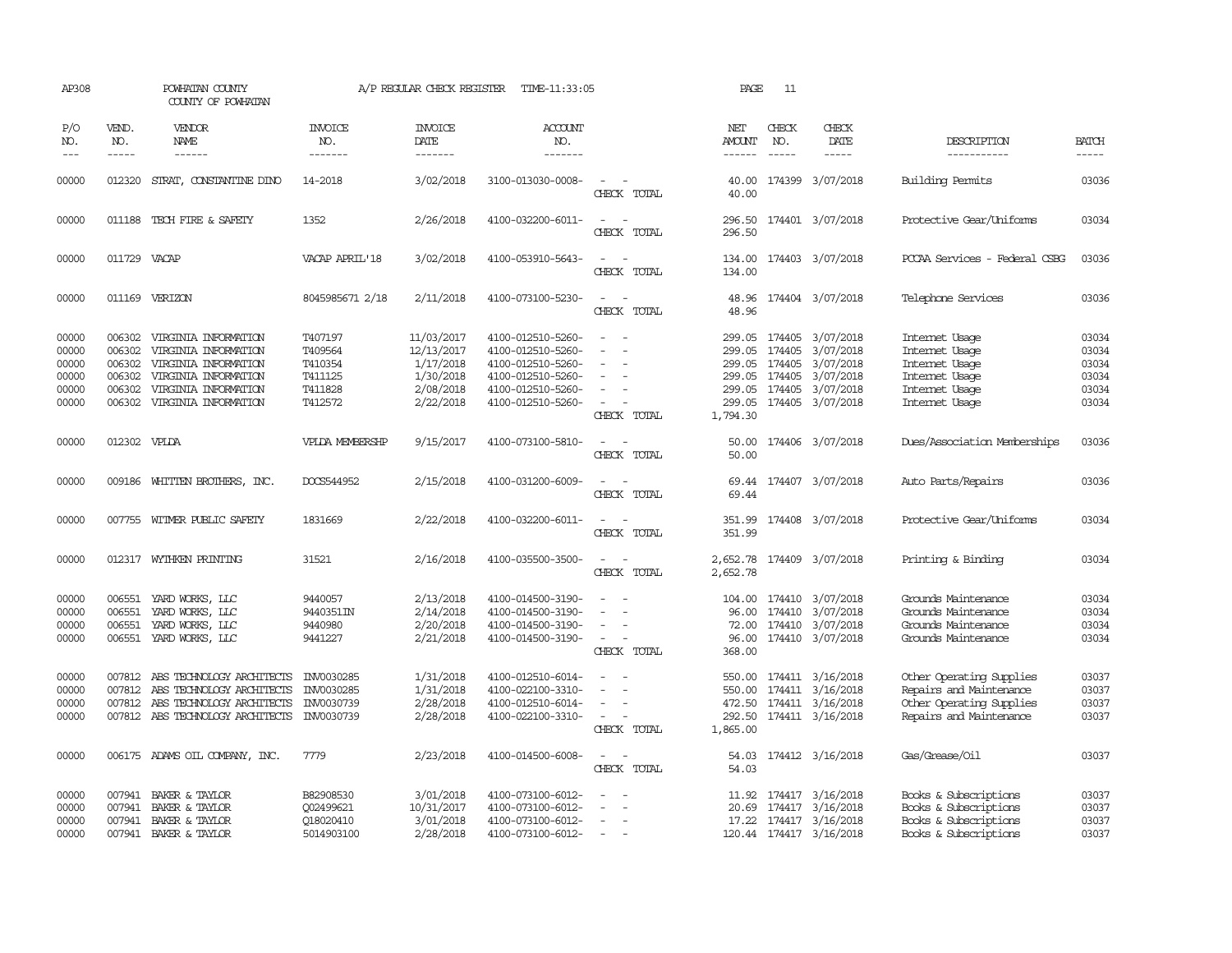AP308 POWHATAN COUNTY A/P REGULAR CHECK REGISTER TIME-11:33:05 PAGE 11
COUNTY OF POWHATAN

| P/O NO. | VEND. NO. | VENDOR NAME | INVOICE NO. | INVOICE DATE | ACCOUNT NO. | | NET AMOUNT | CHECK NO. | CHECK DATE | DESCRIPTION | BATCH |
|---|---|---|---|---|---|---|---|---|---|---|---|
| 00000 | 012320 | STRAT, CONSTANTINE DINO | 14-2018 | 3/02/2018 | 4100-013030-0008- | - - | 40.00 | 174399 | 3/07/2018 | Building Permits | 03036 |
| | | | | | | CHECK TOTAL | 40.00 | | | | |
| 00000 | 011188 | TECH FIRE & SAFETY | 1352 | 2/26/2018 | 4100-032200-6011- | - - | 296.50 | 174401 | 3/07/2018 | Protective Gear/Uniforms | 03034 |
| | | | | | | CHECK TOTAL | 296.50 | | | | |
| 00000 | 011729 | VACAP | VACAP APRIL'18 | 3/02/2018 | 4100-053910-5643- | - - | 134.00 | 174403 | 3/07/2018 | PCCAA Services - Federal CSBG | 03036 |
| | | | | | | CHECK TOTAL | 134.00 | | | | |
| 00000 | 011169 | VERIZON | 8045985671 2/18 | 2/11/2018 | 4100-073100-5230- | - - | 48.96 | 174404 | 3/07/2018 | Telephone Services | 03036 |
| | | | | | | CHECK TOTAL | 48.96 | | | | |
| 00000 | 006302 | VIRGINIA INFORMATION | T407197 | 11/03/2017 | 4100-012510-5260- | - - | 299.05 | 174405 | 3/07/2018 | Internet Usage | 03034 |
| 00000 | 006302 | VIRGINIA INFORMATION | T409564 | 12/13/2017 | 4100-012510-5260- | - - | 299.05 | 174405 | 3/07/2018 | Internet Usage | 03034 |
| 00000 | 006302 | VIRGINIA INFORMATION | T410354 | 1/17/2018 | 4100-012510-5260- | - - | 299.05 | 174405 | 3/07/2018 | Internet Usage | 03034 |
| 00000 | 006302 | VIRGINIA INFORMATION | T411125 | 1/30/2018 | 4100-012510-5260- | - - | 299.05 | 174405 | 3/07/2018 | Internet Usage | 03034 |
| 00000 | 006302 | VIRGINIA INFORMATION | T411828 | 2/08/2018 | 4100-012510-5260- | - - | 299.05 | 174405 | 3/07/2018 | Internet Usage | 03034 |
| 00000 | 006302 | VIRGINIA INFORMATION | T412572 | 2/22/2018 | 4100-012510-5260- | - - | 299.05 | 174405 | 3/07/2018 | Internet Usage | 03034 |
| | | | | | | CHECK TOTAL | 1,794.30 | | | | |
| 00000 | 012302 | VPLDA | VPLDA MEMBERSHP | 9/15/2017 | 4100-073100-5810- | - - | 50.00 | 174406 | 3/07/2018 | Dues/Association Memberships | 03036 |
| | | | | | | CHECK TOTAL | 50.00 | | | | |
| 00000 | 009186 | WHITTEN BROTHERS, INC. | DOCS544952 | 2/15/2018 | 4100-031200-6009- | - - | 69.44 | 174407 | 3/07/2018 | Auto Parts/Repairs | 03036 |
| | | | | | | CHECK TOTAL | 69.44 | | | | |
| 00000 | 007755 | WITMER PUBLIC SAFETY | 1831669 | 2/22/2018 | 4100-032200-6011- | - - | 351.99 | 174408 | 3/07/2018 | Protective Gear/Uniforms | 03034 |
| | | | | | | CHECK TOTAL | 351.99 | | | | |
| 00000 | 012317 | WYTHKEN PRINTING | 31521 | 2/16/2018 | 4100-035500-3500- | - - | 2,652.78 | 174409 | 3/07/2018 | Printing & Binding | 03034 |
| | | | | | | CHECK TOTAL | 2,652.78 | | | | |
| 00000 | 006551 | YARD WORKS, LLC | 9440057 | 2/13/2018 | 4100-014500-3190- | - - | 104.00 | 174410 | 3/07/2018 | Grounds Maintenance | 03034 |
| 00000 | 006551 | YARD WORKS, LLC | 9440351IN | 2/14/2018 | 4100-014500-3190- | - - | 96.00 | 174410 | 3/07/2018 | Grounds Maintenance | 03034 |
| 00000 | 006551 | YARD WORKS, LLC | 9440980 | 2/20/2018 | 4100-014500-3190- | - - | 72.00 | 174410 | 3/07/2018 | Grounds Maintenance | 03034 |
| 00000 | 006551 | YARD WORKS, LLC | 9441227 | 2/21/2018 | 4100-014500-3190- | - - | 96.00 | 174410 | 3/07/2018 | Grounds Maintenance | 03034 |
| | | | | | | CHECK TOTAL | 368.00 | | | | |
| 00000 | 007812 | ABS TECHNOLOGY ARCHITECTS | INV0030285 | 1/31/2018 | 4100-012510-6014- | - - | 550.00 | 174411 | 3/16/2018 | Other Operating Supplies | 03037 |
| 00000 | 007812 | ABS TECHNOLOGY ARCHITECTS | INV0030285 | 1/31/2018 | 4100-022100-3310- | - - | 550.00 | 174411 | 3/16/2018 | Repairs and Maintenance | 03037 |
| 00000 | 007812 | ABS TECHNOLOGY ARCHITECTS | INV0030739 | 2/28/2018 | 4100-012510-6014- | - - | 472.50 | 174411 | 3/16/2018 | Other Operating Supplies | 03037 |
| 00000 | 007812 | ABS TECHNOLOGY ARCHITECTS | INV0030739 | 2/28/2018 | 4100-022100-3310- | - - | 292.50 | 174411 | 3/16/2018 | Repairs and Maintenance | 03037 |
| | | | | | | CHECK TOTAL | 1,865.00 | | | | |
| 00000 | 006175 | ADAMS OIL COMPANY, INC. | 7779 | 2/23/2018 | 4100-014500-6008- | - - | 54.03 | 174412 | 3/16/2018 | Gas/Grease/Oil | 03037 |
| | | | | | | CHECK TOTAL | 54.03 | | | | |
| 00000 | 007941 | BAKER & TAYLOR | B82908530 | 3/01/2018 | 4100-073100-6012- | - - | 11.92 | 174417 | 3/16/2018 | Books & Subscriptions | 03037 |
| 00000 | 007941 | BAKER & TAYLOR | Q02499621 | 10/31/2017 | 4100-073100-6012- | - - | 20.69 | 174417 | 3/16/2018 | Books & Subscriptions | 03037 |
| 00000 | 007941 | BAKER & TAYLOR | Q18020410 | 3/01/2018 | 4100-073100-6012- | - - | 17.22 | 174417 | 3/16/2018 | Books & Subscriptions | 03037 |
| 00000 | 007941 | BAKER & TAYLOR | 5014903100 | 2/28/2018 | 4100-073100-6012- | - - | 120.44 | 174417 | 3/16/2018 | Books & Subscriptions | 03037 |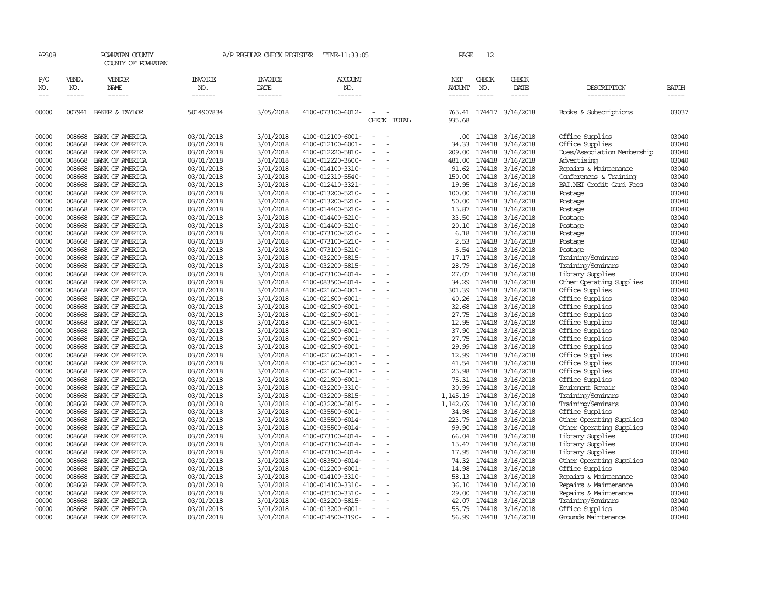AP308 POWHATAN COUNTY A/P REGULAR CHECK REGISTER TIME-11:33:05 PAGE 12

COUNTY OF POWHATAN

| P/O NO. | VEND. NO. | VENDOR NAME | INVOICE NO. | INVOICE DATE | ACCOUNT NO. | | NET AMOUNT | CHECK NO. | CHECK DATE | DESCRIPTION | BATCH |
|---|---|---|---|---|---|---|---|---|---|---|---|
| 00000 | 007941 | BAKER & TAYLOR | 5014907834 | 3/05/2018 | 4100-073100-6012- | - - | 765.41 | 174417 | 3/16/2018 | Books & Subscriptions | 03037 |
| | | | | | | CHECK TOTAL | 935.68 | | | | |
| 00000 | 008668 | BANK OF AMERICA | 03/01/2018 | 3/01/2018 | 4100-012100-6001- | - - | .00 | 174418 | 3/16/2018 | Office Supplies | 03040 |
| 00000 | 008668 | BANK OF AMERICA | 03/01/2018 | 3/01/2018 | 4100-012100-6001- | - - | 34.33 | 174418 | 3/16/2018 | Office Supplies | 03040 |
| 00000 | 008668 | BANK OF AMERICA | 03/01/2018 | 3/01/2018 | 4100-012220-5810- | - - | 209.00 | 174418 | 3/16/2018 | Dues/Association Membership | 03040 |
| 00000 | 008668 | BANK OF AMERICA | 03/01/2018 | 3/01/2018 | 4100-012220-3600- | - - | 481.00 | 174418 | 3/16/2018 | Advertising | 03040 |
| 00000 | 008668 | BANK OF AMERICA | 03/01/2018 | 3/01/2018 | 4100-014100-3310- | - - | 91.62 | 174418 | 3/16/2018 | Repairs & Maintenance | 03040 |
| 00000 | 008668 | BANK OF AMERICA | 03/01/2018 | 3/01/2018 | 4100-012310-5540- | - - | 150.00 | 174418 | 3/16/2018 | Conferences & Training | 03040 |
| 00000 | 008668 | BANK OF AMERICA | 03/01/2018 | 3/01/2018 | 4100-012410-3321- | - - | 19.95 | 174418 | 3/16/2018 | BAI.NET Credit Card Fees | 03040 |
| 00000 | 008668 | BANK OF AMERICA | 03/01/2018 | 3/01/2018 | 4100-013200-5210- | - - | 100.00 | 174418 | 3/16/2018 | Postage | 03040 |
| 00000 | 008668 | BANK OF AMERICA | 03/01/2018 | 3/01/2018 | 4100-013200-5210- | - - | 50.00 | 174418 | 3/16/2018 | Postage | 03040 |
| 00000 | 008668 | BANK OF AMERICA | 03/01/2018 | 3/01/2018 | 4100-014400-5210- | - - | 15.87 | 174418 | 3/16/2018 | Postage | 03040 |
| 00000 | 008668 | BANK OF AMERICA | 03/01/2018 | 3/01/2018 | 4100-014400-5210- | - - | 33.50 | 174418 | 3/16/2018 | Postage | 03040 |
| 00000 | 008668 | BANK OF AMERICA | 03/01/2018 | 3/01/2018 | 4100-014400-5210- | - - | 20.10 | 174418 | 3/16/2018 | Postage | 03040 |
| 00000 | 008668 | BANK OF AMERICA | 03/01/2018 | 3/01/2018 | 4100-073100-5210- | - - | 6.18 | 174418 | 3/16/2018 | Postage | 03040 |
| 00000 | 008668 | BANK OF AMERICA | 03/01/2018 | 3/01/2018 | 4100-073100-5210- | - - | 2.53 | 174418 | 3/16/2018 | Postage | 03040 |
| 00000 | 008668 | BANK OF AMERICA | 03/01/2018 | 3/01/2018 | 4100-073100-5210- | - - | 5.54 | 174418 | 3/16/2018 | Postage | 03040 |
| 00000 | 008668 | BANK OF AMERICA | 03/01/2018 | 3/01/2018 | 4100-032200-5815- | - - | 17.17 | 174418 | 3/16/2018 | Training/Seminars | 03040 |
| 00000 | 008668 | BANK OF AMERICA | 03/01/2018 | 3/01/2018 | 4100-032200-5815- | - - | 28.79 | 174418 | 3/16/2018 | Training/Seminars | 03040 |
| 00000 | 008668 | BANK OF AMERICA | 03/01/2018 | 3/01/2018 | 4100-073100-6014- | - - | 27.07 | 174418 | 3/16/2018 | Library Supplies | 03040 |
| 00000 | 008668 | BANK OF AMERICA | 03/01/2018 | 3/01/2018 | 4100-083500-6014- | - - | 34.29 | 174418 | 3/16/2018 | Other Operating Supplies | 03040 |
| 00000 | 008668 | BANK OF AMERICA | 03/01/2018 | 3/01/2018 | 4100-021600-6001- | - - | 301.39 | 174418 | 3/16/2018 | Office Supplies | 03040 |
| 00000 | 008668 | BANK OF AMERICA | 03/01/2018 | 3/01/2018 | 4100-021600-6001- | - - | 40.26 | 174418 | 3/16/2018 | Office Supplies | 03040 |
| 00000 | 008668 | BANK OF AMERICA | 03/01/2018 | 3/01/2018 | 4100-021600-6001- | - - | 32.68 | 174418 | 3/16/2018 | Office Supplies | 03040 |
| 00000 | 008668 | BANK OF AMERICA | 03/01/2018 | 3/01/2018 | 4100-021600-6001- | - - | 27.75 | 174418 | 3/16/2018 | Office Supplies | 03040 |
| 00000 | 008668 | BANK OF AMERICA | 03/01/2018 | 3/01/2018 | 4100-021600-6001- | - - | 12.95 | 174418 | 3/16/2018 | Office Supplies | 03040 |
| 00000 | 008668 | BANK OF AMERICA | 03/01/2018 | 3/01/2018 | 4100-021600-6001- | - - | 37.90 | 174418 | 3/16/2018 | Office Supplies | 03040 |
| 00000 | 008668 | BANK OF AMERICA | 03/01/2018 | 3/01/2018 | 4100-021600-6001- | - - | 27.75 | 174418 | 3/16/2018 | Office Supplies | 03040 |
| 00000 | 008668 | BANK OF AMERICA | 03/01/2018 | 3/01/2018 | 4100-021600-6001- | - - | 29.99 | 174418 | 3/16/2018 | Office Supplies | 03040 |
| 00000 | 008668 | BANK OF AMERICA | 03/01/2018 | 3/01/2018 | 4100-021600-6001- | - - | 12.99 | 174418 | 3/16/2018 | Office Supplies | 03040 |
| 00000 | 008668 | BANK OF AMERICA | 03/01/2018 | 3/01/2018 | 4100-021600-6001- | - - | 41.54 | 174418 | 3/16/2018 | Office Supplies | 03040 |
| 00000 | 008668 | BANK OF AMERICA | 03/01/2018 | 3/01/2018 | 4100-021600-6001- | - - | 25.98 | 174418 | 3/16/2018 | Office Supplies | 03040 |
| 00000 | 008668 | BANK OF AMERICA | 03/01/2018 | 3/01/2018 | 4100-021600-6001- | - - | 75.31 | 174418 | 3/16/2018 | Office Supplies | 03040 |
| 00000 | 008668 | BANK OF AMERICA | 03/01/2018 | 3/01/2018 | 4100-032200-3310- | - - | 30.99 | 174418 | 3/16/2018 | Equipment Repair | 03040 |
| 00000 | 008668 | BANK OF AMERICA | 03/01/2018 | 3/01/2018 | 4100-032200-5815- | - - | 1,145.19 | 174418 | 3/16/2018 | Training/Seminars | 03040 |
| 00000 | 008668 | BANK OF AMERICA | 03/01/2018 | 3/01/2018 | 4100-032200-5815- | - - | 1,142.69 | 174418 | 3/16/2018 | Training/Seminars | 03040 |
| 00000 | 008668 | BANK OF AMERICA | 03/01/2018 | 3/01/2018 | 4100-035500-6001- | - - | 34.98 | 174418 | 3/16/2018 | Office Supplies | 03040 |
| 00000 | 008668 | BANK OF AMERICA | 03/01/2018 | 3/01/2018 | 4100-035500-6014- | - - | 223.79 | 174418 | 3/16/2018 | Other Operating Supplies | 03040 |
| 00000 | 008668 | BANK OF AMERICA | 03/01/2018 | 3/01/2018 | 4100-035500-6014- | - - | 99.90 | 174418 | 3/16/2018 | Other Operating Supplies | 03040 |
| 00000 | 008668 | BANK OF AMERICA | 03/01/2018 | 3/01/2018 | 4100-073100-6014- | - - | 66.04 | 174418 | 3/16/2018 | Library Supplies | 03040 |
| 00000 | 008668 | BANK OF AMERICA | 03/01/2018 | 3/01/2018 | 4100-073100-6014- | - - | 15.47 | 174418 | 3/16/2018 | Library Supplies | 03040 |
| 00000 | 008668 | BANK OF AMERICA | 03/01/2018 | 3/01/2018 | 4100-073100-6014- | - - | 17.95 | 174418 | 3/16/2018 | Library Supplies | 03040 |
| 00000 | 008668 | BANK OF AMERICA | 03/01/2018 | 3/01/2018 | 4100-083500-6014- | - - | 74.32 | 174418 | 3/16/2018 | Other Operating Supplies | 03040 |
| 00000 | 008668 | BANK OF AMERICA | 03/01/2018 | 3/01/2018 | 4100-012200-6001- | - - | 14.98 | 174418 | 3/16/2018 | Office Supplies | 03040 |
| 00000 | 008668 | BANK OF AMERICA | 03/01/2018 | 3/01/2018 | 4100-014100-3310- | - - | 58.13 | 174418 | 3/16/2018 | Repairs & Maintenance | 03040 |
| 00000 | 008668 | BANK OF AMERICA | 03/01/2018 | 3/01/2018 | 4100-014100-3310- | - - | 36.10 | 174418 | 3/16/2018 | Repairs & Maintenance | 03040 |
| 00000 | 008668 | BANK OF AMERICA | 03/01/2018 | 3/01/2018 | 4100-035100-3310- | - - | 29.00 | 174418 | 3/16/2018 | Repairs & Maintenance | 03040 |
| 00000 | 008668 | BANK OF AMERICA | 03/01/2018 | 3/01/2018 | 4100-032200-5815- | - - | 42.07 | 174418 | 3/16/2018 | Training/Seminars | 03040 |
| 00000 | 008668 | BANK OF AMERICA | 03/01/2018 | 3/01/2018 | 4100-013200-6001- | - - | 55.79 | 174418 | 3/16/2018 | Office Supplies | 03040 |
| 00000 | 008668 | BANK OF AMERICA | 03/01/2018 | 3/01/2018 | 4100-014500-3190- | - - | 56.99 | 174418 | 3/16/2018 | Grounds Maintenance | 03040 |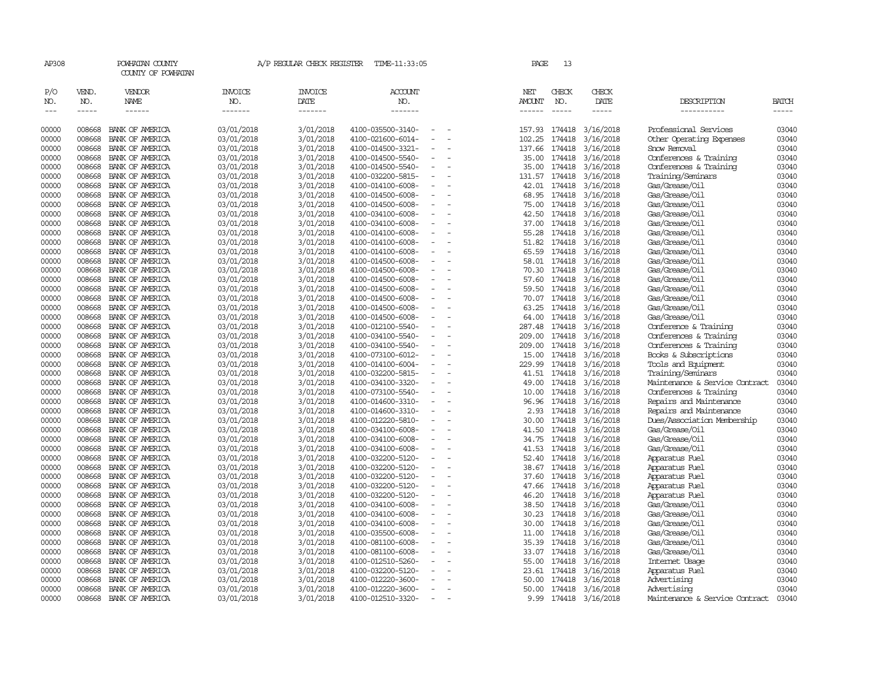AP308 POWHATAN COUNTY A/P REGULAR CHECK REGISTER TIME-11:33:05

COUNTY OF POWHATAN

| P/O NO. | VEND. NO. | VENDOR NAME | INVOICE NO. | INVOICE DATE | ACCOUNT NO. | NET AMOUNT | CHECK NO. | CHECK DATE | DESCRIPTION | BATCH |
|---|---|---|---|---|---|---|---|---|---|---|
| 00000 | 008668 | BANK OF AMERICA | 03/01/2018 | 3/01/2018 | 4100-035500-3140- - - | 157.93 | 174418 | 3/16/2018 | Professional Services | 03040 |
| 00000 | 008668 | BANK OF AMERICA | 03/01/2018 | 3/01/2018 | 4100-021600-6014- - - | 102.25 | 174418 | 3/16/2018 | Other Operating Expenses | 03040 |
| 00000 | 008668 | BANK OF AMERICA | 03/01/2018 | 3/01/2018 | 4100-014500-3321- - - | 137.66 | 174418 | 3/16/2018 | Snow Removal | 03040 |
| 00000 | 008668 | BANK OF AMERICA | 03/01/2018 | 3/01/2018 | 4100-014500-5540- - - | 35.00 | 174418 | 3/16/2018 | Conferences & Training | 03040 |
| 00000 | 008668 | BANK OF AMERICA | 03/01/2018 | 3/01/2018 | 4100-014500-5540- - - | 35.00 | 174418 | 3/16/2018 | Conferences & Training | 03040 |
| 00000 | 008668 | BANK OF AMERICA | 03/01/2018 | 3/01/2018 | 4100-032200-5815- - - | 131.57 | 174418 | 3/16/2018 | Training/Seminars | 03040 |
| 00000 | 008668 | BANK OF AMERICA | 03/01/2018 | 3/01/2018 | 4100-014100-6008- - - | 42.01 | 174418 | 3/16/2018 | Gas/Grease/Oil | 03040 |
| 00000 | 008668 | BANK OF AMERICA | 03/01/2018 | 3/01/2018 | 4100-014500-6008- - - | 68.95 | 174418 | 3/16/2018 | Gas/Grease/Oil | 03040 |
| 00000 | 008668 | BANK OF AMERICA | 03/01/2018 | 3/01/2018 | 4100-014500-6008- - - | 75.00 | 174418 | 3/16/2018 | Gas/Grease/Oil | 03040 |
| 00000 | 008668 | BANK OF AMERICA | 03/01/2018 | 3/01/2018 | 4100-034100-6008- - - | 42.50 | 174418 | 3/16/2018 | Gas/Grease/Oil | 03040 |
| 00000 | 008668 | BANK OF AMERICA | 03/01/2018 | 3/01/2018 | 4100-034100-6008- - - | 37.00 | 174418 | 3/16/2018 | Gas/Grease/Oil | 03040 |
| 00000 | 008668 | BANK OF AMERICA | 03/01/2018 | 3/01/2018 | 4100-014100-6008- - - | 55.28 | 174418 | 3/16/2018 | Gas/Grease/Oil | 03040 |
| 00000 | 008668 | BANK OF AMERICA | 03/01/2018 | 3/01/2018 | 4100-014100-6008- - - | 51.82 | 174418 | 3/16/2018 | Gas/Grease/Oil | 03040 |
| 00000 | 008668 | BANK OF AMERICA | 03/01/2018 | 3/01/2018 | 4100-014100-6008- - - | 65.59 | 174418 | 3/16/2018 | Gas/Grease/Oil | 03040 |
| 00000 | 008668 | BANK OF AMERICA | 03/01/2018 | 3/01/2018 | 4100-014500-6008- - - | 58.01 | 174418 | 3/16/2018 | Gas/Grease/Oil | 03040 |
| 00000 | 008668 | BANK OF AMERICA | 03/01/2018 | 3/01/2018 | 4100-014500-6008- - - | 70.30 | 174418 | 3/16/2018 | Gas/Grease/Oil | 03040 |
| 00000 | 008668 | BANK OF AMERICA | 03/01/2018 | 3/01/2018 | 4100-014500-6008- - - | 57.60 | 174418 | 3/16/2018 | Gas/Grease/Oil | 03040 |
| 00000 | 008668 | BANK OF AMERICA | 03/01/2018 | 3/01/2018 | 4100-014500-6008- - - | 59.50 | 174418 | 3/16/2018 | Gas/Grease/Oil | 03040 |
| 00000 | 008668 | BANK OF AMERICA | 03/01/2018 | 3/01/2018 | 4100-014500-6008- - - | 70.07 | 174418 | 3/16/2018 | Gas/Grease/Oil | 03040 |
| 00000 | 008668 | BANK OF AMERICA | 03/01/2018 | 3/01/2018 | 4100-014500-6008- - - | 63.25 | 174418 | 3/16/2018 | Gas/Grease/Oil | 03040 |
| 00000 | 008668 | BANK OF AMERICA | 03/01/2018 | 3/01/2018 | 4100-014500-6008- - - | 64.00 | 174418 | 3/16/2018 | Gas/Grease/Oil | 03040 |
| 00000 | 008668 | BANK OF AMERICA | 03/01/2018 | 3/01/2018 | 4100-012100-5540- - - | 287.48 | 174418 | 3/16/2018 | Conference & Training | 03040 |
| 00000 | 008668 | BANK OF AMERICA | 03/01/2018 | 3/01/2018 | 4100-034100-5540- - - | 209.00 | 174418 | 3/16/2018 | Conferences & Training | 03040 |
| 00000 | 008668 | BANK OF AMERICA | 03/01/2018 | 3/01/2018 | 4100-034100-5540- - - | 209.00 | 174418 | 3/16/2018 | Conferences & Training | 03040 |
| 00000 | 008668 | BANK OF AMERICA | 03/01/2018 | 3/01/2018 | 4100-073100-6012- - - | 15.00 | 174418 | 3/16/2018 | Books & Subscriptions | 03040 |
| 00000 | 008668 | BANK OF AMERICA | 03/01/2018 | 3/01/2018 | 4100-014100-6004- - - | 229.99 | 174418 | 3/16/2018 | Tools and Equipment | 03040 |
| 00000 | 008668 | BANK OF AMERICA | 03/01/2018 | 3/01/2018 | 4100-032200-5815- - - | 41.51 | 174418 | 3/16/2018 | Training/Seminars | 03040 |
| 00000 | 008668 | BANK OF AMERICA | 03/01/2018 | 3/01/2018 | 4100-034100-3320- - - | 49.00 | 174418 | 3/16/2018 | Maintenance & Service Contract | 03040 |
| 00000 | 008668 | BANK OF AMERICA | 03/01/2018 | 3/01/2018 | 4100-073100-5540- - - | 10.00 | 174418 | 3/16/2018 | Conferences & Training | 03040 |
| 00000 | 008668 | BANK OF AMERICA | 03/01/2018 | 3/01/2018 | 4100-014600-3310- - - | 96.96 | 174418 | 3/16/2018 | Repairs and Maintenance | 03040 |
| 00000 | 008668 | BANK OF AMERICA | 03/01/2018 | 3/01/2018 | 4100-014600-3310- - - | 2.93 | 174418 | 3/16/2018 | Repairs and Maintenance | 03040 |
| 00000 | 008668 | BANK OF AMERICA | 03/01/2018 | 3/01/2018 | 4100-012220-5810- - - | 30.00 | 174418 | 3/16/2018 | Dues/Association Membership | 03040 |
| 00000 | 008668 | BANK OF AMERICA | 03/01/2018 | 3/01/2018 | 4100-034100-6008- - - | 41.50 | 174418 | 3/16/2018 | Gas/Grease/Oil | 03040 |
| 00000 | 008668 | BANK OF AMERICA | 03/01/2018 | 3/01/2018 | 4100-034100-6008- - - | 34.75 | 174418 | 3/16/2018 | Gas/Grease/Oil | 03040 |
| 00000 | 008668 | BANK OF AMERICA | 03/01/2018 | 3/01/2018 | 4100-034100-6008- - - | 41.53 | 174418 | 3/16/2018 | Gas/Grease/Oil | 03040 |
| 00000 | 008668 | BANK OF AMERICA | 03/01/2018 | 3/01/2018 | 4100-032200-5120- - - | 52.40 | 174418 | 3/16/2018 | Apparatus Fuel | 03040 |
| 00000 | 008668 | BANK OF AMERICA | 03/01/2018 | 3/01/2018 | 4100-032200-5120- - - | 38.67 | 174418 | 3/16/2018 | Apparatus Fuel | 03040 |
| 00000 | 008668 | BANK OF AMERICA | 03/01/2018 | 3/01/2018 | 4100-032200-5120- - - | 37.60 | 174418 | 3/16/2018 | Apparatus Fuel | 03040 |
| 00000 | 008668 | BANK OF AMERICA | 03/01/2018 | 3/01/2018 | 4100-032200-5120- - - | 47.66 | 174418 | 3/16/2018 | Apparatus Fuel | 03040 |
| 00000 | 008668 | BANK OF AMERICA | 03/01/2018 | 3/01/2018 | 4100-032200-5120- - - | 46.20 | 174418 | 3/16/2018 | Apparatus Fuel | 03040 |
| 00000 | 008668 | BANK OF AMERICA | 03/01/2018 | 3/01/2018 | 4100-034100-6008- - - | 38.50 | 174418 | 3/16/2018 | Gas/Grease/Oil | 03040 |
| 00000 | 008668 | BANK OF AMERICA | 03/01/2018 | 3/01/2018 | 4100-034100-6008- - - | 30.23 | 174418 | 3/16/2018 | Gas/Grease/Oil | 03040 |
| 00000 | 008668 | BANK OF AMERICA | 03/01/2018 | 3/01/2018 | 4100-034100-6008- - - | 30.00 | 174418 | 3/16/2018 | Gas/Grease/Oil | 03040 |
| 00000 | 008668 | BANK OF AMERICA | 03/01/2018 | 3/01/2018 | 4100-035500-6008- - - | 11.00 | 174418 | 3/16/2018 | Gas/Grease/Oil | 03040 |
| 00000 | 008668 | BANK OF AMERICA | 03/01/2018 | 3/01/2018 | 4100-081100-6008- - - | 35.39 | 174418 | 3/16/2018 | Gas/Grease/Oil | 03040 |
| 00000 | 008668 | BANK OF AMERICA | 03/01/2018 | 3/01/2018 | 4100-081100-6008- - - | 33.07 | 174418 | 3/16/2018 | Gas/Grease/Oil | 03040 |
| 00000 | 008668 | BANK OF AMERICA | 03/01/2018 | 3/01/2018 | 4100-012510-5260- - - | 55.00 | 174418 | 3/16/2018 | Internet Usage | 03040 |
| 00000 | 008668 | BANK OF AMERICA | 03/01/2018 | 3/01/2018 | 4100-032200-5120- - - | 23.61 | 174418 | 3/16/2018 | Apparatus Fuel | 03040 |
| 00000 | 008668 | BANK OF AMERICA | 03/01/2018 | 3/01/2018 | 4100-012220-3600- - - | 50.00 | 174418 | 3/16/2018 | Advertising | 03040 |
| 00000 | 008668 | BANK OF AMERICA | 03/01/2018 | 3/01/2018 | 4100-012220-3600- - - | 50.00 | 174418 | 3/16/2018 | Advertising | 03040 |
| 00000 | 008668 | BANK OF AMERICA | 03/01/2018 | 3/01/2018 | 4100-012510-3320- - - | 9.99 | 174418 | 3/16/2018 | Maintenance & Service Contract | 03040 |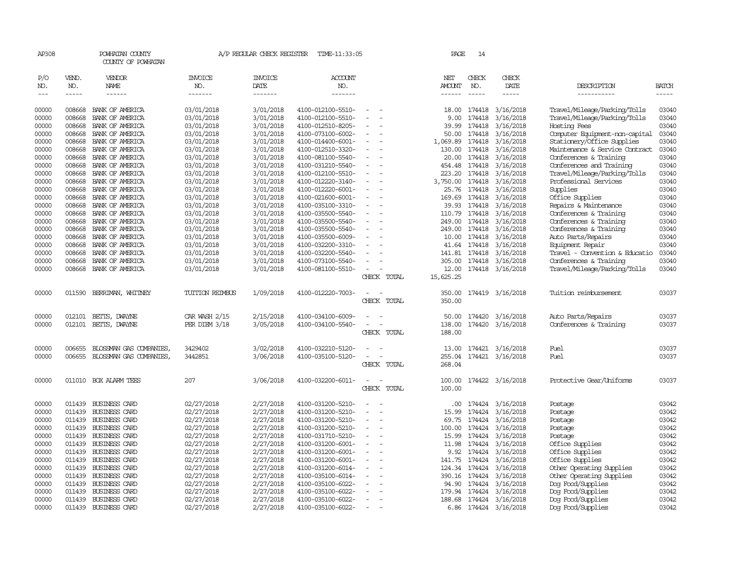AP308 POWHATAN COUNTY A/P REGULAR CHECK REGISTER TIME-11:33:05 PAGE 14

COUNTY OF POWHATAN

| P/O NO. | VEND. NO. | VENDOR NAME | INVOICE NO. | INVOICE DATE | ACCOUNT NO. | | NET AMOUNT | CHECK NO. | CHECK DATE | DESCRIPTION | BATCH |
|---|---|---|---|---|---|---|---|---|---|---|---|
| 00000 | 008668 | BANK OF AMERICA | 03/01/2018 | 3/01/2018 | 4100-012100-5510- | - - | 18.00 | 174418 | 3/16/2018 | Travel/Mileage/Parking/Tolls | 03040 |
| 00000 | 008668 | BANK OF AMERICA | 03/01/2018 | 3/01/2018 | 4100-012100-5510- | - - | 9.00 | 174418 | 3/16/2018 | Travel/Mileage/Parking/Tolls | 03040 |
| 00000 | 008668 | BANK OF AMERICA | 03/01/2018 | 3/01/2018 | 4100-012510-8205- | - - | 39.99 | 174418 | 3/16/2018 | Hosting Fees | 03040 |
| 00000 | 008668 | BANK OF AMERICA | 03/01/2018 | 3/01/2018 | 4100-073100-6002- | - - | 50.00 | 174418 | 3/16/2018 | Computer Equipment-non-capital | 03040 |
| 00000 | 008668 | BANK OF AMERICA | 03/01/2018 | 3/01/2018 | 4100-014400-6001- | - - | 1,069.89 | 174418 | 3/16/2018 | Stationery/Office Supplies | 03040 |
| 00000 | 008668 | BANK OF AMERICA | 03/01/2018 | 3/01/2018 | 4100-012510-3320- | - - | 130.00 | 174418 | 3/16/2018 | Maintenance & Service Contract | 03040 |
| 00000 | 008668 | BANK OF AMERICA | 03/01/2018 | 3/01/2018 | 4100-081100-5540- | - - | 20.00 | 174418 | 3/16/2018 | Conferences & Training | 03040 |
| 00000 | 008668 | BANK OF AMERICA | 03/01/2018 | 3/01/2018 | 4100-031210-5540- | - - | 454.48 | 174418 | 3/16/2018 | Conferences and Training | 03040 |
| 00000 | 008668 | BANK OF AMERICA | 03/01/2018 | 3/01/2018 | 4100-012100-5510- | - - | 223.20 | 174418 | 3/16/2018 | Travel/Mileage/Parking/Tolls | 03040 |
| 00000 | 008668 | BANK OF AMERICA | 03/01/2018 | 3/01/2018 | 4100-012220-3140- | - - | 3,750.00 | 174418 | 3/16/2018 | Professional Services | 03040 |
| 00000 | 008668 | BANK OF AMERICA | 03/01/2018 | 3/01/2018 | 4100-012220-6001- | - - | 25.76 | 174418 | 3/16/2018 | Supplies | 03040 |
| 00000 | 008668 | BANK OF AMERICA | 03/01/2018 | 3/01/2018 | 4100-021600-6001- | - - | 169.69 | 174418 | 3/16/2018 | Office Supplies | 03040 |
| 00000 | 008668 | BANK OF AMERICA | 03/01/2018 | 3/01/2018 | 4100-035100-3310- | - - | 39.93 | 174418 | 3/16/2018 | Repairs & Maintenance | 03040 |
| 00000 | 008668 | BANK OF AMERICA | 03/01/2018 | 3/01/2018 | 4100-035500-5540- | - - | 110.79 | 174418 | 3/16/2018 | Conferences & Training | 03040 |
| 00000 | 008668 | BANK OF AMERICA | 03/01/2018 | 3/01/2018 | 4100-035500-5540- | - - | 249.00 | 174418 | 3/16/2018 | Conferences & Training | 03040 |
| 00000 | 008668 | BANK OF AMERICA | 03/01/2018 | 3/01/2018 | 4100-035500-5540- | - - | 249.00 | 174418 | 3/16/2018 | Conferences & Training | 03040 |
| 00000 | 008668 | BANK OF AMERICA | 03/01/2018 | 3/01/2018 | 4100-035500-6009- | - - | 10.00 | 174418 | 3/16/2018 | Auto Parts/Repairs | 03040 |
| 00000 | 008668 | BANK OF AMERICA | 03/01/2018 | 3/01/2018 | 4100-032200-3310- | - - | 41.64 | 174418 | 3/16/2018 | Equipment Repair | 03040 |
| 00000 | 008668 | BANK OF AMERICA | 03/01/2018 | 3/01/2018 | 4100-032200-5540- | - - | 141.81 | 174418 | 3/16/2018 | Travel - Convention & Educatio | 03040 |
| 00000 | 008668 | BANK OF AMERICA | 03/01/2018 | 3/01/2018 | 4100-073100-5540- | - - | 305.00 | 174418 | 3/16/2018 | Conferences & Training | 03040 |
| 00000 | 008668 | BANK OF AMERICA | 03/01/2018 | 3/01/2018 | 4100-081100-5510- | - - | 12.00 | 174418 | 3/16/2018 | Travel/Mileage/Parking/Tolls | 03040 |
| | | | | | | CHECK TOTAL | 15,625.25 | | | | |
| 00000 | 011590 | BERRIMAN, WHITNEY | TUITION REIMBUS | 1/09/2018 | 4100-012220-7003- | - - | 350.00 | 174419 | 3/16/2018 | Tuition reimbursement | 03037 |
| | | | | | | CHECK TOTAL | 350.00 | | | | |
| 00000 | 012101 | BETTS, DWAYNE | CAR WASH 2/15 | 2/15/2018 | 4100-034100-6009- | - - | 50.00 | 174420 | 3/16/2018 | Auto Parts/Repairs | 03037 |
| 00000 | 012101 | BETTS, DWAYNE | PER DIEM 3/18 | 3/05/2018 | 4100-034100-5540- | - - | 138.00 | 174420 | 3/16/2018 | Conferences & Training | 03037 |
| | | | | | | CHECK TOTAL | 188.00 | | | | |
| 00000 | 006655 | BLOSSMAN GAS COMPANIES, | 3429402 | 3/02/2018 | 4100-032210-5120- | - - | 13.00 | 174421 | 3/16/2018 | Fuel | 03037 |
| 00000 | 006655 | BLOSSMAN GAS COMPANIES, | 3442851 | 3/06/2018 | 4100-035100-5120- | - - | 255.04 | 174421 | 3/16/2018 | Fuel | 03037 |
| | | | | | | CHECK TOTAL | 268.04 | | | | |
| 00000 | 011010 | BOX ALARM TEES | 207 | 3/06/2018 | 4100-032200-6011- | - - | 100.00 | 174422 | 3/16/2018 | Protective Gear/Uniforms | 03037 |
| | | | | | | CHECK TOTAL | 100.00 | | | | |
| 00000 | 011439 | BUSINESS CARD | 02/27/2018 | 2/27/2018 | 4100-031200-5210- | - - | .00 | 174424 | 3/16/2018 | Postage | 03042 |
| 00000 | 011439 | BUSINESS CARD | 02/27/2018 | 2/27/2018 | 4100-031200-5210- | - - | 15.99 | 174424 | 3/16/2018 | Postage | 03042 |
| 00000 | 011439 | BUSINESS CARD | 02/27/2018 | 2/27/2018 | 4100-031200-5210- | - - | 69.75 | 174424 | 3/16/2018 | Postage | 03042 |
| 00000 | 011439 | BUSINESS CARD | 02/27/2018 | 2/27/2018 | 4100-031200-5210- | - - | 100.00 | 174424 | 3/16/2018 | Postage | 03042 |
| 00000 | 011439 | BUSINESS CARD | 02/27/2018 | 2/27/2018 | 4100-031710-5210- | - - | 15.99 | 174424 | 3/16/2018 | Postage | 03042 |
| 00000 | 011439 | BUSINESS CARD | 02/27/2018 | 2/27/2018 | 4100-031200-6001- | - - | 11.98 | 174424 | 3/16/2018 | Office Supplies | 03042 |
| 00000 | 011439 | BUSINESS CARD | 02/27/2018 | 2/27/2018 | 4100-031200-6001- | - - | 9.92 | 174424 | 3/16/2018 | Office Supplies | 03042 |
| 00000 | 011439 | BUSINESS CARD | 02/27/2018 | 2/27/2018 | 4100-031200-6001- | - - | 141.75 | 174424 | 3/16/2018 | Office Supplies | 03042 |
| 00000 | 011439 | BUSINESS CARD | 02/27/2018 | 2/27/2018 | 4100-031200-6014- | - - | 124.34 | 174424 | 3/16/2018 | Other Operating Supplies | 03042 |
| 00000 | 011439 | BUSINESS CARD | 02/27/2018 | 2/27/2018 | 4100-035100-6014- | - - | 390.16 | 174424 | 3/16/2018 | Other Operating Supplies | 03042 |
| 00000 | 011439 | BUSINESS CARD | 02/27/2018 | 2/27/2018 | 4100-035100-6022- | - - | 94.90 | 174424 | 3/16/2018 | Dog Food/Supplies | 03042 |
| 00000 | 011439 | BUSINESS CARD | 02/27/2018 | 2/27/2018 | 4100-035100-6022- | - - | 179.94 | 174424 | 3/16/2018 | Dog Food/Supplies | 03042 |
| 00000 | 011439 | BUSINESS CARD | 02/27/2018 | 2/27/2018 | 4100-035100-6022- | - - | 188.68 | 174424 | 3/16/2018 | Dog Food/Supplies | 03042 |
| 00000 | 011439 | BUSINESS CARD | 02/27/2018 | 2/27/2018 | 4100-035100-6022- | - - | 6.86 | 174424 | 3/16/2018 | Dog Food/Supplies | 03042 |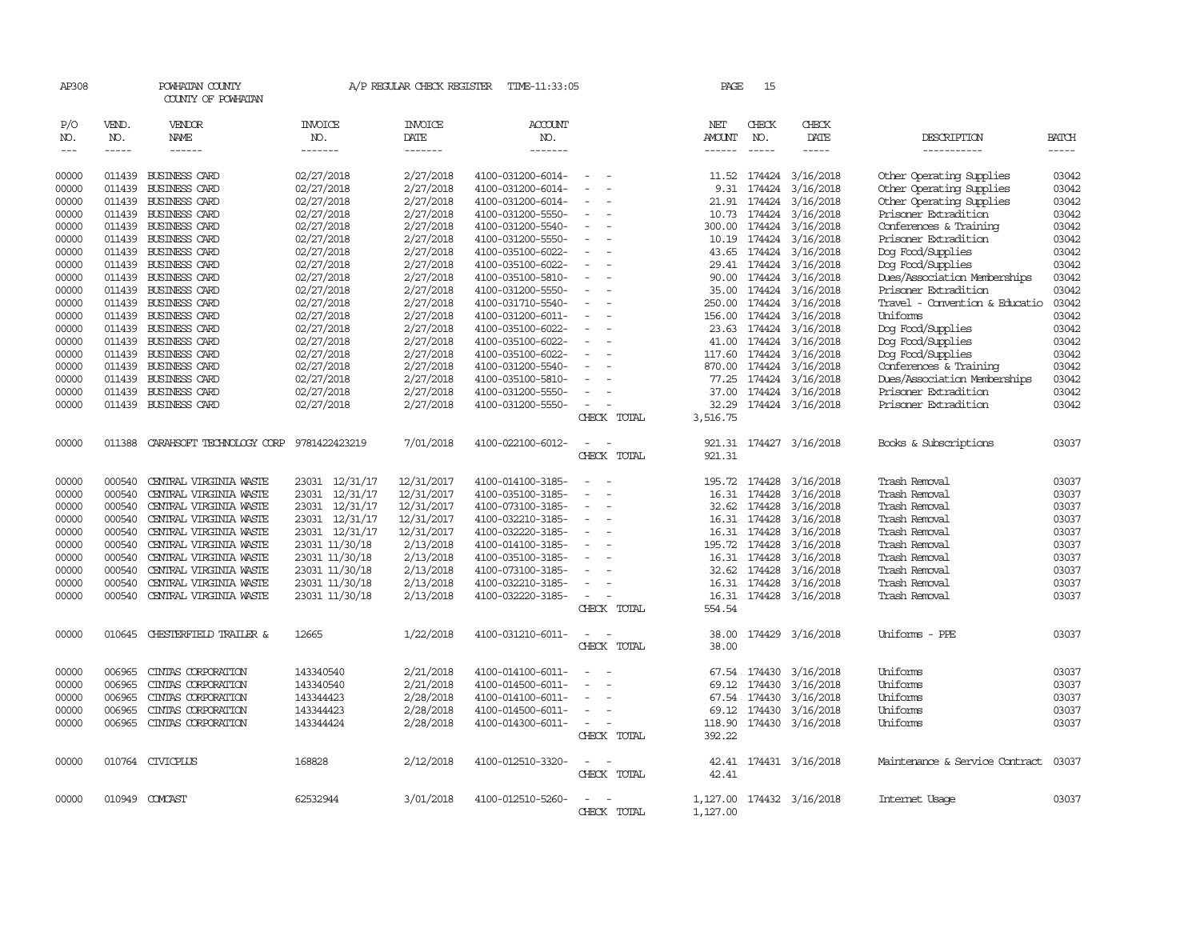AP308 POWHATAN COUNTY A/P REGULAR CHECK REGISTER TIME-11:33:05 PAGE 15

COUNTY OF POWHATAN

| P/O NO. | VEND. NO. | VENDOR NAME | INVOICE NO. | INVOICE DATE | ACCOUNT NO. | | NET AMOUNT | CHECK NO. | CHECK DATE | DESCRIPTION | BATCH |
|---|---|---|---|---|---|---|---|---|---|---|---|
| 00000 | 011439 | BUSINESS CARD | 02/27/2018 | 2/27/2018 | 4100-031200-6014- | - - | 11.52 | 174424 | 3/16/2018 | Other Operating Supplies | 03042 |
| 00000 | 011439 | BUSINESS CARD | 02/27/2018 | 2/27/2018 | 4100-031200-6014- | - - | 9.31 | 174424 | 3/16/2018 | Other Operating Supplies | 03042 |
| 00000 | 011439 | BUSINESS CARD | 02/27/2018 | 2/27/2018 | 4100-031200-6014- | - - | 21.91 | 174424 | 3/16/2018 | Other Operating Supplies | 03042 |
| 00000 | 011439 | BUSINESS CARD | 02/27/2018 | 2/27/2018 | 4100-031200-5550- | - - | 10.73 | 174424 | 3/16/2018 | Prisoner Extradition | 03042 |
| 00000 | 011439 | BUSINESS CARD | 02/27/2018 | 2/27/2018 | 4100-031200-5540- | - - | 300.00 | 174424 | 3/16/2018 | Conferences & Training | 03042 |
| 00000 | 011439 | BUSINESS CARD | 02/27/2018 | 2/27/2018 | 4100-031200-5550- | - - | 10.19 | 174424 | 3/16/2018 | Prisoner Extradition | 03042 |
| 00000 | 011439 | BUSINESS CARD | 02/27/2018 | 2/27/2018 | 4100-035100-6022- | - - | 43.65 | 174424 | 3/16/2018 | Dog Food/Supplies | 03042 |
| 00000 | 011439 | BUSINESS CARD | 02/27/2018 | 2/27/2018 | 4100-035100-6022- | - - | 29.41 | 174424 | 3/16/2018 | Dog Food/Supplies | 03042 |
| 00000 | 011439 | BUSINESS CARD | 02/27/2018 | 2/27/2018 | 4100-035100-5810- | - - | 90.00 | 174424 | 3/16/2018 | Dues/Association Memberships | 03042 |
| 00000 | 011439 | BUSINESS CARD | 02/27/2018 | 2/27/2018 | 4100-031200-5550- | - - | 35.00 | 174424 | 3/16/2018 | Prisoner Extradition | 03042 |
| 00000 | 011439 | BUSINESS CARD | 02/27/2018 | 2/27/2018 | 4100-031710-5540- | - - | 250.00 | 174424 | 3/16/2018 | Travel - Convention & Educatio | 03042 |
| 00000 | 011439 | BUSINESS CARD | 02/27/2018 | 2/27/2018 | 4100-031200-6011- | - - | 156.00 | 174424 | 3/16/2018 | Uniforms | 03042 |
| 00000 | 011439 | BUSINESS CARD | 02/27/2018 | 2/27/2018 | 4100-035100-6022- | - - | 23.63 | 174424 | 3/16/2018 | Dog Food/Supplies | 03042 |
| 00000 | 011439 | BUSINESS CARD | 02/27/2018 | 2/27/2018 | 4100-035100-6022- | - - | 41.00 | 174424 | 3/16/2018 | Dog Food/Supplies | 03042 |
| 00000 | 011439 | BUSINESS CARD | 02/27/2018 | 2/27/2018 | 4100-035100-6022- | - - | 117.60 | 174424 | 3/16/2018 | Dog Food/Supplies | 03042 |
| 00000 | 011439 | BUSINESS CARD | 02/27/2018 | 2/27/2018 | 4100-031200-5540- | - - | 870.00 | 174424 | 3/16/2018 | Conferences & Training | 03042 |
| 00000 | 011439 | BUSINESS CARD | 02/27/2018 | 2/27/2018 | 4100-035100-5810- | - - | 77.25 | 174424 | 3/16/2018 | Dues/Association Memberships | 03042 |
| 00000 | 011439 | BUSINESS CARD | 02/27/2018 | 2/27/2018 | 4100-031200-5550- | - - | 37.00 | 174424 | 3/16/2018 | Prisoner Extradition | 03042 |
| 00000 | 011439 | BUSINESS CARD | 02/27/2018 | 2/27/2018 | 4100-031200-5550- | - - | 32.29 | 174424 | 3/16/2018 | Prisoner Extradition | 03042 |
| | | | | | | CHECK TOTAL | 3,516.75 | | | | |
| 00000 | 011388 | CARAHSOFT TECHNOLOGY CORP | 9781422423219 | 7/01/2018 | 4100-022100-6012- | - - | 921.31 | 174427 | 3/16/2018 | Books & Subscriptions | 03037 |
| | | | | | | CHECK TOTAL | 921.31 | | | | |
| 00000 | 000540 | CENTRAL VIRGINIA WASTE | 23031 12/31/17 | 12/31/2017 | 4100-014100-3185- | - - | 195.72 | 174428 | 3/16/2018 | Trash Removal | 03037 |
| 00000 | 000540 | CENTRAL VIRGINIA WASTE | 23031 12/31/17 | 12/31/2017 | 4100-035100-3185- | - - | 16.31 | 174428 | 3/16/2018 | Trash Removal | 03037 |
| 00000 | 000540 | CENTRAL VIRGINIA WASTE | 23031 12/31/17 | 12/31/2017 | 4100-073100-3185- | - - | 32.62 | 174428 | 3/16/2018 | Trash Removal | 03037 |
| 00000 | 000540 | CENTRAL VIRGINIA WASTE | 23031 12/31/17 | 12/31/2017 | 4100-032210-3185- | - - | 16.31 | 174428 | 3/16/2018 | Trash Removal | 03037 |
| 00000 | 000540 | CENTRAL VIRGINIA WASTE | 23031 12/31/17 | 12/31/2017 | 4100-032220-3185- | - - | 16.31 | 174428 | 3/16/2018 | Trash Removal | 03037 |
| 00000 | 000540 | CENTRAL VIRGINIA WASTE | 23031 11/30/18 | 2/13/2018 | 4100-014100-3185- | - - | 195.72 | 174428 | 3/16/2018 | Trash Removal | 03037 |
| 00000 | 000540 | CENTRAL VIRGINIA WASTE | 23031 11/30/18 | 2/13/2018 | 4100-035100-3185- | - - | 16.31 | 174428 | 3/16/2018 | Trash Removal | 03037 |
| 00000 | 000540 | CENTRAL VIRGINIA WASTE | 23031 11/30/18 | 2/13/2018 | 4100-073100-3185- | - - | 32.62 | 174428 | 3/16/2018 | Trash Removal | 03037 |
| 00000 | 000540 | CENTRAL VIRGINIA WASTE | 23031 11/30/18 | 2/13/2018 | 4100-032210-3185- | - - | 16.31 | 174428 | 3/16/2018 | Trash Removal | 03037 |
| 00000 | 000540 | CENTRAL VIRGINIA WASTE | 23031 11/30/18 | 2/13/2018 | 4100-032220-3185- | - - | 16.31 | 174428 | 3/16/2018 | Trash Removal | 03037 |
| | | | | | | CHECK TOTAL | 554.54 | | | | |
| 00000 | 010645 | CHESTERFIELD TRAILER & | 12665 | 1/22/2018 | 4100-031210-6011- | - - | 38.00 | 174429 | 3/16/2018 | Uniforms - PPE | 03037 |
| | | | | | | CHECK TOTAL | 38.00 | | | | |
| 00000 | 006965 | CINTAS CORPORATION | 143340540 | 2/21/2018 | 4100-014100-6011- | - - | 67.54 | 174430 | 3/16/2018 | Uniforms | 03037 |
| 00000 | 006965 | CINTAS CORPORATION | 143340540 | 2/21/2018 | 4100-014500-6011- | - - | 69.12 | 174430 | 3/16/2018 | Uniforms | 03037 |
| 00000 | 006965 | CINTAS CORPORATION | 143344423 | 2/28/2018 | 4100-014100-6011- | - - | 67.54 | 174430 | 3/16/2018 | Uniforms | 03037 |
| 00000 | 006965 | CINTAS CORPORATION | 143344423 | 2/28/2018 | 4100-014500-6011- | - - | 69.12 | 174430 | 3/16/2018 | Uniforms | 03037 |
| 00000 | 006965 | CINTAS CORPORATION | 143344424 | 2/28/2018 | 4100-014300-6011- | - - | 118.90 | 174430 | 3/16/2018 | Uniforms | 03037 |
| | | | | | | CHECK TOTAL | 392.22 | | | | |
| 00000 | 010764 | CIVICPLUS | 168828 | 2/12/2018 | 4100-012510-3320- | - - | 42.41 | 174431 | 3/16/2018 | Maintenance & Service Contract | 03037 |
| | | | | | | CHECK TOTAL | 42.41 | | | | |
| 00000 | 010949 | COMCAST | 62532944 | 3/01/2018 | 4100-012510-5260- | - - | 1,127.00 | 174432 | 3/16/2018 | Internet Usage | 03037 |
| | | | | | | CHECK TOTAL | 1,127.00 | | | | |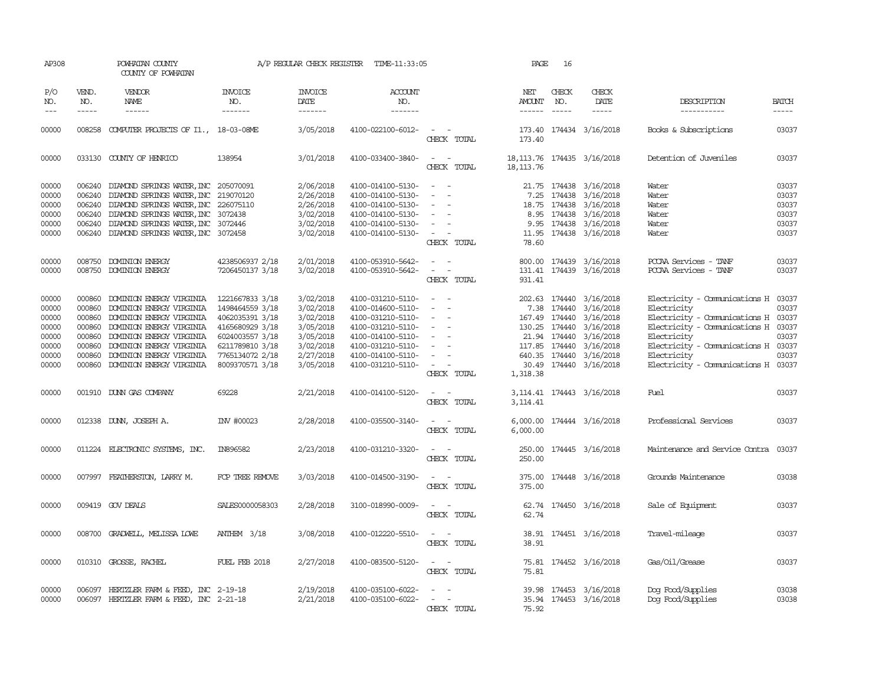AP308 POWHATAN COUNTY A/P REGULAR CHECK REGISTER TIME-11:33:05 PAGE 16

COUNTY OF POWHATAN

| P/O NO. | VEND. NO. | VENDOR NAME | INVOICE NO. | INVOICE DATE | ACCOUNT NO. | | NET AMOUNT | CHECK NO. | CHECK DATE | DESCRIPTION | BATCH |
|---|---|---|---|---|---|---|---|---|---|---|---|
| 00000 | 008258 | COMPUTER PROJECTS OF Il., | 18-03-08ME | 3/05/2018 | 4100-022100-6012- | - - | 173.40 | 174434 | 3/16/2018 | Books & Subscriptions | 03037 |
| | | | | | | CHECK TOTAL | 173.40 | | | | |
| 00000 | 033130 | COUNTY OF HENRICO | 138954 | 3/01/2018 | 4100-033400-3840- | - - | 18,113.76 | 174435 | 3/16/2018 | Detention of Juveniles | 03037 |
| | | | | | | CHECK TOTAL | 18,113.76 | | | | |
| 00000 | 006240 | DIAMOND SPRINGS WATER,INC | 205070091 | 2/06/2018 | 4100-014100-5130- | - - | 21.75 | 174438 | 3/16/2018 | Water | 03037 |
| 00000 | 006240 | DIAMOND SPRINGS WATER,INC | 219070120 | 2/26/2018 | 4100-014100-5130- | - - | 7.25 | 174438 | 3/16/2018 | Water | 03037 |
| 00000 | 006240 | DIAMOND SPRINGS WATER,INC | 226075110 | 2/26/2018 | 4100-014100-5130- | - - | 18.75 | 174438 | 3/16/2018 | Water | 03037 |
| 00000 | 006240 | DIAMOND SPRINGS WATER,INC | 3072438 | 3/02/2018 | 4100-014100-5130- | - - | 8.95 | 174438 | 3/16/2018 | Water | 03037 |
| 00000 | 006240 | DIAMOND SPRINGS WATER,INC | 3072446 | 3/02/2018 | 4100-014100-5130- | - - | 9.95 | 174438 | 3/16/2018 | Water | 03037 |
| 00000 | 006240 | DIAMOND SPRINGS WATER,INC | 3072458 | 3/02/2018 | 4100-014100-5130- | - - | 11.95 | 174438 | 3/16/2018 | Water | 03037 |
| | | | | | | CHECK TOTAL | 78.60 | | | | |
| 00000 | 008750 | DOMINION ENERGY | 4238506937 2/18 | 2/01/2018 | 4100-053910-5642- | - - | 800.00 | 174439 | 3/16/2018 | PCCAA Services - TANF | 03037 |
| 00000 | 008750 | DOMINION ENERGY | 7206450137 3/18 | 3/02/2018 | 4100-053910-5642- | - - | 131.41 | 174439 | 3/16/2018 | PCCAA Services - TANF | 03037 |
| | | | | | | CHECK TOTAL | 931.41 | | | | |
| 00000 | 000860 | DOMINION ENERGY VIRGINIA | 1221667833 3/18 | 3/02/2018 | 4100-031210-5110- | - - | 202.63 | 174440 | 3/16/2018 | Electricity - Communications H | 03037 |
| 00000 | 000860 | DOMINION ENERGY VIRGINIA | 1498464559 3/18 | 3/02/2018 | 4100-014600-5110- | - - | 7.38 | 174440 | 3/16/2018 | Electricity | 03037 |
| 00000 | 000860 | DOMINION ENERGY VIRGINIA | 4062035391 3/18 | 3/02/2018 | 4100-031210-5110- | - - | 167.49 | 174440 | 3/16/2018 | Electricity - Communications H | 03037 |
| 00000 | 000860 | DOMINION ENERGY VIRGINIA | 4165680929 3/18 | 3/05/2018 | 4100-031210-5110- | - - | 130.25 | 174440 | 3/16/2018 | Electricity - Communications H | 03037 |
| 00000 | 000860 | DOMINION ENERGY VIRGINIA | 6024003557 3/18 | 3/05/2018 | 4100-014100-5110- | - - | 21.94 | 174440 | 3/16/2018 | Electricity | 03037 |
| 00000 | 000860 | DOMINION ENERGY VIRGINIA | 6211789810 3/18 | 3/02/2018 | 4100-031210-5110- | - - | 117.85 | 174440 | 3/16/2018 | Electricity - Communications H | 03037 |
| 00000 | 000860 | DOMINION ENERGY VIRGINIA | 7765134072 2/18 | 2/27/2018 | 4100-014100-5110- | - - | 640.35 | 174440 | 3/16/2018 | Electricity | 03037 |
| 00000 | 000860 | DOMINION ENERGY VIRGINIA | 8009370571 3/18 | 3/05/2018 | 4100-031210-5110- | - - | 30.49 | 174440 | 3/16/2018 | Electricity - Communications H | 03037 |
| | | | | | | CHECK TOTAL | 1,318.38 | | | | |
| 00000 | 001910 | DUNN GAS COMPANY | 69228 | 2/21/2018 | 4100-014100-5120- | - - | 3,114.41 | 174443 | 3/16/2018 | Fuel | 03037 |
| | | | | | | CHECK TOTAL | 3,114.41 | | | | |
| 00000 | 012338 | DUNN, JOSEPH A. | INV #00023 | 2/28/2018 | 4100-035500-3140- | - - | 6,000.00 | 174444 | 3/16/2018 | Professional Services | 03037 |
| | | | | | | CHECK TOTAL | 6,000.00 | | | | |
| 00000 | 011224 | ELECTRONIC SYSTEMS, INC. | IN896582 | 2/23/2018 | 4100-031210-3320- | - - | 250.00 | 174445 | 3/16/2018 | Maintenance and Service Contra | 03037 |
| | | | | | | CHECK TOTAL | 250.00 | | | | |
| 00000 | 007997 | FEATHERSTON, LARRY M. | FCP TREE REMOVE | 3/03/2018 | 4100-014500-3190- | - - | 375.00 | 174448 | 3/16/2018 | Grounds Maintenance | 03038 |
| | | | | | | CHECK TOTAL | 375.00 | | | | |
| 00000 | 009419 | GOV DEALS | SALES0000058303 | 2/28/2018 | 3100-018990-0009- | - - | 62.74 | 174450 | 3/16/2018 | Sale of Equipment | 03037 |
| | | | | | | CHECK TOTAL | 62.74 | | | | |
| 00000 | 008700 | GRADWELL, MELISSA LOWE | ANTHEM 3/18 | 3/08/2018 | 4100-012220-5510- | - - | 38.91 | 174451 | 3/16/2018 | Travel-mileage | 03037 |
| | | | | | | CHECK TOTAL | 38.91 | | | | |
| 00000 | 010310 | GROSSE, RACHEL | FUEL FEB 2018 | 2/27/2018 | 4100-083500-5120- | - - | 75.81 | 174452 | 3/16/2018 | Gas/Oil/Grease | 03037 |
| | | | | | | CHECK TOTAL | 75.81 | | | | |
| 00000 | 006097 | HERTZLER FARM & FEED, INC | 2-19-18 | 2/19/2018 | 4100-035100-6022- | - - | 39.98 | 174453 | 3/16/2018 | Dog Food/Supplies | 03038 |
| 00000 | 006097 | HERTZLER FARM & FEED, INC | 2-21-18 | 2/21/2018 | 4100-035100-6022- | - - | 35.94 | 174453 | 3/16/2018 | Dog Food/Supplies | 03038 |
| | | | | | | CHECK TOTAL | 75.92 | | | | |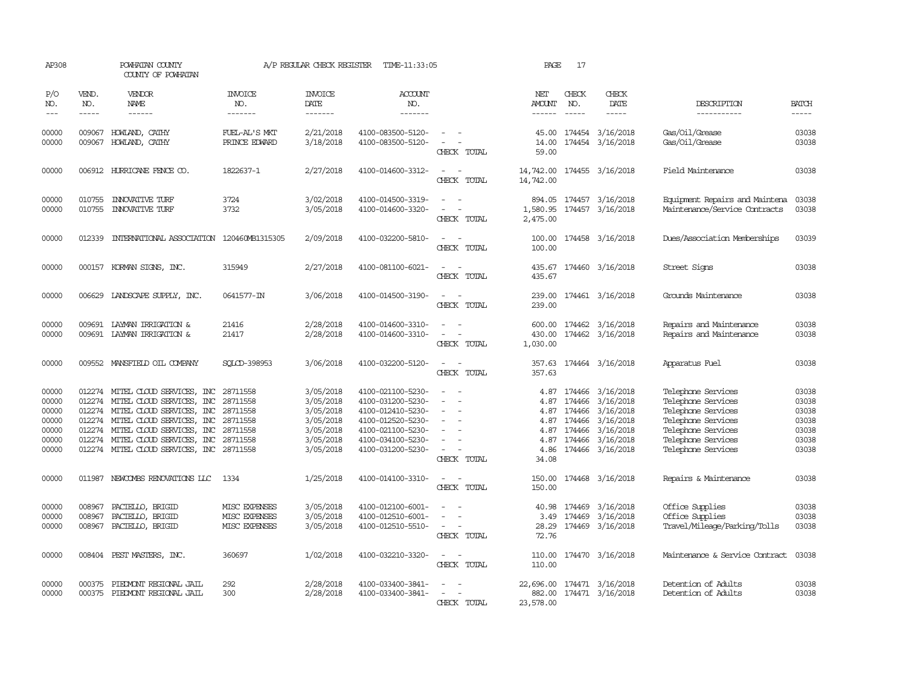AP308 POWHATAN COUNTY A/P REGULAR CHECK REGISTER TIME-11:33:05 PAGE 17
COUNTY OF POWHATAN

| P/O NO. | VEND. NO. | VENDOR NAME | INVOICE NO. | INVOICE DATE | ACCOUNT NO. | | NET AMOUNT | CHECK NO. | CHECK DATE | DESCRIPTION | BATCH |
|---|---|---|---|---|---|---|---|---|---|---|---|
| 00000 | 009067 | HOWLAND, CATHY | FUEL-AL'S MKT | 2/21/2018 | 4100-083500-5120- | - - | 45.00 | 174454 | 3/16/2018 | Gas/Oil/Grease | 03038 |
| 00000 | 009067 | HOWLAND, CATHY | PRINCE EDWARD | 3/18/2018 | 4100-083500-5120- | - - | 14.00 | 174454 | 3/16/2018 | Gas/Oil/Grease | 03038 |
| | | | | | | CHECK TOTAL | 59.00 | | | | |
| 00000 | 006912 | HURRICANE FENCE CO. | 1822637-1 | 2/27/2018 | 4100-014600-3312- | - - | 14,742.00 | 174455 | 3/16/2018 | Field Maintenance | 03038 |
| | | | | | | CHECK TOTAL | 14,742.00 | | | | |
| 00000 | 010755 | INNOVATIVE TURF | 3724 | 3/02/2018 | 4100-014500-3319- | - - | 894.05 | 174457 | 3/16/2018 | Equipment Repairs and Maintena | 03038 |
| 00000 | 010755 | INNOVATIVE TURF | 3732 | 3/05/2018 | 4100-014600-3320- | - - | 1,580.95 | 174457 | 3/16/2018 | Maintenance/Service Contracts | 03038 |
| | | | | | | CHECK TOTAL | 2,475.00 | | | | |
| 00000 | 012339 | INTERNATIONAL ASSOCIATION | 120460MB1315305 | 2/09/2018 | 4100-032200-5810- | - - | 100.00 | 174458 | 3/16/2018 | Dues/Association Memberships | 03039 |
| | | | | | | CHECK TOTAL | 100.00 | | | | |
| 00000 | 000157 | KORMAN SIGNS, INC. | 315949 | 2/27/2018 | 4100-081100-6021- | - - | 435.67 | 174460 | 3/16/2018 | Street Signs | 03038 |
| | | | | | | CHECK TOTAL | 435.67 | | | | |
| 00000 | 006629 | LANDSCAPE SUPPLY, INC. | 0641577-IN | 3/06/2018 | 4100-014500-3190- | - - | 239.00 | 174461 | 3/16/2018 | Grounds Maintenance | 03038 |
| | | | | | | CHECK TOTAL | 239.00 | | | | |
| 00000 | 009691 | LAYMAN IRRIGATION & | 21416 | 2/28/2018 | 4100-014600-3310- | - - | 600.00 | 174462 | 3/16/2018 | Repairs and Maintenance | 03038 |
| 00000 | 009691 | LAYMAN IRRIGATION & | 21417 | 2/28/2018 | 4100-014600-3310- | - - | 430.00 | 174462 | 3/16/2018 | Repairs and Maintenance | 03038 |
| | | | | | | CHECK TOTAL | 1,030.00 | | | | |
| 00000 | 009552 | MANSFIELD OIL COMPANY | SQLCD-398953 | 3/06/2018 | 4100-032200-5120- | - - | 357.63 | 174464 | 3/16/2018 | Apparatus Fuel | 03038 |
| | | | | | | CHECK TOTAL | 357.63 | | | | |
| 00000 | 012274 | MITEL CLOUD SERVICES, INC | 28711558 | 3/05/2018 | 4100-021100-5230- | - - | 4.87 | 174466 | 3/16/2018 | Telephone Services | 03038 |
| 00000 | 012274 | MITEL CLOUD SERVICES, INC | 28711558 | 3/05/2018 | 4100-031200-5230- | - - | 4.87 | 174466 | 3/16/2018 | Telephone Services | 03038 |
| 00000 | 012274 | MITEL CLOUD SERVICES, INC | 28711558 | 3/05/2018 | 4100-012410-5230- | - - | 4.87 | 174466 | 3/16/2018 | Telephone Services | 03038 |
| 00000 | 012274 | MITEL CLOUD SERVICES, INC | 28711558 | 3/05/2018 | 4100-012520-5230- | - - | 4.87 | 174466 | 3/16/2018 | Telephone Services | 03038 |
| 00000 | 012274 | MITEL CLOUD SERVICES, INC | 28711558 | 3/05/2018 | 4100-021100-5230- | - - | 4.87 | 174466 | 3/16/2018 | Telephone Services | 03038 |
| 00000 | 012274 | MITEL CLOUD SERVICES, INC | 28711558 | 3/05/2018 | 4100-034100-5230- | - - | 4.87 | 174466 | 3/16/2018 | Telephone Services | 03038 |
| 00000 | 012274 | MITEL CLOUD SERVICES, INC | 28711558 | 3/05/2018 | 4100-031200-5230- | - - | 4.86 | 174466 | 3/16/2018 | Telephone Services | 03038 |
| | | | | | | CHECK TOTAL | 34.08 | | | | |
| 00000 | 011987 | NEWCOMBS RENOVATIONS LLC | 1334 | 1/25/2018 | 4100-014100-3310- | - - | 150.00 | 174468 | 3/16/2018 | Repairs & Maintenance | 03038 |
| | | | | | | CHECK TOTAL | 150.00 | | | | |
| 00000 | 008967 | PACIELLO, BRIGID | MISC EXPENSES | 3/05/2018 | 4100-012100-6001- | - - | 40.98 | 174469 | 3/16/2018 | Office Supplies | 03038 |
| 00000 | 008967 | PACIELLO, BRIGID | MISC EXPENSES | 3/05/2018 | 4100-012510-6001- | - - | 3.49 | 174469 | 3/16/2018 | Office Supplies | 03038 |
| 00000 | 008967 | PACIELLO, BRIGID | MISC EXPENSES | 3/05/2018 | 4100-012510-5510- | - - | 28.29 | 174469 | 3/16/2018 | Travel/Mileage/Parking/Tolls | 03038 |
| | | | | | | CHECK TOTAL | 72.76 | | | | |
| 00000 | 008404 | PEST MASTERS, INC. | 360697 | 1/02/2018 | 4100-032210-3320- | - - | 110.00 | 174470 | 3/16/2018 | Maintenance & Service Contract | 03038 |
| | | | | | | CHECK TOTAL | 110.00 | | | | |
| 00000 | 000375 | PIEDMONT REGIONAL JAIL | 292 | 2/28/2018 | 4100-033400-3841- | - - | 22,696.00 | 174471 | 3/16/2018 | Detention of Adults | 03038 |
| 00000 | 000375 | PIEDMONT REGIONAL JAIL | 300 | 2/28/2018 | 4100-033400-3841- | - - | 882.00 | 174471 | 3/16/2018 | Detention of Adults | 03038 |
| | | | | | | CHECK TOTAL | 23,578.00 | | | | |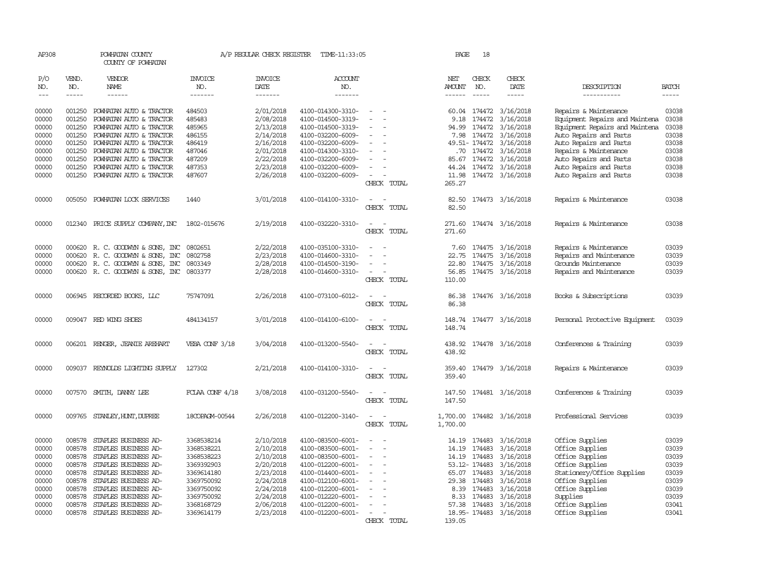AP308 POWHATAN COUNTY A/P REGULAR CHECK REGISTER TIME-11:33:05 PAGE 18

COUNTY OF POWHATAN

| P/O NO. | VEND. NO. | VENDOR NAME | INVOICE NO. | INVOICE DATE | ACCOUNT NO. | | NET AMOUNT | CHECK NO. | CHECK DATE | DESCRIPTION | BATCH |
|---|---|---|---|---|---|---|---|---|---|---|---|
| --- | ----- | ------ | ------- | ------- | ------- | | ------ | ----- | ----- | ----------- | ----- |
| 00000 | 001250 | POWHATAN AUTO & TRACTOR | 484503 | 2/01/2018 | 4100-014300-3310- | - - | 60.04 | 174472 | 3/16/2018 | Repairs & Maintenance | 03038 |
| 00000 | 001250 | POWHATAN AUTO & TRACTOR | 485483 | 2/08/2018 | 4100-014500-3319- | - - | 9.18 | 174472 | 3/16/2018 | Equipment Repairs and Maintena | 03038 |
| 00000 | 001250 | POWHATAN AUTO & TRACTOR | 485965 | 2/13/2018 | 4100-014500-3319- | - - | 94.99 | 174472 | 3/16/2018 | Equipment Repairs and Maintena | 03038 |
| 00000 | 001250 | POWHATAN AUTO & TRACTOR | 486155 | 2/14/2018 | 4100-032200-6009- | - - | 7.98 | 174472 | 3/16/2018 | Auto Repairs and Parts | 03038 |
| 00000 | 001250 | POWHATAN AUTO & TRACTOR | 486419 | 2/16/2018 | 4100-032200-6009- | - - | 49.51- | 174472 | 3/16/2018 | Auto Repairs and Parts | 03038 |
| 00000 | 001250 | POWHATAN AUTO & TRACTOR | 487046 | 2/01/2018 | 4100-014300-3310- | - - | .70 | 174472 | 3/16/2018 | Repairs & Maintenance | 03038 |
| 00000 | 001250 | POWHATAN AUTO & TRACTOR | 487209 | 2/22/2018 | 4100-032200-6009- | - - | 85.67 | 174472 | 3/16/2018 | Auto Repairs and Parts | 03038 |
| 00000 | 001250 | POWHATAN AUTO & TRACTOR | 487353 | 2/23/2018 | 4100-032200-6009- | - - | 44.24 | 174472 | 3/16/2018 | Auto Repairs and Parts | 03038 |
| 00000 | 001250 | POWHATAN AUTO & TRACTOR | 487607 | 2/26/2018 | 4100-032200-6009- | - - | 11.98 | 174472 | 3/16/2018 | Auto Repairs and Parts | 03038 |
| | | | | | | CHECK TOTAL | 265.27 | | | | |
| 00000 | 005050 | POWHATAN LOCK SERVICES | 1440 | 3/01/2018 | 4100-014100-3310- | - - | 82.50 | 174473 | 3/16/2018 | Repairs & Maintenance | 03038 |
| | | | | | | CHECK TOTAL | 82.50 | | | | |
| 00000 | 012340 | PRICE SUPPLY COMPANY,INC | 1802-015676 | 2/19/2018 | 4100-032220-3310- | - - | 271.60 | 174474 | 3/16/2018 | Repairs & Maintenance | 03038 |
| | | | | | | CHECK TOTAL | 271.60 | | | | |
| 00000 | 000620 | R. C. GOODWYN & SONS, INC | 0802651 | 2/22/2018 | 4100-035100-3310- | - - | 7.60 | 174475 | 3/16/2018 | Repairs & Maintenance | 03039 |
| 00000 | 000620 | R. C. GOODWYN & SONS, INC | 0802758 | 2/23/2018 | 4100-014600-3310- | - - | 22.75 | 174475 | 3/16/2018 | Repairs and Maintenance | 03039 |
| 00000 | 000620 | R. C. GOODWYN & SONS, INC | 0803349 | 2/28/2018 | 4100-014500-3190- | - - | 22.80 | 174475 | 3/16/2018 | Grounds Maintenance | 03039 |
| 00000 | 000620 | R. C. GOODWYN & SONS, INC | 0803377 | 2/28/2018 | 4100-014600-3310- | - - | 56.85 | 174475 | 3/16/2018 | Repairs and Maintenance | 03039 |
| | | | | | | CHECK TOTAL | 110.00 | | | | |
| 00000 | 006945 | RECORDED BOOKS, LLC | 75747091 | 2/26/2018 | 4100-073100-6012- | - - | 86.38 | 174476 | 3/16/2018 | Books & Subscriptions | 03039 |
| | | | | | | CHECK TOTAL | 86.38 | | | | |
| 00000 | 009047 | RED WING SHOES | 484134157 | 3/01/2018 | 4100-014100-6100- | - - | 148.74 | 174477 | 3/16/2018 | Personal Protective Equipment | 03039 |
| | | | | | | CHECK TOTAL | 148.74 | | | | |
| 00000 | 006201 | RENGER, JEANIE AREHART | VEBA CONF 3/18 | 3/04/2018 | 4100-013200-5540- | - - | 438.92 | 174478 | 3/16/2018 | Conferences & Training | 03039 |
| | | | | | | CHECK TOTAL | 438.92 | | | | |
| 00000 | 009037 | REYNOLDS LIGHTING SUPPLY | 127302 | 2/21/2018 | 4100-014100-3310- | - - | 359.40 | 174479 | 3/16/2018 | Repairs & Maintenance | 03039 |
| | | | | | | CHECK TOTAL | 359.40 | | | | |
| 00000 | 007570 | SMITH, DANNY LEE | FCLAA CONF 4/18 | 3/08/2018 | 4100-031200-5540- | - - | 147.50 | 174481 | 3/16/2018 | Conferences & Training | 03039 |
| | | | | | | CHECK TOTAL | 147.50 | | | | |
| 00000 | 009765 | STANLEY,HUNT,DUPREE | 18COPAGM-00544 | 2/26/2018 | 4100-012200-3140- | - - | 1,700.00 | 174482 | 3/16/2018 | Professional Services | 03039 |
| | | | | | | CHECK TOTAL | 1,700.00 | | | | |
| 00000 | 008578 | STAPLES BUSINESS AD- | 3368538214 | 2/10/2018 | 4100-083500-6001- | - - | 14.19 | 174483 | 3/16/2018 | Office Supplies | 03039 |
| 00000 | 008578 | STAPLES BUSINESS AD- | 3368538221 | 2/10/2018 | 4100-083500-6001- | - - | 14.19 | 174483 | 3/16/2018 | Office Supplies | 03039 |
| 00000 | 008578 | STAPLES BUSINESS AD- | 3368538223 | 2/10/2018 | 4100-083500-6001- | - - | 14.19 | 174483 | 3/16/2018 | Office Supplies | 03039 |
| 00000 | 008578 | STAPLES BUSINESS AD- | 3369392903 | 2/20/2018 | 4100-012200-6001- | - - | 53.12- | 174483 | 3/16/2018 | Office Supplies | 03039 |
| 00000 | 008578 | STAPLES BUSINESS AD- | 3369614180 | 2/23/2018 | 4100-014400-6001- | - - | 65.07 | 174483 | 3/16/2018 | Stationery/Office Supplies | 03039 |
| 00000 | 008578 | STAPLES BUSINESS AD- | 3369750092 | 2/24/2018 | 4100-012100-6001- | - - | 29.38 | 174483 | 3/16/2018 | Office Supplies | 03039 |
| 00000 | 008578 | STAPLES BUSINESS AD- | 3369750092 | 2/24/2018 | 4100-012200-6001- | - - | 8.39 | 174483 | 3/16/2018 | Office Supplies | 03039 |
| 00000 | 008578 | STAPLES BUSINESS AD- | 3369750092 | 2/24/2018 | 4100-012220-6001- | - - | 8.33 | 174483 | 3/16/2018 | Supplies | 03039 |
| 00000 | 008578 | STAPLES BUSINESS AD- | 3368168729 | 2/06/2018 | 4100-012200-6001- | - - | 57.38 | 174483 | 3/16/2018 | Office Supplies | 03041 |
| 00000 | 008578 | STAPLES BUSINESS AD- | 3369614179 | 2/23/2018 | 4100-012200-6001- | - - | 18.95- | 174483 | 3/16/2018 | Office Supplies | 03041 |
| | | | | | | CHECK TOTAL | 139.05 | | | | |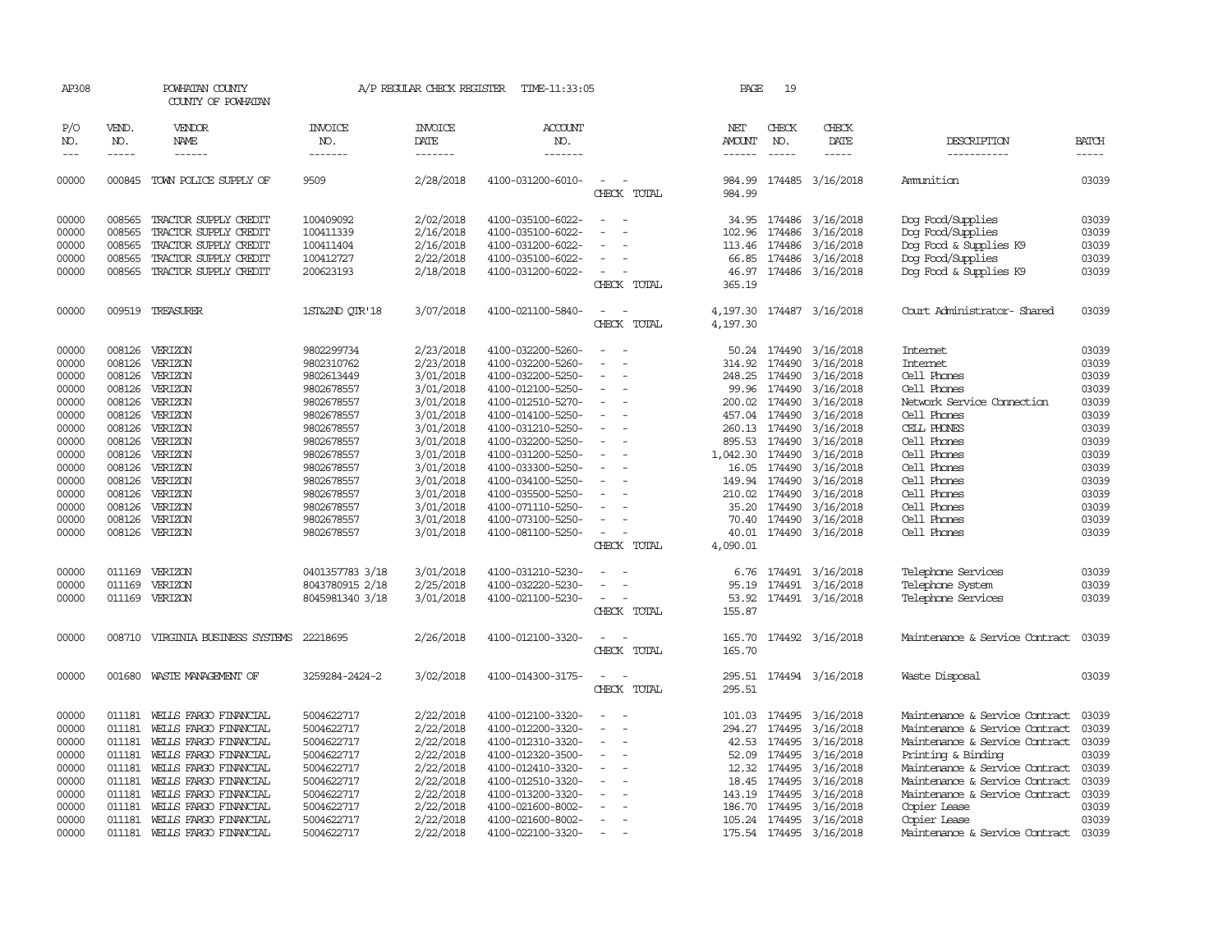AP308 POWHATAN COUNTY A/P REGULAR CHECK REGISTER TIME-11:33:05 PAGE 19

COUNTY OF POWHATAN

| P/O NO. | VEND. NO. | VENDOR NAME | INVOICE NO. | INVOICE DATE | ACCOUNT NO. | | NET AMOUNT | CHECK NO. | CHECK DATE | DESCRIPTION | BATCH |
|---|---|---|---|---|---|---|---|---|---|---|---|
| 00000 | 000845 | TOWN POLICE SUPPLY OF | 9509 | 2/28/2018 | 4100-031200-6010- | - - | 984.99 | 174485 | 3/16/2018 | Ammunition | 03039 |
| | | | | | | CHECK TOTAL | 984.99 | | | | |
| 00000 | 008565 | TRACTOR SUPPLY CREDIT | 100409092 | 2/02/2018 | 4100-035100-6022- | - - | 34.95 | 174486 | 3/16/2018 | Dog Food/Supplies | 03039 |
| 00000 | 008565 | TRACTOR SUPPLY CREDIT | 100411339 | 2/16/2018 | 4100-035100-6022- | - - | 102.96 | 174486 | 3/16/2018 | Dog Food/Supplies | 03039 |
| 00000 | 008565 | TRACTOR SUPPLY CREDIT | 100411404 | 2/16/2018 | 4100-031200-6022- | - - | 113.46 | 174486 | 3/16/2018 | Dog Food & Supplies K9 | 03039 |
| 00000 | 008565 | TRACTOR SUPPLY CREDIT | 100412727 | 2/22/2018 | 4100-035100-6022- | - - | 66.85 | 174486 | 3/16/2018 | Dog Food/Supplies | 03039 |
| 00000 | 008565 | TRACTOR SUPPLY CREDIT | 200623193 | 2/18/2018 | 4100-031200-6022- | - - | 46.97 | 174486 | 3/16/2018 | Dog Food & Supplies K9 | 03039 |
| | | | | | | CHECK TOTAL | 365.19 | | | | |
| 00000 | 009519 | TREASURER | 1ST&2ND QTR'18 | 3/07/2018 | 4100-021100-5840- | - - | 4,197.30 | 174487 | 3/16/2018 | Court Administrator- Shared | 03039 |
| | | | | | | CHECK TOTAL | 4,197.30 | | | | |
| 00000 | 008126 | VERIZON | 9802299734 | 2/23/2018 | 4100-032200-5260- | - - | 50.24 | 174490 | 3/16/2018 | Internet | 03039 |
| 00000 | 008126 | VERIZON | 9802310762 | 2/23/2018 | 4100-032200-5260- | - - | 314.92 | 174490 | 3/16/2018 | Internet | 03039 |
| 00000 | 008126 | VERIZON | 9802613449 | 3/01/2018 | 4100-032200-5250- | - - | 248.25 | 174490 | 3/16/2018 | Cell Phones | 03039 |
| 00000 | 008126 | VERIZON | 9802678557 | 3/01/2018 | 4100-012100-5250- | - - | 99.96 | 174490 | 3/16/2018 | Cell Phones | 03039 |
| 00000 | 008126 | VERIZON | 9802678557 | 3/01/2018 | 4100-012510-5270- | - - | 200.02 | 174490 | 3/16/2018 | Network Service Connection | 03039 |
| 00000 | 008126 | VERIZON | 9802678557 | 3/01/2018 | 4100-014100-5250- | - - | 457.04 | 174490 | 3/16/2018 | Cell Phones | 03039 |
| 00000 | 008126 | VERIZON | 9802678557 | 3/01/2018 | 4100-031210-5250- | - - | 260.13 | 174490 | 3/16/2018 | CELL PHONES | 03039 |
| 00000 | 008126 | VERIZON | 9802678557 | 3/01/2018 | 4100-032200-5250- | - - | 895.53 | 174490 | 3/16/2018 | Cell Phones | 03039 |
| 00000 | 008126 | VERIZON | 9802678557 | 3/01/2018 | 4100-031200-5250- | - - | 1,042.30 | 174490 | 3/16/2018 | Cell Phones | 03039 |
| 00000 | 008126 | VERIZON | 9802678557 | 3/01/2018 | 4100-033300-5250- | - - | 16.05 | 174490 | 3/16/2018 | Cell Phones | 03039 |
| 00000 | 008126 | VERIZON | 9802678557 | 3/01/2018 | 4100-034100-5250- | - - | 149.94 | 174490 | 3/16/2018 | Cell Phones | 03039 |
| 00000 | 008126 | VERIZON | 9802678557 | 3/01/2018 | 4100-035500-5250- | - - | 210.02 | 174490 | 3/16/2018 | Cell Phones | 03039 |
| 00000 | 008126 | VERIZON | 9802678557 | 3/01/2018 | 4100-071110-5250- | - - | 35.20 | 174490 | 3/16/2018 | Cell Phones | 03039 |
| 00000 | 008126 | VERIZON | 9802678557 | 3/01/2018 | 4100-073100-5250- | - - | 70.40 | 174490 | 3/16/2018 | Cell Phones | 03039 |
| 00000 | 008126 | VERIZON | 9802678557 | 3/01/2018 | 4100-081100-5250- | - - | 40.01 | 174490 | 3/16/2018 | Cell Phones | 03039 |
| | | | | | | CHECK TOTAL | 4,090.01 | | | | |
| 00000 | 011169 | VERIZON | 0401357783 3/18 | 3/01/2018 | 4100-031210-5230- | - - | 6.76 | 174491 | 3/16/2018 | Telephone Services | 03039 |
| 00000 | 011169 | VERIZON | 8043780915 2/18 | 2/25/2018 | 4100-032220-5230- | - - | 95.19 | 174491 | 3/16/2018 | Telephone System | 03039 |
| 00000 | 011169 | VERIZON | 8045981340 3/18 | 3/01/2018 | 4100-021100-5230- | - - | 53.92 | 174491 | 3/16/2018 | Telephone Services | 03039 |
| | | | | | | CHECK TOTAL | 155.87 | | | | |
| 00000 | 008710 | VIRGINIA BUSINESS SYSTEMS | 22218695 | 2/26/2018 | 4100-012100-3320- | - - | 165.70 | 174492 | 3/16/2018 | Maintenance & Service Contract | 03039 |
| | | | | | | CHECK TOTAL | 165.70 | | | | |
| 00000 | 001680 | WASTE MANAGEMENT OF | 3259284-2424-2 | 3/02/2018 | 4100-014300-3175- | - - | 295.51 | 174494 | 3/16/2018 | Waste Disposal | 03039 |
| | | | | | | CHECK TOTAL | 295.51 | | | | |
| 00000 | 011181 | WELLS FARGO FINANCIAL | 5004622717 | 2/22/2018 | 4100-012100-3320- | - - | 101.03 | 174495 | 3/16/2018 | Maintenance & Service Contract | 03039 |
| 00000 | 011181 | WELLS FARGO FINANCIAL | 5004622717 | 2/22/2018 | 4100-012200-3320- | - - | 294.27 | 174495 | 3/16/2018 | Maintenance & Service Contract | 03039 |
| 00000 | 011181 | WELLS FARGO FINANCIAL | 5004622717 | 2/22/2018 | 4100-012310-3320- | - - | 42.53 | 174495 | 3/16/2018 | Maintenance & Service Contract | 03039 |
| 00000 | 011181 | WELLS FARGO FINANCIAL | 5004622717 | 2/22/2018 | 4100-012320-3500- | - - | 52.09 | 174495 | 3/16/2018 | Printing & Binding | 03039 |
| 00000 | 011181 | WELLS FARGO FINANCIAL | 5004622717 | 2/22/2018 | 4100-012410-3320- | - - | 12.32 | 174495 | 3/16/2018 | Maintenance & Service Contract | 03039 |
| 00000 | 011181 | WELLS FARGO FINANCIAL | 5004622717 | 2/22/2018 | 4100-012510-3320- | - - | 18.45 | 174495 | 3/16/2018 | Maintenance & Service Contract | 03039 |
| 00000 | 011181 | WELLS FARGO FINANCIAL | 5004622717 | 2/22/2018 | 4100-013200-3320- | - - | 143.19 | 174495 | 3/16/2018 | Maintenance & Service Contract | 03039 |
| 00000 | 011181 | WELLS FARGO FINANCIAL | 5004622717 | 2/22/2018 | 4100-021600-8002- | - - | 186.70 | 174495 | 3/16/2018 | Copier Lease | 03039 |
| 00000 | 011181 | WELLS FARGO FINANCIAL | 5004622717 | 2/22/2018 | 4100-021600-8002- | - - | 105.24 | 174495 | 3/16/2018 | Copier Lease | 03039 |
| 00000 | 011181 | WELLS FARGO FINANCIAL | 5004622717 | 2/22/2018 | 4100-022100-3320- | - - | 175.54 | 174495 | 3/16/2018 | Maintenance & Service Contract | 03039 |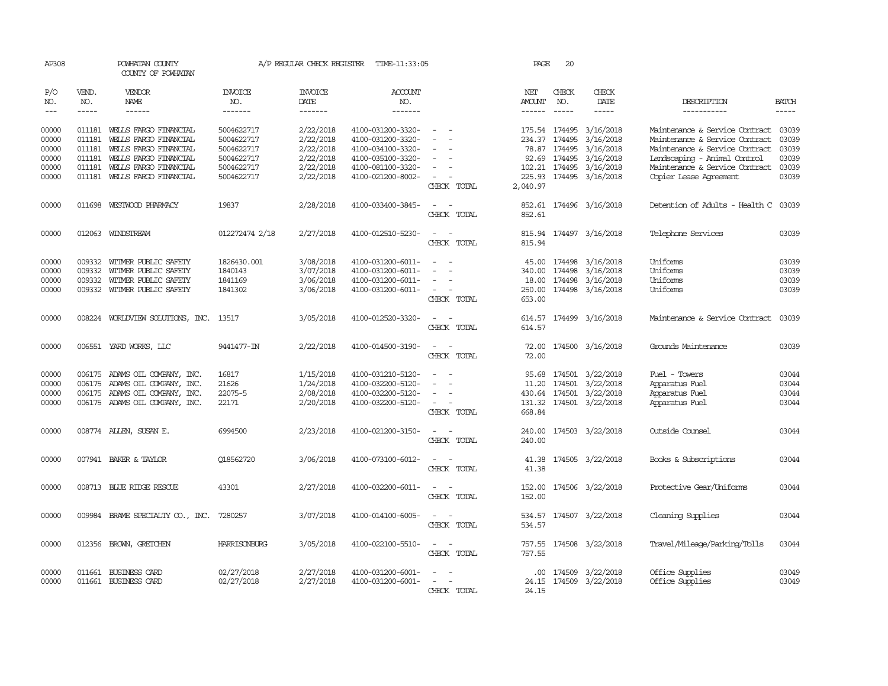AP308 POWHATAN COUNTY A/P REGULAR CHECK REGISTER TIME-11:33:05 PAGE 20
COUNTY OF POWHATAN

| P/O NO. | VEND. NO. | VENDOR NAME | INVOICE NO. | INVOICE DATE | ACCOUNT NO. | | NET AMOUNT | CHECK NO. | CHECK DATE | DESCRIPTION | BATCH |
|---|---|---|---|---|---|---|---|---|---|---|---|
| 00000 | 011181 | WELLS FARGO FINANCIAL | 5004622717 | 2/22/2018 | 4100-031200-3320- | - - | 175.54 | 174495 | 3/16/2018 | Maintenance & Service Contract | 03039 |
| 00000 | 011181 | WELLS FARGO FINANCIAL | 5004622717 | 2/22/2018 | 4100-031200-3320- | - - | 234.37 | 174495 | 3/16/2018 | Maintenance & Service Contract | 03039 |
| 00000 | 011181 | WELLS FARGO FINANCIAL | 5004622717 | 2/22/2018 | 4100-034100-3320- | - - | 78.87 | 174495 | 3/16/2018 | Maintenance & Service Contract | 03039 |
| 00000 | 011181 | WELLS FARGO FINANCIAL | 5004622717 | 2/22/2018 | 4100-035100-3320- | - - | 92.69 | 174495 | 3/16/2018 | Landscaping - Animal Control | 03039 |
| 00000 | 011181 | WELLS FARGO FINANCIAL | 5004622717 | 2/22/2018 | 4100-081100-3320- | - - | 102.21 | 174495 | 3/16/2018 | Maintenance & Service Contract | 03039 |
| 00000 | 011181 | WELLS FARGO FINANCIAL | 5004622717 | 2/22/2018 | 4100-021200-8002- | - - | 225.93 | 174495 | 3/16/2018 | Copier Lease Agreement | 03039 |
| | | | | | | CHECK TOTAL | 2,040.97 | | | | |
| 00000 | 011698 | WESTWOOD PHARMACY | 19837 | 2/28/2018 | 4100-033400-3845- | - - | 852.61 | 174496 | 3/16/2018 | Detention of Adults - Health C | 03039 |
| | | | | | | CHECK TOTAL | 852.61 | | | | |
| 00000 | 012063 | WINDSTREAM | 012272474 2/18 | 2/27/2018 | 4100-012510-5230- | - - | 815.94 | 174497 | 3/16/2018 | Telephone Services | 03039 |
| | | | | | | CHECK TOTAL | 815.94 | | | | |
| 00000 | 009332 | WITMER PUBLIC SAFETY | 1826430.001 | 3/08/2018 | 4100-031200-6011- | - - | 45.00 | 174498 | 3/16/2018 | Uniforms | 03039 |
| 00000 | 009332 | WITMER PUBLIC SAFETY | 1840143 | 3/07/2018 | 4100-031200-6011- | - - | 340.00 | 174498 | 3/16/2018 | Uniforms | 03039 |
| 00000 | 009332 | WITMER PUBLIC SAFETY | 1841169 | 3/06/2018 | 4100-031200-6011- | - - | 18.00 | 174498 | 3/16/2018 | Uniforms | 03039 |
| 00000 | 009332 | WITMER PUBLIC SAFETY | 1841302 | 3/06/2018 | 4100-031200-6011- | - - | 250.00 | 174498 | 3/16/2018 | Uniforms | 03039 |
| | | | | | | CHECK TOTAL | 653.00 | | | | |
| 00000 | 008224 | WORLDVIEW SOLUTIONS, INC. | 13517 | 3/05/2018 | 4100-012520-3320- | - - | 614.57 | 174499 | 3/16/2018 | Maintenance & Service Contract | 03039 |
| | | | | | | CHECK TOTAL | 614.57 | | | | |
| 00000 | 006551 | YARD WORKS, LLC | 9441477-IN | 2/22/2018 | 4100-014500-3190- | - - | 72.00 | 174500 | 3/16/2018 | Grounds Maintenance | 03039 |
| | | | | | | CHECK TOTAL | 72.00 | | | | |
| 00000 | 006175 | ADAMS OIL COMPANY, INC. | 16817 | 1/15/2018 | 4100-031210-5120- | - - | 95.68 | 174501 | 3/22/2018 | Fuel - Towers | 03044 |
| 00000 | 006175 | ADAMS OIL COMPANY, INC. | 21626 | 1/24/2018 | 4100-032200-5120- | - - | 11.20 | 174501 | 3/22/2018 | Apparatus Fuel | 03044 |
| 00000 | 006175 | ADAMS OIL COMPANY, INC. | 22075-5 | 2/08/2018 | 4100-032200-5120- | - - | 430.64 | 174501 | 3/22/2018 | Apparatus Fuel | 03044 |
| 00000 | 006175 | ADAMS OIL COMPANY, INC. | 22171 | 2/20/2018 | 4100-032200-5120- | - - | 131.32 | 174501 | 3/22/2018 | Apparatus Fuel | 03044 |
| | | | | | | CHECK TOTAL | 668.84 | | | | |
| 00000 | 008774 | ALLEN, SUSAN E. | 6994500 | 2/23/2018 | 4100-021200-3150- | - - | 240.00 | 174503 | 3/22/2018 | Outside Counsel | 03044 |
| | | | | | | CHECK TOTAL | 240.00 | | | | |
| 00000 | 007941 | BAKER & TAYLOR | Q18562720 | 3/06/2018 | 4100-073100-6012- | - - | 41.38 | 174505 | 3/22/2018 | Books & Subscriptions | 03044 |
| | | | | | | CHECK TOTAL | 41.38 | | | | |
| 00000 | 008713 | BLUE RIDGE RESCUE | 43301 | 2/27/2018 | 4100-032200-6011- | - - | 152.00 | 174506 | 3/22/2018 | Protective Gear/Uniforms | 03044 |
| | | | | | | CHECK TOTAL | 152.00 | | | | |
| 00000 | 009984 | BRAME SPECIALTY CO., INC. | 7280257 | 3/07/2018 | 4100-014100-6005- | - - | 534.57 | 174507 | 3/22/2018 | Cleaning Supplies | 03044 |
| | | | | | | CHECK TOTAL | 534.57 | | | | |
| 00000 | 012356 | BROWN, GRETCHEN | HARRISONBURG | 3/05/2018 | 4100-022100-5510- | - - | 757.55 | 174508 | 3/22/2018 | Travel/Mileage/Parking/Tolls | 03044 |
| | | | | | | CHECK TOTAL | 757.55 | | | | |
| 00000 | 011661 | BUSINESS CARD | 02/27/2018 | 2/27/2018 | 4100-031200-6001- | - - | .00 | 174509 | 3/22/2018 | Office Supplies | 03049 |
| 00000 | 011661 | BUSINESS CARD | 02/27/2018 | 2/27/2018 | 4100-031200-6001- | - - | 24.15 | 174509 | 3/22/2018 | Office Supplies | 03049 |
| | | | | | | CHECK TOTAL | 24.15 | | | | |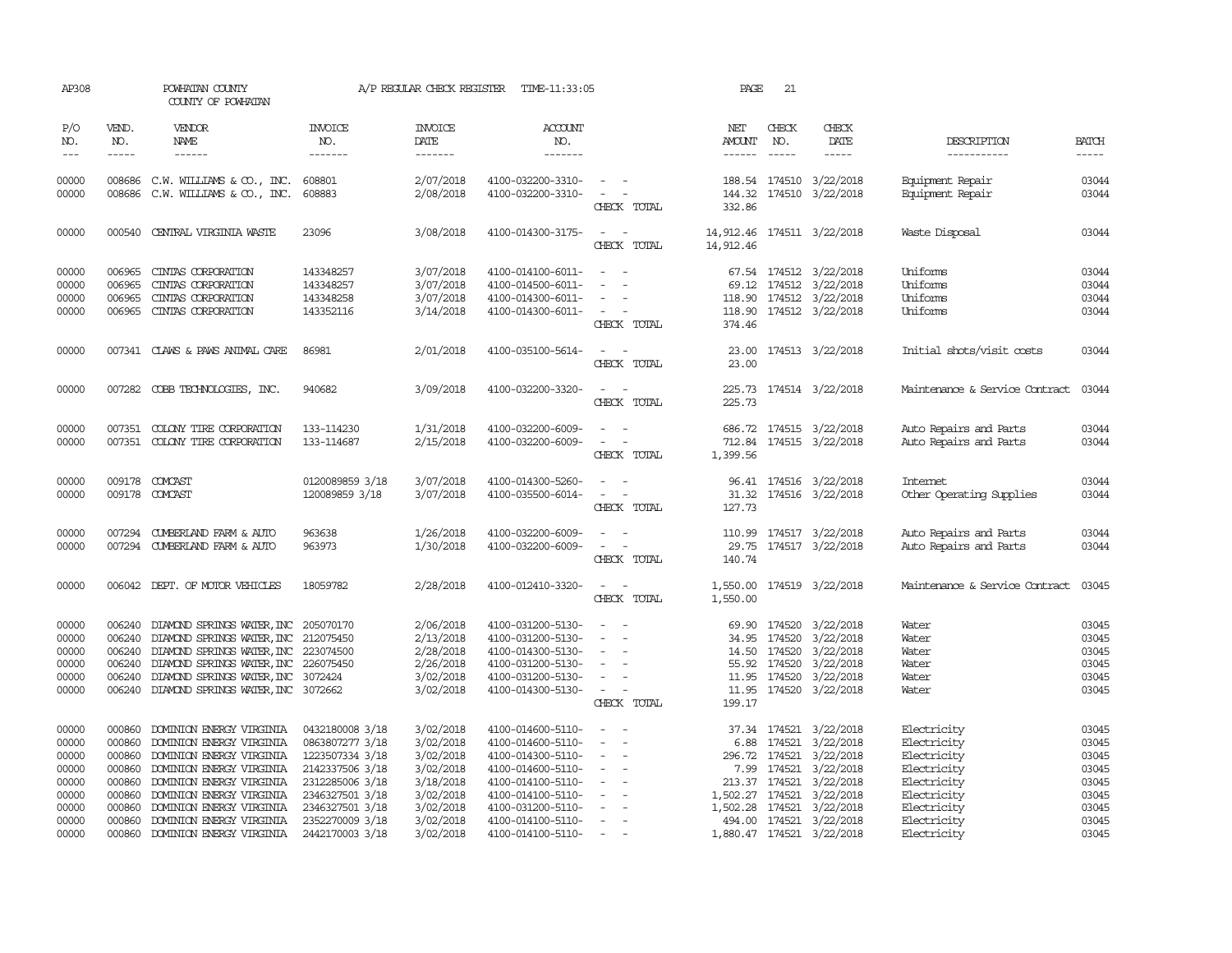AP308 POWHATAN COUNTY A/P REGULAR CHECK REGISTER TIME-11:33:05 PAGE 21

COUNTY OF POWHATAN

| P/O NO. | VEND. NO. | VENDOR NAME | INVOICE NO. | INVOICE DATE | ACCOUNT NO. | | NET AMOUNT | CHECK NO. | CHECK DATE | DESCRIPTION | BATCH |
|---|---|---|---|---|---|---|---|---|---|---|---|
| --- | ----- | ------ | ------- | ------- | ------- | | ------ | ----- | ----- | ----------- | ----- |
| 00000 | 008686 | C.W. WILLIAMS & CO., INC. | 608801 | 2/07/2018 | 4100-032200-3310- | - - | 188.54 | 174510 | 3/22/2018 | Equipment Repair | 03044 |
| 00000 | 008686 | C.W. WILLIAMS & CO., INC. | 608883 | 2/08/2018 | 4100-032200-3310- | - - | 144.32 | 174510 | 3/22/2018 | Equipment Repair | 03044 |
| | | | | | | CHECK TOTAL | 332.86 | | | | |
| 00000 | 000540 | CENTRAL VIRGINIA WASTE | 23096 | 3/08/2018 | 4100-014300-3175- | - - | 14,912.46 | 174511 | 3/22/2018 | Waste Disposal | 03044 |
| | | | | | | CHECK TOTAL | 14,912.46 | | | | |
| 00000 | 006965 | CINTAS CORPORATION | 143348257 | 3/07/2018 | 4100-014100-6011- | - - | 67.54 | 174512 | 3/22/2018 | Uniforms | 03044 |
| 00000 | 006965 | CINTAS CORPORATION | 143348257 | 3/07/2018 | 4100-014500-6011- | - - | 69.12 | 174512 | 3/22/2018 | Uniforms | 03044 |
| 00000 | 006965 | CINTAS CORPORATION | 143348258 | 3/07/2018 | 4100-014300-6011- | - - | 118.90 | 174512 | 3/22/2018 | Uniforms | 03044 |
| 00000 | 006965 | CINTAS CORPORATION | 143352116 | 3/14/2018 | 4100-014300-6011- | - - | 118.90 | 174512 | 3/22/2018 | Uniforms | 03044 |
| | | | | | | CHECK TOTAL | 374.46 | | | | |
| 00000 | 007341 | CLAWS & PAWS ANIMAL CARE | 86981 | 2/01/2018 | 4100-035100-5614- | - - | 23.00 | 174513 | 3/22/2018 | Initial shots/visit costs | 03044 |
| | | | | | | CHECK TOTAL | 23.00 | | | | |
| 00000 | 007282 | COBB TECHNOLOGIES, INC. | 940682 | 3/09/2018 | 4100-032200-3320- | - - | 225.73 | 174514 | 3/22/2018 | Maintenance & Service Contract | 03044 |
| | | | | | | CHECK TOTAL | 225.73 | | | | |
| 00000 | 007351 | COLONY TIRE CORPORATION | 133-114230 | 1/31/2018 | 4100-032200-6009- | - - | 686.72 | 174515 | 3/22/2018 | Auto Repairs and Parts | 03044 |
| 00000 | 007351 | COLONY TIRE CORPORATION | 133-114687 | 2/15/2018 | 4100-032200-6009- | - - | 712.84 | 174515 | 3/22/2018 | Auto Repairs and Parts | 03044 |
| | | | | | | CHECK TOTAL | 1,399.56 | | | | |
| 00000 | 009178 | COMCAST | 0120089859 3/18 | 3/07/2018 | 4100-014300-5260- | - - | 96.41 | 174516 | 3/22/2018 | Internet | 03044 |
| 00000 | 009178 | COMCAST | 120089859 3/18 | 3/07/2018 | 4100-035500-6014- | - - | 31.32 | 174516 | 3/22/2018 | Other Operating Supplies | 03044 |
| | | | | | | CHECK TOTAL | 127.73 | | | | |
| 00000 | 007294 | CUMBERLAND FARM & AUTO | 963638 | 1/26/2018 | 4100-032200-6009- | - - | 110.99 | 174517 | 3/22/2018 | Auto Repairs and Parts | 03044 |
| 00000 | 007294 | CUMBERLAND FARM & AUTO | 963973 | 1/30/2018 | 4100-032200-6009- | - - | 29.75 | 174517 | 3/22/2018 | Auto Repairs and Parts | 03044 |
| | | | | | | CHECK TOTAL | 140.74 | | | | |
| 00000 | 006042 | DEPT. OF MOTOR VEHICLES | 18059782 | 2/28/2018 | 4100-012410-3320- | - - | 1,550.00 | 174519 | 3/22/2018 | Maintenance & Service Contract | 03045 |
| | | | | | | CHECK TOTAL | 1,550.00 | | | | |
| 00000 | 006240 | DIAMOND SPRINGS WATER,INC | 205070170 | 2/06/2018 | 4100-031200-5130- | - - | 69.90 | 174520 | 3/22/2018 | Water | 03045 |
| 00000 | 006240 | DIAMOND SPRINGS WATER,INC | 212075450 | 2/13/2018 | 4100-031200-5130- | - - | 34.95 | 174520 | 3/22/2018 | Water | 03045 |
| 00000 | 006240 | DIAMOND SPRINGS WATER,INC | 223074500 | 2/28/2018 | 4100-014300-5130- | - - | 14.50 | 174520 | 3/22/2018 | Water | 03045 |
| 00000 | 006240 | DIAMOND SPRINGS WATER,INC | 226075450 | 2/26/2018 | 4100-031200-5130- | - - | 55.92 | 174520 | 3/22/2018 | Water | 03045 |
| 00000 | 006240 | DIAMOND SPRINGS WATER,INC | 3072424 | 3/02/2018 | 4100-031200-5130- | - - | 11.95 | 174520 | 3/22/2018 | Water | 03045 |
| 00000 | 006240 | DIAMOND SPRINGS WATER,INC | 3072662 | 3/02/2018 | 4100-014300-5130- | - - | 11.95 | 174520 | 3/22/2018 | Water | 03045 |
| | | | | | | CHECK TOTAL | 199.17 | | | | |
| 00000 | 000860 | DOMINION ENERGY VIRGINIA | 0432180008 3/18 | 3/02/2018 | 4100-014600-5110- | - - | 37.34 | 174521 | 3/22/2018 | Electricity | 03045 |
| 00000 | 000860 | DOMINION ENERGY VIRGINIA | 0863807277 3/18 | 3/02/2018 | 4100-014600-5110- | - - | 6.88 | 174521 | 3/22/2018 | Electricity | 03045 |
| 00000 | 000860 | DOMINION ENERGY VIRGINIA | 1223507334 3/18 | 3/02/2018 | 4100-014300-5110- | - - | 296.72 | 174521 | 3/22/2018 | Electricity | 03045 |
| 00000 | 000860 | DOMINION ENERGY VIRGINIA | 2142337506 3/18 | 3/02/2018 | 4100-014600-5110- | - - | 7.99 | 174521 | 3/22/2018 | Electricity | 03045 |
| 00000 | 000860 | DOMINION ENERGY VIRGINIA | 2312285006 3/18 | 3/18/2018 | 4100-014100-5110- | - - | 213.37 | 174521 | 3/22/2018 | Electricity | 03045 |
| 00000 | 000860 | DOMINION ENERGY VIRGINIA | 2346327501 3/18 | 3/02/2018 | 4100-014100-5110- | - - | 1,502.27 | 174521 | 3/22/2018 | Electricity | 03045 |
| 00000 | 000860 | DOMINION ENERGY VIRGINIA | 2346327501 3/18 | 3/02/2018 | 4100-031200-5110- | - - | 1,502.28 | 174521 | 3/22/2018 | Electricity | 03045 |
| 00000 | 000860 | DOMINION ENERGY VIRGINIA | 2352270009 3/18 | 3/02/2018 | 4100-014100-5110- | - - | 494.00 | 174521 | 3/22/2018 | Electricity | 03045 |
| 00000 | 000860 | DOMINION ENERGY VIRGINIA | 2442170003 3/18 | 3/02/2018 | 4100-014100-5110- | - - | 1,880.47 | 174521 | 3/22/2018 | Electricity | 03045 |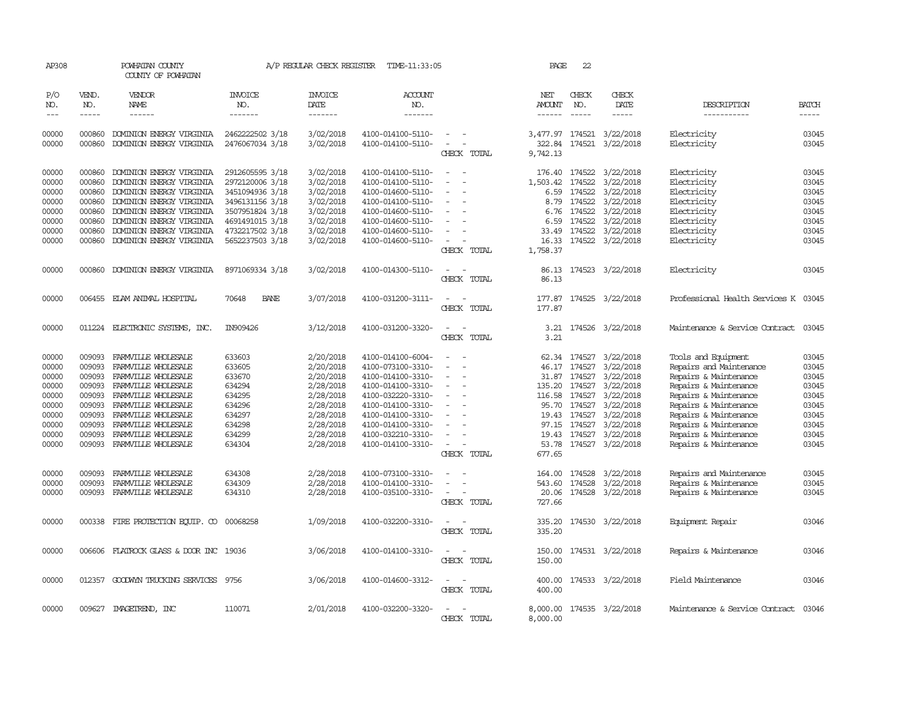AP308 POWHATAN COUNTY A/P REGULAR CHECK REGISTER TIME-11:33:05

COUNTY OF POWHATAN

| P/O NO. | VEND. NO. | VENDOR NAME | INVOICE NO. | INVOICE DATE | ACCOUNT NO. | | NET AMOUNT | CHECK NO. | CHECK DATE | DESCRIPTION | BATCH |
|---|---|---|---|---|---|---|---|---|---|---|---|
| 00000 | 000860 | DOMINION ENERGY VIRGINIA | 2462222502 3/18 | 3/02/2018 | 4100-014100-5110- | - - | 3,477.97 | 174521 | 3/22/2018 | Electricity | 03045 |
| 00000 | 000860 | DOMINION ENERGY VIRGINIA | 2476067034 3/18 | 3/02/2018 | 4100-014100-5110- | - - | 322.84 | 174521 | 3/22/2018 | Electricity | 03045 |
| | | | | | | CHECK TOTAL | 9,742.13 | | | | |
| 00000 | 000860 | DOMINION ENERGY VIRGINIA | 2912605595 3/18 | 3/02/2018 | 4100-014100-5110- | - - | 176.40 | 174522 | 3/22/2018 | Electricity | 03045 |
| 00000 | 000860 | DOMINION ENERGY VIRGINIA | 2972120006 3/18 | 3/02/2018 | 4100-014100-5110- | - - | 1,503.42 | 174522 | 3/22/2018 | Electricity | 03045 |
| 00000 | 000860 | DOMINION ENERGY VIRGINIA | 3451094936 3/18 | 3/02/2018 | 4100-014600-5110- | - - | 6.59 | 174522 | 3/22/2018 | Electricity | 03045 |
| 00000 | 000860 | DOMINION ENERGY VIRGINIA | 3496131156 3/18 | 3/02/2018 | 4100-014100-5110- | - - | 8.79 | 174522 | 3/22/2018 | Electricity | 03045 |
| 00000 | 000860 | DOMINION ENERGY VIRGINIA | 3507951824 3/18 | 3/02/2018 | 4100-014600-5110- | - - | 6.76 | 174522 | 3/22/2018 | Electricity | 03045 |
| 00000 | 000860 | DOMINION ENERGY VIRGINIA | 4691491015 3/18 | 3/02/2018 | 4100-014600-5110- | - - | 6.59 | 174522 | 3/22/2018 | Electricity | 03045 |
| 00000 | 000860 | DOMINION ENERGY VIRGINIA | 4732217502 3/18 | 3/02/2018 | 4100-014600-5110- | - - | 33.49 | 174522 | 3/22/2018 | Electricity | 03045 |
| 00000 | 000860 | DOMINION ENERGY VIRGINIA | 5652237503 3/18 | 3/02/2018 | 4100-014600-5110- | - - | 16.33 | 174522 | 3/22/2018 | Electricity | 03045 |
| | | | | | | CHECK TOTAL | 1,758.37 | | | | |
| 00000 | 000860 | DOMINION ENERGY VIRGINIA | 8971069334 3/18 | 3/02/2018 | 4100-014300-5110- | - - | 86.13 | 174523 | 3/22/2018 | Electricity | 03045 |
| | | | | | | CHECK TOTAL | 86.13 | | | | |
| 00000 | 006455 | ELAM ANIMAL HOSPITAL | 70648 BANE | 3/07/2018 | 4100-031200-3111- | - - | 177.87 | 174525 | 3/22/2018 | Professional Health Services K | 03045 |
| | | | | | | CHECK TOTAL | 177.87 | | | | |
| 00000 | 011224 | ELECTRONIC SYSTEMS, INC. | IN909426 | 3/12/2018 | 4100-031200-3320- | - - | 3.21 | 174526 | 3/22/2018 | Maintenance & Service Contract | 03045 |
| | | | | | | CHECK TOTAL | 3.21 | | | | |
| 00000 | 009093 | FARMVILLE WHOLESALE | 633603 | 2/20/2018 | 4100-014100-6004- | - - | 62.34 | 174527 | 3/22/2018 | Tools and Equipment | 03045 |
| 00000 | 009093 | FARMVILLE WHOLESALE | 633605 | 2/20/2018 | 4100-073100-3310- | - - | 46.17 | 174527 | 3/22/2018 | Repairs and Maintenance | 03045 |
| 00000 | 009093 | FARMVILLE WHOLESALE | 633670 | 2/20/2018 | 4100-014100-3310- | - - | 31.87 | 174527 | 3/22/2018 | Repairs & Maintenance | 03045 |
| 00000 | 009093 | FARMVILLE WHOLESALE | 634294 | 2/28/2018 | 4100-014100-3310- | - - | 135.20 | 174527 | 3/22/2018 | Repairs & Maintenance | 03045 |
| 00000 | 009093 | FARMVILLE WHOLESALE | 634295 | 2/28/2018 | 4100-032220-3310- | - - | 116.58 | 174527 | 3/22/2018 | Repairs & Maintenance | 03045 |
| 00000 | 009093 | FARMVILLE WHOLESALE | 634296 | 2/28/2018 | 4100-014100-3310- | - - | 95.70 | 174527 | 3/22/2018 | Repairs & Maintenance | 03045 |
| 00000 | 009093 | FARMVILLE WHOLESALE | 634297 | 2/28/2018 | 4100-014100-3310- | - - | 19.43 | 174527 | 3/22/2018 | Repairs & Maintenance | 03045 |
| 00000 | 009093 | FARMVILLE WHOLESALE | 634298 | 2/28/2018 | 4100-014100-3310- | - - | 97.15 | 174527 | 3/22/2018 | Repairs & Maintenance | 03045 |
| 00000 | 009093 | FARMVILLE WHOLESALE | 634299 | 2/28/2018 | 4100-032210-3310- | - - | 19.43 | 174527 | 3/22/2018 | Repairs & Maintenance | 03045 |
| 00000 | 009093 | FARMVILLE WHOLESALE | 634304 | 2/28/2018 | 4100-014100-3310- | - - | 53.78 | 174527 | 3/22/2018 | Repairs & Maintenance | 03045 |
| | | | | | | CHECK TOTAL | 677.65 | | | | |
| 00000 | 009093 | FARMVILLE WHOLESALE | 634308 | 2/28/2018 | 4100-073100-3310- | - - | 164.00 | 174528 | 3/22/2018 | Repairs and Maintenance | 03045 |
| 00000 | 009093 | FARMVILLE WHOLESALE | 634309 | 2/28/2018 | 4100-014100-3310- | - - | 543.60 | 174528 | 3/22/2018 | Repairs & Maintenance | 03045 |
| 00000 | 009093 | FARMVILLE WHOLESALE | 634310 | 2/28/2018 | 4100-035100-3310- | - - | 20.06 | 174528 | 3/22/2018 | Repairs & Maintenance | 03045 |
| | | | | | | CHECK TOTAL | 727.66 | | | | |
| 00000 | 000338 | FIRE PROTECTION EQUIP. CO | 00068258 | 1/09/2018 | 4100-032200-3310- | - - | 335.20 | 174530 | 3/22/2018 | Equipment Repair | 03046 |
| | | | | | | CHECK TOTAL | 335.20 | | | | |
| 00000 | 006606 | FLATROCK GLASS & DOOR INC | 19036 | 3/06/2018 | 4100-014100-3310- | - - | 150.00 | 174531 | 3/22/2018 | Repairs & Maintenance | 03046 |
| | | | | | | CHECK TOTAL | 150.00 | | | | |
| 00000 | 012357 | GOODWYN TRUCKING SERVICES | 9756 | 3/06/2018 | 4100-014600-3312- | - - | 400.00 | 174533 | 3/22/2018 | Field Maintenance | 03046 |
| | | | | | | CHECK TOTAL | 400.00 | | | | |
| 00000 | 009627 | IMAGETREND, INC | 110071 | 2/01/2018 | 4100-032200-3320- | - - | 8,000.00 | 174535 | 3/22/2018 | Maintenance & Service Contract | 03046 |
| | | | | | | CHECK TOTAL | 8,000.00 | | | | |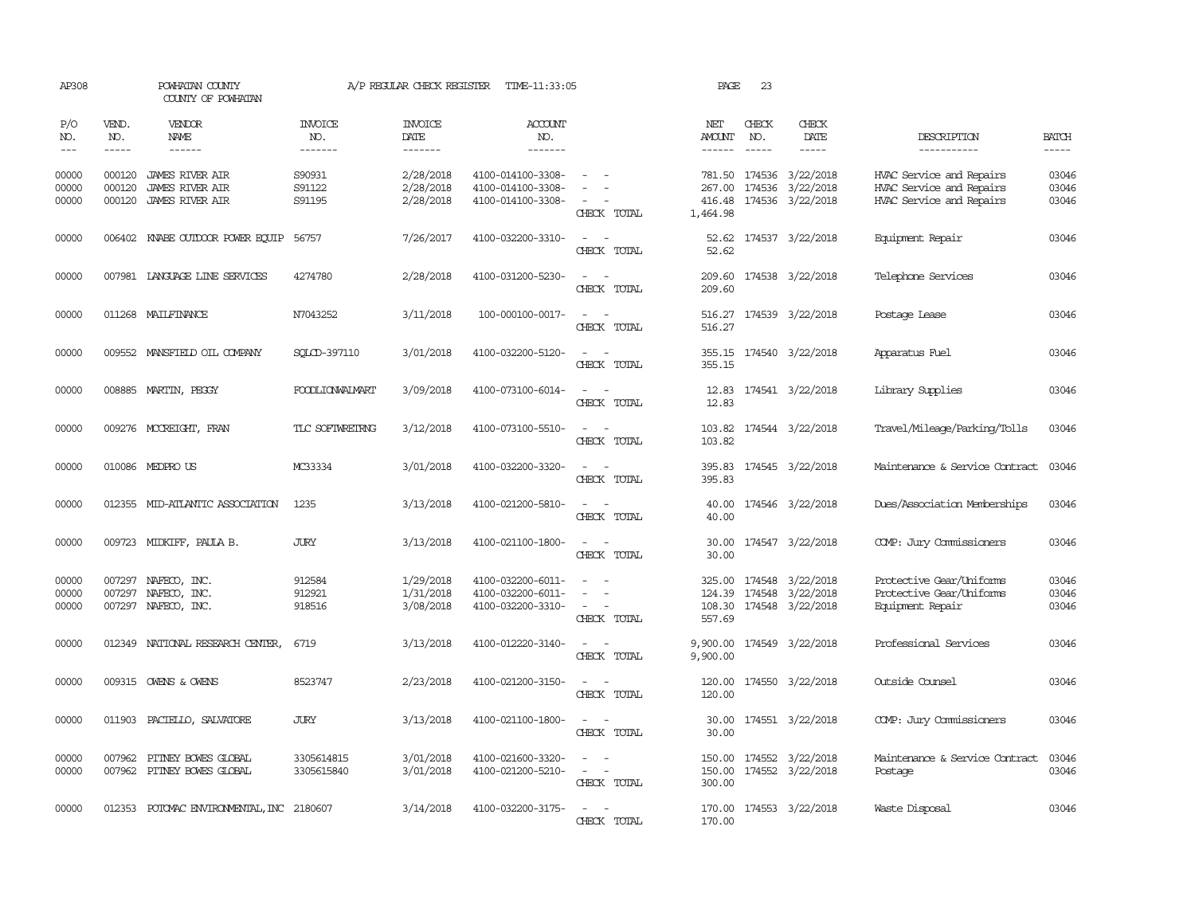AP308 POWHATAN COUNTY A/P REGULAR CHECK REGISTER TIME-11:33:05 PAGE 23

COUNTY OF POWHATAN

| P/O NO. | VEND. NO. | VENDOR NAME | INVOICE NO. | INVOICE DATE | ACCOUNT NO. | | NET AMOUNT | CHECK NO. | CHECK DATE | DESCRIPTION | BATCH |
|---|---|---|---|---|---|---|---|---|---|---|---|
| 00000 | 000120 | JAMES RIVER AIR | S90931 | 2/28/2018 | 4100-014100-3308- | - - | 781.50 | 174536 | 3/22/2018 | HVAC Service and Repairs | 03046 |
| 00000 | 000120 | JAMES RIVER AIR | S91122 | 2/28/2018 | 4100-014100-3308- | - - | 267.00 | 174536 | 3/22/2018 | HVAC Service and Repairs | 03046 |
| 00000 | 000120 | JAMES RIVER AIR | S91195 | 2/28/2018 | 4100-014100-3308- | - - | 416.48 | 174536 | 3/22/2018 | HVAC Service and Repairs | 03046 |
| | | | | | | CHECK TOTAL | 1,464.98 | | | | |
| 00000 | 006402 | KNABE OUTDOOR POWER EQUIP | 56757 | 7/26/2017 | 4100-032200-3310- | - - | 52.62 | 174537 | 3/22/2018 | Equipment Repair | 03046 |
| | | | | | | CHECK TOTAL | 52.62 | | | | |
| 00000 | 007981 | LANGUAGE LINE SERVICES | 4274780 | 2/28/2018 | 4100-031200-5230- | - - | 209.60 | 174538 | 3/22/2018 | Telephone Services | 03046 |
| | | | | | | CHECK TOTAL | 209.60 | | | | |
| 00000 | 011268 | MAILFINANCE | N7043252 | 3/11/2018 | 100-000100-0017- | - - | 516.27 | 174539 | 3/22/2018 | Postage Lease | 03046 |
| | | | | | | CHECK TOTAL | 516.27 | | | | |
| 00000 | 009552 | MANSFIELD OIL COMPANY | SQLCD-397110 | 3/01/2018 | 4100-032200-5120- | - - | 355.15 | 174540 | 3/22/2018 | Apparatus Fuel | 03046 |
| | | | | | | CHECK TOTAL | 355.15 | | | | |
| 00000 | 008885 | MARTIN, PEGGY | FOODLIONWALMART | 3/09/2018 | 4100-073100-6014- | - - | 12.83 | 174541 | 3/22/2018 | Library Supplies | 03046 |
| | | | | | | CHECK TOTAL | 12.83 | | | | |
| 00000 | 009276 | MCCREIGHT, FRAN | TLC SOFTWRETRNG | 3/12/2018 | 4100-073100-5510- | - - | 103.82 | 174544 | 3/22/2018 | Travel/Mileage/Parking/Tolls | 03046 |
| | | | | | | CHECK TOTAL | 103.82 | | | | |
| 00000 | 010086 | MEDPRO US | MC33334 | 3/01/2018 | 4100-032200-3320- | - - | 395.83 | 174545 | 3/22/2018 | Maintenance & Service Contract | 03046 |
| | | | | | | CHECK TOTAL | 395.83 | | | | |
| 00000 | 012355 | MID-ATLANTIC ASSOCIATION | 1235 | 3/13/2018 | 4100-021200-5810- | - - | 40.00 | 174546 | 3/22/2018 | Dues/Association Memberships | 03046 |
| | | | | | | CHECK TOTAL | 40.00 | | | | |
| 00000 | 009723 | MIDKIFF, PAULA B. | JURY | 3/13/2018 | 4100-021100-1800- | - - | 30.00 | 174547 | 3/22/2018 | COMP: Jury Commissioners | 03046 |
| | | | | | | CHECK TOTAL | 30.00 | | | | |
| 00000 | 007297 | NAFECO, INC. | 912584 | 1/29/2018 | 4100-032200-6011- | - - | 325.00 | 174548 | 3/22/2018 | Protective Gear/Uniforms | 03046 |
| 00000 | 007297 | NAFECO, INC. | 912921 | 1/31/2018 | 4100-032200-6011- | - - | 124.39 | 174548 | 3/22/2018 | Protective Gear/Uniforms | 03046 |
| 00000 | 007297 | NAFECO, INC. | 918516 | 3/08/2018 | 4100-032200-3310- | - - | 108.30 | 174548 | 3/22/2018 | Equipment Repair | 03046 |
| | | | | | | CHECK TOTAL | 557.69 | | | | |
| 00000 | 012349 | NATIONAL RESEARCH CENTER, | 6719 | 3/13/2018 | 4100-012220-3140- | - - | 9,900.00 | 174549 | 3/22/2018 | Professional Services | 03046 |
| | | | | | | CHECK TOTAL | 9,900.00 | | | | |
| 00000 | 009315 | OWENS & OWENS | 8523747 | 2/23/2018 | 4100-021200-3150- | - - | 120.00 | 174550 | 3/22/2018 | Outside Counsel | 03046 |
| | | | | | | CHECK TOTAL | 120.00 | | | | |
| 00000 | 011903 | PACIELLO, SALVATORE | JURY | 3/13/2018 | 4100-021100-1800- | - - | 30.00 | 174551 | 3/22/2018 | COMP: Jury Commissioners | 03046 |
| | | | | | | CHECK TOTAL | 30.00 | | | | |
| 00000 | 007962 | PITNEY BOWES GLOBAL | 3305614815 | 3/01/2018 | 4100-021600-3320- | - - | 150.00 | 174552 | 3/22/2018 | Maintenance & Service Contract | 03046 |
| 00000 | 007962 | PITNEY BOWES GLOBAL | 3305615840 | 3/01/2018 | 4100-021200-5210- | - - | 150.00 | 174552 | 3/22/2018 | Postage | 03046 |
| | | | | | | CHECK TOTAL | 300.00 | | | | |
| 00000 | 012353 | POTOMAC ENVIRONMENTAL,INC | 2180607 | 3/14/2018 | 4100-032200-3175- | - - | 170.00 | 174553 | 3/22/2018 | Waste Disposal | 03046 |
| | | | | | | CHECK TOTAL | 170.00 | | | | |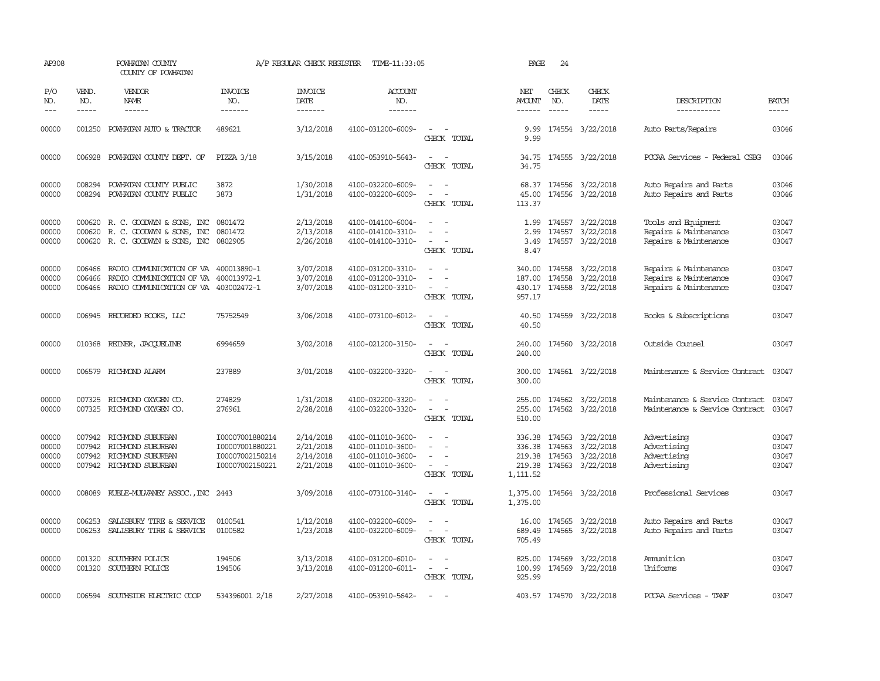AP308 POWHATAN COUNTY COUNTY OF POWHATAN A/P REGULAR CHECK REGISTER TIME-11:33:05

| P/O NO. | VEND. NO. | VENDOR NAME | INVOICE NO. | INVOICE DATE | ACCOUNT NO. | | NET AMOUNT | CHECK NO. | CHECK DATE | DESCRIPTION | BATCH |
|---|---|---|---|---|---|---|---|---|---|---|---|
| 00000 | 001250 | POWHATAN AUTO & TRACTOR | 489621 | 3/12/2018 | 4100-031200-6009- | - - | 9.99 | 174554 | 3/22/2018 | Auto Parts/Repairs | 03046 |
| | | | | | | CHECK TOTAL | 9.99 | | | | |
| 00000 | 006928 | POWHATAN COUNTY DEPT. OF | PIZZA 3/18 | 3/15/2018 | 4100-053910-5643- | - - | 34.75 | 174555 | 3/22/2018 | PCCAA Services - Federal CSBG | 03046 |
| | | | | | | CHECK TOTAL | 34.75 | | | | |
| 00000 | 008294 | POWHATAN COUNTY PUBLIC | 3872 | 1/30/2018 | 4100-032200-6009- | - - | 68.37 | 174556 | 3/22/2018 | Auto Repairs and Parts | 03046 |
| 00000 | 008294 | POWHATAN COUNTY PUBLIC | 3873 | 1/31/2018 | 4100-032200-6009- | - - | 45.00 | 174556 | 3/22/2018 | Auto Repairs and Parts | 03046 |
| | | | | | | CHECK TOTAL | 113.37 | | | | |
| 00000 | 000620 | R. C. GOODWYN & SONS, INC | 0801472 | 2/13/2018 | 4100-014100-6004- | - - | 1.99 | 174557 | 3/22/2018 | Tools and Equipment | 03047 |
| 00000 | 000620 | R. C. GOODWYN & SONS, INC | 0801472 | 2/13/2018 | 4100-014100-3310- | - - | 2.99 | 174557 | 3/22/2018 | Repairs & Maintenance | 03047 |
| 00000 | 000620 | R. C. GOODWYN & SONS, INC | 0802905 | 2/26/2018 | 4100-014100-3310- | - - | 3.49 | 174557 | 3/22/2018 | Repairs & Maintenance | 03047 |
| | | | | | | CHECK TOTAL | 8.47 | | | | |
| 00000 | 006466 | RADIO COMMUNICATION OF VA | 400013890-1 | 3/07/2018 | 4100-031200-3310- | - - | 340.00 | 174558 | 3/22/2018 | Repairs & Maintenance | 03047 |
| 00000 | 006466 | RADIO COMMUNICATION OF VA | 400013972-1 | 3/07/2018 | 4100-031200-3310- | - - | 187.00 | 174558 | 3/22/2018 | Repairs & Maintenance | 03047 |
| 00000 | 006466 | RADIO COMMUNICATION OF VA | 403002472-1 | 3/07/2018 | 4100-031200-3310- | - - | 430.17 | 174558 | 3/22/2018 | Repairs & Maintenance | 03047 |
| | | | | | | CHECK TOTAL | 957.17 | | | | |
| 00000 | 006945 | RECORDED BOOKS, LLC | 75752549 | 3/06/2018 | 4100-073100-6012- | - - | 40.50 | 174559 | 3/22/2018 | Books & Subscriptions | 03047 |
| | | | | | | CHECK TOTAL | 40.50 | | | | |
| 00000 | 010368 | REINER, JACQUELINE | 6994659 | 3/02/2018 | 4100-021200-3150- | - - | 240.00 | 174560 | 3/22/2018 | Outside Counsel | 03047 |
| | | | | | | CHECK TOTAL | 240.00 | | | | |
| 00000 | 006579 | RICHMOND ALARM | 237889 | 3/01/2018 | 4100-032200-3320- | - - | 300.00 | 174561 | 3/22/2018 | Maintenance & Service Contract | 03047 |
| | | | | | | CHECK TOTAL | 300.00 | | | | |
| 00000 | 007325 | RICHMOND OXYGEN CO. | 274829 | 1/31/2018 | 4100-032200-3320- | - - | 255.00 | 174562 | 3/22/2018 | Maintenance & Service Contract | 03047 |
| 00000 | 007325 | RICHMOND OXYGEN CO. | 276961 | 2/28/2018 | 4100-032200-3320- | - - | 255.00 | 174562 | 3/22/2018 | Maintenance & Service Contract | 03047 |
| | | | | | | CHECK TOTAL | 510.00 | | | | |
| 00000 | 007942 | RICHMOND SUBURBAN | I00007001880214 | 2/14/2018 | 4100-011010-3600- | - - | 336.38 | 174563 | 3/22/2018 | Advertising | 03047 |
| 00000 | 007942 | RICHMOND SUBURBAN | I00007001880221 | 2/21/2018 | 4100-011010-3600- | - - | 336.38 | 174563 | 3/22/2018 | Advertising | 03047 |
| 00000 | 007942 | RICHMOND SUBURBAN | I00007002150214 | 2/14/2018 | 4100-011010-3600- | - - | 219.38 | 174563 | 3/22/2018 | Advertising | 03047 |
| 00000 | 007942 | RICHMOND SUBURBAN | I00007002150221 | 2/21/2018 | 4100-011010-3600- | - - | 219.38 | 174563 | 3/22/2018 | Advertising | 03047 |
| | | | | | | CHECK TOTAL | 1,111.52 | | | | |
| 00000 | 008089 | RUBLE-MULVANEY ASSOC.,INC | 2443 | 3/09/2018 | 4100-073100-3140- | - - | 1,375.00 | 174564 | 3/22/2018 | Professional Services | 03047 |
| | | | | | | CHECK TOTAL | 1,375.00 | | | | |
| 00000 | 006253 | SALISBURY TIRE & SERVICE | 0100541 | 1/12/2018 | 4100-032200-6009- | - - | 16.00 | 174565 | 3/22/2018 | Auto Repairs and Parts | 03047 |
| 00000 | 006253 | SALISBURY TIRE & SERVICE | 0100582 | 1/23/2018 | 4100-032200-6009- | - - | 689.49 | 174565 | 3/22/2018 | Auto Repairs and Parts | 03047 |
| | | | | | | CHECK TOTAL | 705.49 | | | | |
| 00000 | 001320 | SOUTHERN POLICE | 194506 | 3/13/2018 | 4100-031200-6010- | - - | 825.00 | 174569 | 3/22/2018 | Ammunition | 03047 |
| 00000 | 001320 | SOUTHERN POLICE | 194506 | 3/13/2018 | 4100-031200-6011- | - - | 100.99 | 174569 | 3/22/2018 | Uniforms | 03047 |
| | | | | | | CHECK TOTAL | 925.99 | | | | |
| 00000 | 006594 | SOUTHSIDE ELECTRIC COOP | 534396001 2/18 | 2/27/2018 | 4100-053910-5642- | - - | 403.57 | 174570 | 3/22/2018 | PCCAA Services - TANF | 03047 |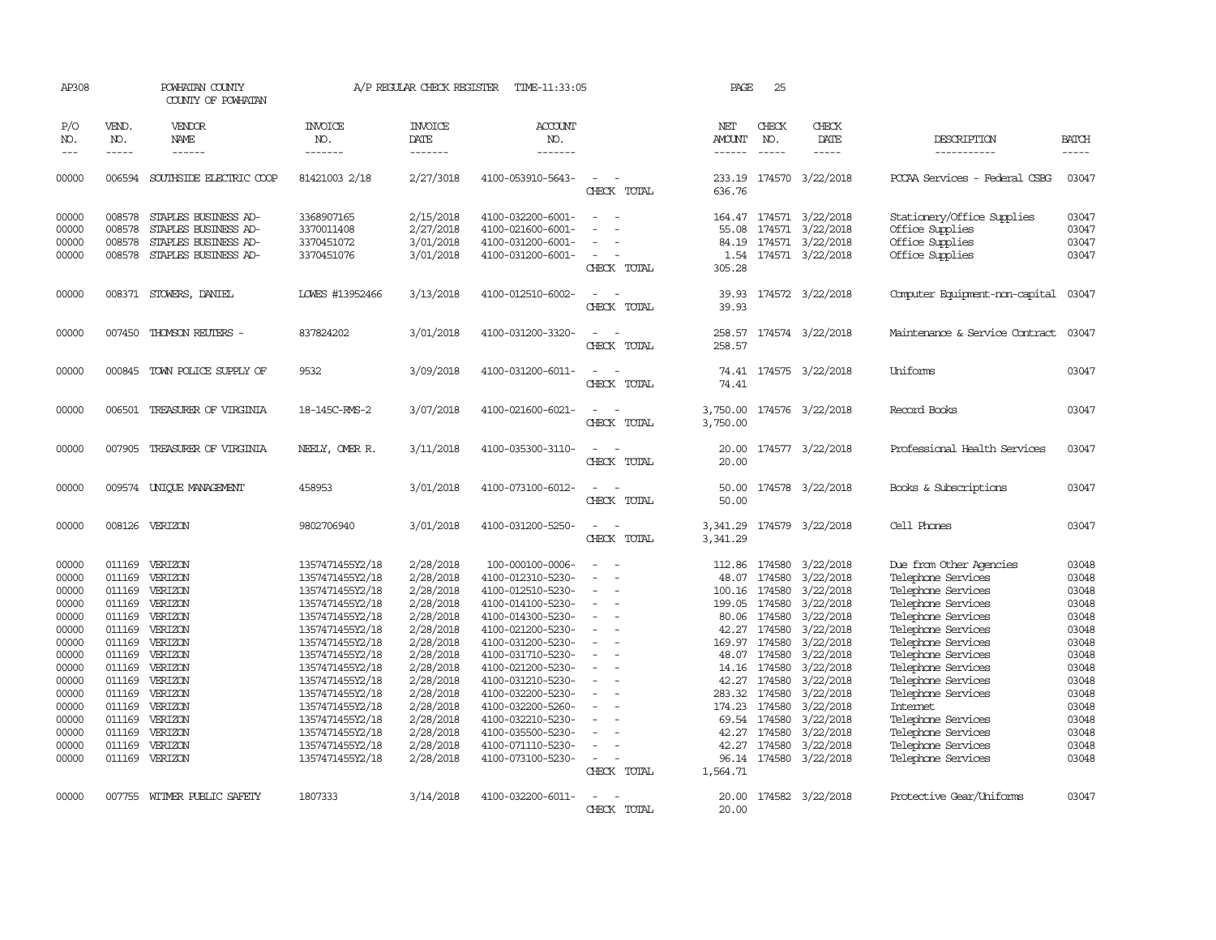AP308 POWHATAN COUNTY COUNTY OF POWHATAN A/P REGULAR CHECK REGISTER TIME-11:33:05 PAGE 25

| P/O NO. | VEND. NO. | VENDOR NAME | INVOICE NO. | INVOICE DATE | ACCOUNT NO. | | NET AMOUNT | CHECK NO. | CHECK DATE | DESCRIPTION | BATCH |
|---|---|---|---|---|---|---|---|---|---|---|---|
| 00000 | 006594 | SOUTHSIDE ELECTRIC COOP | 81421003 2/18 | 2/27/2018 | 4100-053910-5643- | - - | 233.19 | 174570 | 3/22/2018 | PCCAA Services - Federal CSBG | 03047 |
| | | | | | | CHECK TOTAL | 636.76 | | | | |
| 00000 | 008578 | STAPLES BUSINESS AD- | 3368907165 | 2/15/2018 | 4100-032200-6001- | - - | 164.47 | 174571 | 3/22/2018 | Stationery/Office Supplies | 03047 |
| 00000 | 008578 | STAPLES BUSINESS AD- | 3370011408 | 2/27/2018 | 4100-021600-6001- | - - | 55.08 | 174571 | 3/22/2018 | Office Supplies | 03047 |
| 00000 | 008578 | STAPLES BUSINESS AD- | 3370451072 | 3/01/2018 | 4100-031200-6001- | - - | 84.19 | 174571 | 3/22/2018 | Office Supplies | 03047 |
| 00000 | 008578 | STAPLES BUSINESS AD- | 3370451076 | 3/01/2018 | 4100-031200-6001- | - - | 1.54 | 174571 | 3/22/2018 | Office Supplies | 03047 |
| | | | | | | CHECK TOTAL | 305.28 | | | | |
| 00000 | 008371 | STOWERS, DANIEL | LOWES #13952466 | 3/13/2018 | 4100-012510-6002- | - - | 39.93 | 174572 | 3/22/2018 | Computer Equipment-non-capital | 03047 |
| | | | | | | CHECK TOTAL | 39.93 | | | | |
| 00000 | 007450 | THOMSON REUTERS - | 837824202 | 3/01/2018 | 4100-031200-3320- | - - | 258.57 | 174574 | 3/22/2018 | Maintenance & Service Contract | 03047 |
| | | | | | | CHECK TOTAL | 258.57 | | | | |
| 00000 | 000845 | TOWN POLICE SUPPLY OF | 9532 | 3/09/2018 | 4100-031200-6011- | - - | 74.41 | 174575 | 3/22/2018 | Uniforms | 03047 |
| | | | | | | CHECK TOTAL | 74.41 | | | | |
| 00000 | 006501 | TREASURER OF VIRGINIA | 18-145C-RMS-2 | 3/07/2018 | 4100-021600-6021- | - - | 3,750.00 | 174576 | 3/22/2018 | Record Books | 03047 |
| | | | | | | CHECK TOTAL | 3,750.00 | | | | |
| 00000 | 007905 | TREASURER OF VIRGINIA | NEELY, OMER R. | 3/11/2018 | 4100-035300-3110- | - - | 20.00 | 174577 | 3/22/2018 | Professional Health Services | 03047 |
| | | | | | | CHECK TOTAL | 20.00 | | | | |
| 00000 | 009574 | UNIQUE MANAGEMENT | 458953 | 3/01/2018 | 4100-073100-6012- | - - | 50.00 | 174578 | 3/22/2018 | Books & Subscriptions | 03047 |
| | | | | | | CHECK TOTAL | 50.00 | | | | |
| 00000 | 008126 | VERIZON | 9802706940 | 3/01/2018 | 4100-031200-5250- | - - | 3,341.29 | 174579 | 3/22/2018 | Cell Phones | 03047 |
| | | | | | | CHECK TOTAL | 3,341.29 | | | | |
| 00000 | 011169 | VERIZON | 1357471455Y2/18 | 2/28/2018 | 100-000100-0006- | - - | 112.86 | 174580 | 3/22/2018 | Due from Other Agencies | 03048 |
| 00000 | 011169 | VERIZON | 1357471455Y2/18 | 2/28/2018 | 4100-012310-5230- | - - | 48.07 | 174580 | 3/22/2018 | Telephone Services | 03048 |
| 00000 | 011169 | VERIZON | 1357471455Y2/18 | 2/28/2018 | 4100-012510-5230- | - - | 100.16 | 174580 | 3/22/2018 | Telephone Services | 03048 |
| 00000 | 011169 | VERIZON | 1357471455Y2/18 | 2/28/2018 | 4100-014100-5230- | - - | 199.05 | 174580 | 3/22/2018 | Telephone Services | 03048 |
| 00000 | 011169 | VERIZON | 1357471455Y2/18 | 2/28/2018 | 4100-014300-5230- | - - | 80.06 | 174580 | 3/22/2018 | Telephone Services | 03048 |
| 00000 | 011169 | VERIZON | 1357471455Y2/18 | 2/28/2018 | 4100-021200-5230- | - - | 42.27 | 174580 | 3/22/2018 | Telephone Services | 03048 |
| 00000 | 011169 | VERIZON | 1357471455Y2/18 | 2/28/2018 | 4100-031200-5230- | - - | 169.97 | 174580 | 3/22/2018 | Telephone Services | 03048 |
| 00000 | 011169 | VERIZON | 1357471455Y2/18 | 2/28/2018 | 4100-031710-5230- | - - | 48.07 | 174580 | 3/22/2018 | Telephone Services | 03048 |
| 00000 | 011169 | VERIZON | 1357471455Y2/18 | 2/28/2018 | 4100-021200-5230- | - - | 14.16 | 174580 | 3/22/2018 | Telephone Services | 03048 |
| 00000 | 011169 | VERIZON | 1357471455Y2/18 | 2/28/2018 | 4100-031210-5230- | - - | 42.27 | 174580 | 3/22/2018 | Telephone Services | 03048 |
| 00000 | 011169 | VERIZON | 1357471455Y2/18 | 2/28/2018 | 4100-032200-5230- | - - | 283.32 | 174580 | 3/22/2018 | Telephone Services | 03048 |
| 00000 | 011169 | VERIZON | 1357471455Y2/18 | 2/28/2018 | 4100-032200-5260- | - - | 174.23 | 174580 | 3/22/2018 | Internet | 03048 |
| 00000 | 011169 | VERIZON | 1357471455Y2/18 | 2/28/2018 | 4100-032210-5230- | - - | 69.54 | 174580 | 3/22/2018 | Telephone Services | 03048 |
| 00000 | 011169 | VERIZON | 1357471455Y2/18 | 2/28/2018 | 4100-035500-5230- | - - | 42.27 | 174580 | 3/22/2018 | Telephone Services | 03048 |
| 00000 | 011169 | VERIZON | 1357471455Y2/18 | 2/28/2018 | 4100-071110-5230- | - - | 42.27 | 174580 | 3/22/2018 | Telephone Services | 03048 |
| 00000 | 011169 | VERIZON | 1357471455Y2/18 | 2/28/2018 | 4100-073100-5230- | - - | 96.14 | 174580 | 3/22/2018 | Telephone Services | 03048 |
| | | | | | | CHECK TOTAL | 1,564.71 | | | | |
| 00000 | 007755 | WITMER PUBLIC SAFETY | 1807333 | 3/14/2018 | 4100-032200-6011- | - - | 20.00 | 174582 | 3/22/2018 | Protective Gear/Uniforms | 03047 |
| | | | | | | CHECK TOTAL | 20.00 | | | | |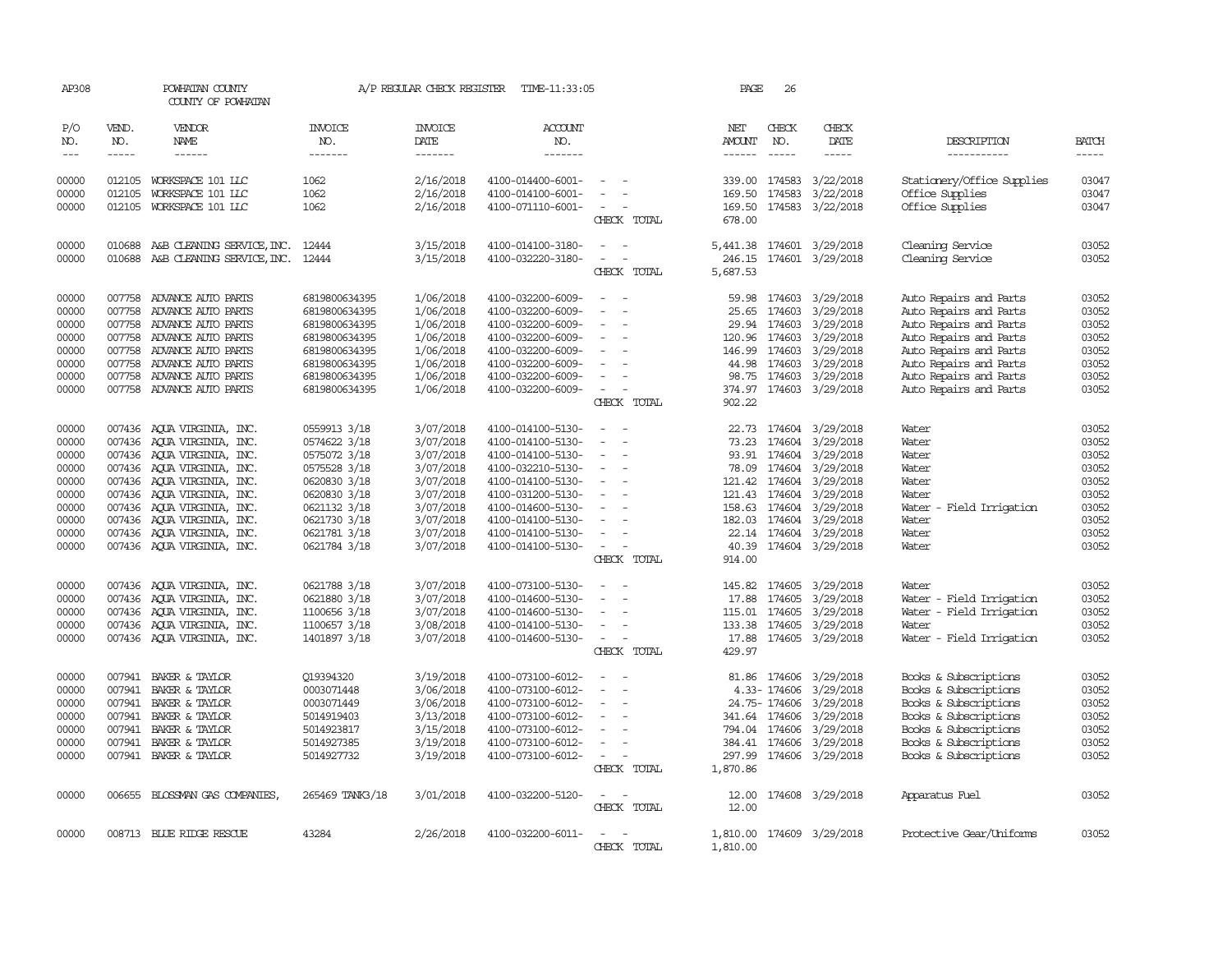AP308 POWHATAN COUNTY A/P REGULAR CHECK REGISTER TIME-11:33:05 PAGE 26

COUNTY OF POWHATAN

| P/O NO. | VEND. NO. | VENDOR NAME | INVOICE NO. | INVOICE DATE | ACCOUNT NO. | | NET AMOUNT | CHECK NO. | CHECK DATE | DESCRIPTION | BATCH |
|---|---|---|---|---|---|---|---|---|---|---|---|
| 00000 | 012105 | WORKSPACE 101 LLC | 1062 | 2/16/2018 | 4100-014400-6001- | - - | 339.00 | 174583 | 3/22/2018 | Stationery/Office Supplies | 03047 |
| 00000 | 012105 | WORKSPACE 101 LLC | 1062 | 2/16/2018 | 4100-014100-6001- | - - | 169.50 | 174583 | 3/22/2018 | Office Supplies | 03047 |
| 00000 | 012105 | WORKSPACE 101 LLC | 1062 | 2/16/2018 | 4100-071110-6001- | - - | 169.50 | 174583 | 3/22/2018 | Office Supplies | 03047 |
| | | | | | | CHECK TOTAL | 678.00 | | | | |
| 00000 | 010688 | A&B CLEANING SERVICE,INC. | 12444 | 3/15/2018 | 4100-014100-3180- | - - | 5,441.38 | 174601 | 3/29/2018 | Cleaning Service | 03052 |
| 00000 | 010688 | A&B CLEANING SERVICE,INC. | 12444 | 3/15/2018 | 4100-032220-3180- | - - | 246.15 | 174601 | 3/29/2018 | Cleaning Service | 03052 |
| | | | | | | CHECK TOTAL | 5,687.53 | | | | |
| 00000 | 007758 | ADVANCE AUTO PARTS | 6819800634395 | 1/06/2018 | 4100-032200-6009- | - - | 59.98 | 174603 | 3/29/2018 | Auto Repairs and Parts | 03052 |
| 00000 | 007758 | ADVANCE AUTO PARTS | 6819800634395 | 1/06/2018 | 4100-032200-6009- | - - | 25.65 | 174603 | 3/29/2018 | Auto Repairs and Parts | 03052 |
| 00000 | 007758 | ADVANCE AUTO PARTS | 6819800634395 | 1/06/2018 | 4100-032200-6009- | - - | 29.94 | 174603 | 3/29/2018 | Auto Repairs and Parts | 03052 |
| 00000 | 007758 | ADVANCE AUTO PARTS | 6819800634395 | 1/06/2018 | 4100-032200-6009- | - - | 120.96 | 174603 | 3/29/2018 | Auto Repairs and Parts | 03052 |
| 00000 | 007758 | ADVANCE AUTO PARTS | 6819800634395 | 1/06/2018 | 4100-032200-6009- | - - | 146.99 | 174603 | 3/29/2018 | Auto Repairs and Parts | 03052 |
| 00000 | 007758 | ADVANCE AUTO PARTS | 6819800634395 | 1/06/2018 | 4100-032200-6009- | - - | 44.98 | 174603 | 3/29/2018 | Auto Repairs and Parts | 03052 |
| 00000 | 007758 | ADVANCE AUTO PARTS | 6819800634395 | 1/06/2018 | 4100-032200-6009- | - - | 98.75 | 174603 | 3/29/2018 | Auto Repairs and Parts | 03052 |
| 00000 | 007758 | ADVANCE AUTO PARTS | 6819800634395 | 1/06/2018 | 4100-032200-6009- | - - | 374.97 | 174603 | 3/29/2018 | Auto Repairs and Parts | 03052 |
| | | | | | | CHECK TOTAL | 902.22 | | | | |
| 00000 | 007436 | AQUA VIRGINIA, INC. | 0559913 3/18 | 3/07/2018 | 4100-014100-5130- | - - | 22.73 | 174604 | 3/29/2018 | Water | 03052 |
| 00000 | 007436 | AQUA VIRGINIA, INC. | 0574622 3/18 | 3/07/2018 | 4100-014100-5130- | - - | 73.23 | 174604 | 3/29/2018 | Water | 03052 |
| 00000 | 007436 | AQUA VIRGINIA, INC. | 0575072 3/18 | 3/07/2018 | 4100-014100-5130- | - - | 93.91 | 174604 | 3/29/2018 | Water | 03052 |
| 00000 | 007436 | AQUA VIRGINIA, INC. | 0575528 3/18 | 3/07/2018 | 4100-032210-5130- | - - | 78.09 | 174604 | 3/29/2018 | Water | 03052 |
| 00000 | 007436 | AQUA VIRGINIA, INC. | 0620830 3/18 | 3/07/2018 | 4100-014100-5130- | - - | 121.42 | 174604 | 3/29/2018 | Water | 03052 |
| 00000 | 007436 | AQUA VIRGINIA, INC. | 0620830 3/18 | 3/07/2018 | 4100-031200-5130- | - - | 121.43 | 174604 | 3/29/2018 | Water | 03052 |
| 00000 | 007436 | AQUA VIRGINIA, INC. | 0621132 3/18 | 3/07/2018 | 4100-014600-5130- | - - | 158.63 | 174604 | 3/29/2018 | Water - Field Irrigation | 03052 |
| 00000 | 007436 | AQUA VIRGINIA, INC. | 0621730 3/18 | 3/07/2018 | 4100-014100-5130- | - - | 182.03 | 174604 | 3/29/2018 | Water | 03052 |
| 00000 | 007436 | AQUA VIRGINIA, INC. | 0621781 3/18 | 3/07/2018 | 4100-014100-5130- | - - | 22.14 | 174604 | 3/29/2018 | Water | 03052 |
| 00000 | 007436 | AQUA VIRGINIA, INC. | 0621784 3/18 | 3/07/2018 | 4100-014100-5130- | - - | 40.39 | 174604 | 3/29/2018 | Water | 03052 |
| | | | | | | CHECK TOTAL | 914.00 | | | | |
| 00000 | 007436 | AQUA VIRGINIA, INC. | 0621788 3/18 | 3/07/2018 | 4100-073100-5130- | - - | 145.82 | 174605 | 3/29/2018 | Water | 03052 |
| 00000 | 007436 | AQUA VIRGINIA, INC. | 0621880 3/18 | 3/07/2018 | 4100-014600-5130- | - - | 17.88 | 174605 | 3/29/2018 | Water - Field Irrigation | 03052 |
| 00000 | 007436 | AQUA VIRGINIA, INC. | 1100656 3/18 | 3/07/2018 | 4100-014600-5130- | - - | 115.01 | 174605 | 3/29/2018 | Water - Field Irrigation | 03052 |
| 00000 | 007436 | AQUA VIRGINIA, INC. | 1100657 3/18 | 3/08/2018 | 4100-014100-5130- | - - | 133.38 | 174605 | 3/29/2018 | Water | 03052 |
| 00000 | 007436 | AQUA VIRGINIA, INC. | 1401897 3/18 | 3/07/2018 | 4100-014600-5130- | - - | 17.88 | 174605 | 3/29/2018 | Water - Field Irrigation | 03052 |
| | | | | | | CHECK TOTAL | 429.97 | | | | |
| 00000 | 007941 | BAKER & TAYLOR | Q19394320 | 3/19/2018 | 4100-073100-6012- | - - | 81.86 | 174606 | 3/29/2018 | Books & Subscriptions | 03052 |
| 00000 | 007941 | BAKER & TAYLOR | 0003071448 | 3/06/2018 | 4100-073100-6012- | - - | 4.33- | 174606 | 3/29/2018 | Books & Subscriptions | 03052 |
| 00000 | 007941 | BAKER & TAYLOR | 0003071449 | 3/06/2018 | 4100-073100-6012- | - - | 24.75- | 174606 | 3/29/2018 | Books & Subscriptions | 03052 |
| 00000 | 007941 | BAKER & TAYLOR | 5014919403 | 3/13/2018 | 4100-073100-6012- | - - | 341.64 | 174606 | 3/29/2018 | Books & Subscriptions | 03052 |
| 00000 | 007941 | BAKER & TAYLOR | 5014923817 | 3/15/2018 | 4100-073100-6012- | - - | 794.04 | 174606 | 3/29/2018 | Books & Subscriptions | 03052 |
| 00000 | 007941 | BAKER & TAYLOR | 5014927385 | 3/19/2018 | 4100-073100-6012- | - - | 384.41 | 174606 | 3/29/2018 | Books & Subscriptions | 03052 |
| 00000 | 007941 | BAKER & TAYLOR | 5014927732 | 3/19/2018 | 4100-073100-6012- | - - | 297.99 | 174606 | 3/29/2018 | Books & Subscriptions | 03052 |
| | | | | | | CHECK TOTAL | 1,870.86 | | | | |
| 00000 | 006655 | BLOSSMAN GAS COMPANIES, | 265469 TANK3/18 | 3/01/2018 | 4100-032200-5120- | - - | 12.00 | 174608 | 3/29/2018 | Apparatus Fuel | 03052 |
| | | | | | | CHECK TOTAL | 12.00 | | | | |
| 00000 | 008713 | BLUE RIDGE RESCUE | 43284 | 2/26/2018 | 4100-032200-6011- | - - | 1,810.00 | 174609 | 3/29/2018 | Protective Gear/Uniforms | 03052 |
| | | | | | | CHECK TOTAL | 1,810.00 | | | | |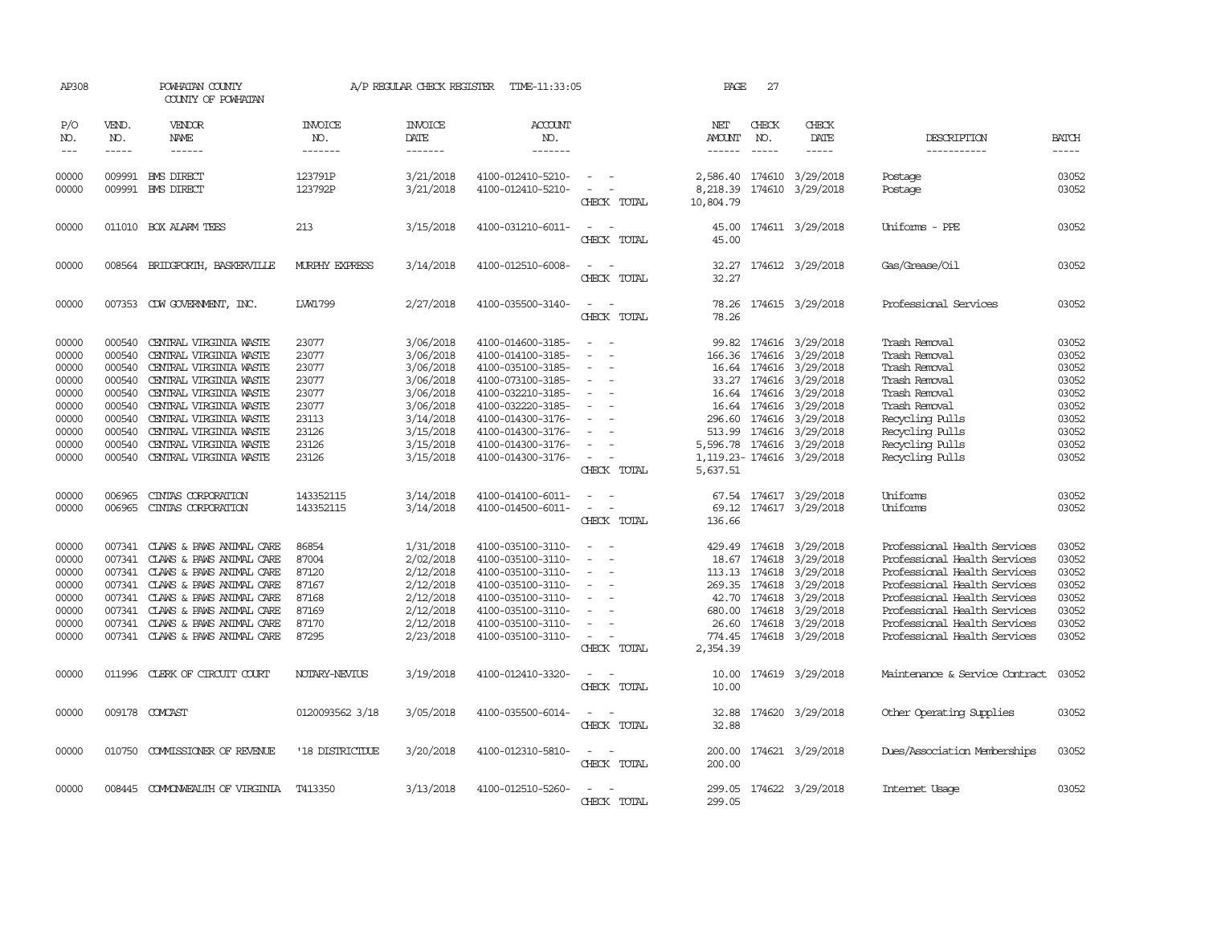AP308 POWHATAN COUNTY A/P REGULAR CHECK REGISTER TIME-11:33:05

COUNTY OF POWHATAN

| P/O NO. | VEND. NO. | VENDOR NAME | INVOICE NO. | INVOICE DATE | ACCOUNT NO. | | NET AMOUNT | CHECK NO. | CHECK DATE | DESCRIPTION | BATCH |
|---|---|---|---|---|---|---|---|---|---|---|---|
| 00000 | 009991 | BMS DIRECT | 123791P | 3/21/2018 | 4100-012410-5210- | - - | 2,586.40 | 174610 | 3/29/2018 | Postage | 03052 |
| 00000 | 009991 | BMS DIRECT | 123792P | 3/21/2018 | 4100-012410-5210- | - - | 8,218.39 | 174610 | 3/29/2018 | Postage | 03052 |
| | | | | | | CHECK TOTAL | 10,804.79 | | | | |
| 00000 | 011010 | BOX ALARM TEES | 213 | 3/15/2018 | 4100-031210-6011- | - - | 45.00 | 174611 | 3/29/2018 | Uniforms - PPE | 03052 |
| | | | | | | CHECK TOTAL | 45.00 | | | | |
| 00000 | 008564 | BRIDGFORTH, BASKERVILLE | MURPHY EXPRESS | 3/14/2018 | 4100-012510-6008- | - - | 32.27 | 174612 | 3/29/2018 | Gas/Grease/Oil | 03052 |
| | | | | | | CHECK TOTAL | 32.27 | | | | |
| 00000 | 007353 | CDW GOVERNMENT, INC. | LVW1799 | 2/27/2018 | 4100-035500-3140- | - - | 78.26 | 174615 | 3/29/2018 | Professional Services | 03052 |
| | | | | | | CHECK TOTAL | 78.26 | | | | |
| 00000 | 000540 | CENTRAL VIRGINIA WASTE | 23077 | 3/06/2018 | 4100-014600-3185- | - - | 99.82 | 174616 | 3/29/2018 | Trash Removal | 03052 |
| 00000 | 000540 | CENTRAL VIRGINIA WASTE | 23077 | 3/06/2018 | 4100-014100-3185- | - - | 166.36 | 174616 | 3/29/2018 | Trash Removal | 03052 |
| 00000 | 000540 | CENTRAL VIRGINIA WASTE | 23077 | 3/06/2018 | 4100-035100-3185- | - - | 16.64 | 174616 | 3/29/2018 | Trash Removal | 03052 |
| 00000 | 000540 | CENTRAL VIRGINIA WASTE | 23077 | 3/06/2018 | 4100-073100-3185- | - - | 33.27 | 174616 | 3/29/2018 | Trash Removal | 03052 |
| 00000 | 000540 | CENTRAL VIRGINIA WASTE | 23077 | 3/06/2018 | 4100-032210-3185- | - - | 16.64 | 174616 | 3/29/2018 | Trash Removal | 03052 |
| 00000 | 000540 | CENTRAL VIRGINIA WASTE | 23077 | 3/06/2018 | 4100-032220-3185- | - - | 16.64 | 174616 | 3/29/2018 | Trash Removal | 03052 |
| 00000 | 000540 | CENTRAL VIRGINIA WASTE | 23113 | 3/14/2018 | 4100-014300-3176- | - - | 296.60 | 174616 | 3/29/2018 | Recycling Pulls | 03052 |
| 00000 | 000540 | CENTRAL VIRGINIA WASTE | 23126 | 3/15/2018 | 4100-014300-3176- | - - | 513.99 | 174616 | 3/29/2018 | Recycling Pulls | 03052 |
| 00000 | 000540 | CENTRAL VIRGINIA WASTE | 23126 | 3/15/2018 | 4100-014300-3176- | - - | 5,596.78 | 174616 | 3/29/2018 | Recycling Pulls | 03052 |
| 00000 | 000540 | CENTRAL VIRGINIA WASTE | 23126 | 3/15/2018 | 4100-014300-3176- | - - | 1,119.23- | 174616 | 3/29/2018 | Recycling Pulls | 03052 |
| | | | | | | CHECK TOTAL | 5,637.51 | | | | |
| 00000 | 006965 | CINTAS CORPORATION | 143352115 | 3/14/2018 | 4100-014100-6011- | - - | 67.54 | 174617 | 3/29/2018 | Uniforms | 03052 |
| 00000 | 006965 | CINTAS CORPORATION | 143352115 | 3/14/2018 | 4100-014500-6011- | - - | 69.12 | 174617 | 3/29/2018 | Uniforms | 03052 |
| | | | | | | CHECK TOTAL | 136.66 | | | | |
| 00000 | 007341 | CLAWS & PAWS ANIMAL CARE | 86854 | 1/31/2018 | 4100-035100-3110- | - - | 429.49 | 174618 | 3/29/2018 | Professional Health Services | 03052 |
| 00000 | 007341 | CLAWS & PAWS ANIMAL CARE | 87004 | 2/02/2018 | 4100-035100-3110- | - - | 18.67 | 174618 | 3/29/2018 | Professional Health Services | 03052 |
| 00000 | 007341 | CLAWS & PAWS ANIMAL CARE | 87120 | 2/12/2018 | 4100-035100-3110- | - - | 113.13 | 174618 | 3/29/2018 | Professional Health Services | 03052 |
| 00000 | 007341 | CLAWS & PAWS ANIMAL CARE | 87167 | 2/12/2018 | 4100-035100-3110- | - - | 269.35 | 174618 | 3/29/2018 | Professional Health Services | 03052 |
| 00000 | 007341 | CLAWS & PAWS ANIMAL CARE | 87168 | 2/12/2018 | 4100-035100-3110- | - - | 42.70 | 174618 | 3/29/2018 | Professional Health Services | 03052 |
| 00000 | 007341 | CLAWS & PAWS ANIMAL CARE | 87169 | 2/12/2018 | 4100-035100-3110- | - - | 680.00 | 174618 | 3/29/2018 | Professional Health Services | 03052 |
| 00000 | 007341 | CLAWS & PAWS ANIMAL CARE | 87170 | 2/12/2018 | 4100-035100-3110- | - - | 26.60 | 174618 | 3/29/2018 | Professional Health Services | 03052 |
| 00000 | 007341 | CLAWS & PAWS ANIMAL CARE | 87295 | 2/23/2018 | 4100-035100-3110- | - - | 774.45 | 174618 | 3/29/2018 | Professional Health Services | 03052 |
| | | | | | | CHECK TOTAL | 2,354.39 | | | | |
| 00000 | 011996 | CLERK OF CIRCUIT COURT | NOTARY-NEVIUS | 3/19/2018 | 4100-012410-3320- | - - | 10.00 | 174619 | 3/29/2018 | Maintenance & Service Contract | 03052 |
| | | | | | | CHECK TOTAL | 10.00 | | | | |
| 00000 | 009178 | COMCAST | 0120093562 3/18 | 3/05/2018 | 4100-035500-6014- | - - | 32.88 | 174620 | 3/29/2018 | Other Operating Supplies | 03052 |
| | | | | | | CHECK TOTAL | 32.88 | | | | |
| 00000 | 010750 | COMMISSIONER OF REVENUE | '18 DISTRICTDUE | 3/20/2018 | 4100-012310-5810- | - - | 200.00 | 174621 | 3/29/2018 | Dues/Association Memberships | 03052 |
| | | | | | | CHECK TOTAL | 200.00 | | | | |
| 00000 | 008445 | COMMONWEALTH OF VIRGINIA | T413350 | 3/13/2018 | 4100-012510-5260- | - - | 299.05 | 174622 | 3/29/2018 | Internet Usage | 03052 |
| | | | | | | CHECK TOTAL | 299.05 | | | | |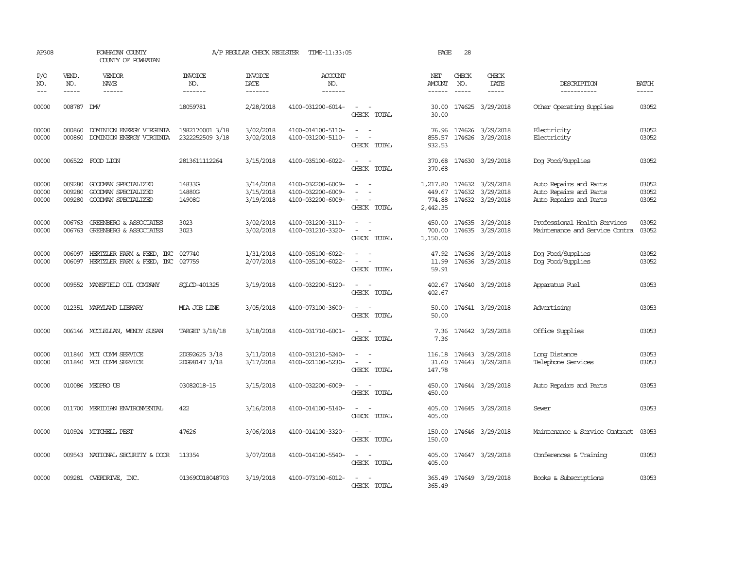AP308 POWHATAN COUNTY A/P REGULAR CHECK REGISTER TIME-11:33:05 PAGE 28

COUNTY OF POWHATAN

| P/O NO. | VEND. NO. | VENDOR NAME | INVOICE NO. | INVOICE DATE | ACCOUNT NO. | | NET AMOUNT | CHECK NO. | CHECK DATE | DESCRIPTION | BATCH |
|---|---|---|---|---|---|---|---|---|---|---|---|
| 00000 | 008787 | DMV | 18059781 | 2/28/2018 | 4100-031200-6014- | - - | 30.00 | 174625 | 3/29/2018 | Other Operating Supplies | 03052 |
| | | | | | | CHECK TOTAL | 30.00 | | | | |
| 00000 | 000860 | DOMINION ENERGY VIRGINIA | 1982170001 3/18 | 3/02/2018 | 4100-014100-5110- | - - | 76.96 | 174626 | 3/29/2018 | Electricity | 03052 |
| 00000 | 000860 | DOMINION ENERGY VIRGINIA | 2322252509 3/18 | 3/02/2018 | 4100-031200-5110- | - - | 855.57 | 174626 | 3/29/2018 | Electricity | 03052 |
| | | | | | | CHECK TOTAL | 932.53 | | | | |
| 00000 | 006522 | FOOD LION | 2813611112264 | 3/15/2018 | 4100-035100-6022- | - - | 370.68 | 174630 | 3/29/2018 | Dog Food/Supplies | 03052 |
| | | | | | | CHECK TOTAL | 370.68 | | | | |
| 00000 | 009280 | GOODMAN SPECIALIZED | 14833G | 3/14/2018 | 4100-032200-6009- | - - | 1,217.80 | 174632 | 3/29/2018 | Auto Repairs and Parts | 03052 |
| 00000 | 009280 | GOODMAN SPECIALIZED | 14880G | 3/15/2018 | 4100-032200-6009- | - - | 449.67 | 174632 | 3/29/2018 | Auto Repairs and Parts | 03052 |
| 00000 | 009280 | GOODMAN SPECIALIZED | 14908G | 3/19/2018 | 4100-032200-6009- | - - | 774.88 | 174632 | 3/29/2018 | Auto Repairs and Parts | 03052 |
| | | | | | | CHECK TOTAL | 2,442.35 | | | | |
| 00000 | 006763 | GREENBERG & ASSOCIATES | 3023 | 3/02/2018 | 4100-031200-3110- | - - | 450.00 | 174635 | 3/29/2018 | Professional Health Services | 03052 |
| 00000 | 006763 | GREENBERG & ASSOCIATES | 3023 | 3/02/2018 | 4100-031210-3320- | - - | 700.00 | 174635 | 3/29/2018 | Maintenance and Service Contra | 03052 |
| | | | | | | CHECK TOTAL | 1,150.00 | | | | |
| 00000 | 006097 | HERTZLER FARM & FEED, INC | 027740 | 1/31/2018 | 4100-035100-6022- | - - | 47.92 | 174636 | 3/29/2018 | Dog Food/Supplies | 03052 |
| 00000 | 006097 | HERTZLER FARM & FEED, INC | 027759 | 2/07/2018 | 4100-035100-6022- | - - | 11.99 | 174636 | 3/29/2018 | Dog Food/Supplies | 03052 |
| | | | | | | CHECK TOTAL | 59.91 | | | | |
| 00000 | 009552 | MANSFIELD OIL COMPANY | SQLCD-401325 | 3/19/2018 | 4100-032200-5120- | - - | 402.67 | 174640 | 3/29/2018 | Apparatus Fuel | 03053 |
| | | | | | | CHECK TOTAL | 402.67 | | | | |
| 00000 | 012351 | MARYLAND LIBRARY | MLA JOB LINE | 3/05/2018 | 4100-073100-3600- | - - | 50.00 | 174641 | 3/29/2018 | Advertising | 03053 |
| | | | | | | CHECK TOTAL | 50.00 | | | | |
| 00000 | 006146 | MCCLELLAN, WENDY SUSAN | TARGET 3/18/18 | 3/18/2018 | 4100-031710-6001- | - - | 7.36 | 174642 | 3/29/2018 | Office Supplies | 03053 |
| | | | | | | CHECK TOTAL | 7.36 | | | | |
| 00000 | 011840 | MCI COMM SERVICE | 2DG92625 3/18 | 3/11/2018 | 4100-031210-5240- | - - | 116.18 | 174643 | 3/29/2018 | Long Distance | 03053 |
| 00000 | 011840 | MCI COMM SERVICE | 2DG98147 3/18 | 3/17/2018 | 4100-021100-5230- | - - | 31.60 | 174643 | 3/29/2018 | Telephone Services | 03053 |
| | | | | | | CHECK TOTAL | 147.78 | | | | |
| 00000 | 010086 | MEDPRO US | 03082018-15 | 3/15/2018 | 4100-032200-6009- | - - | 450.00 | 174644 | 3/29/2018 | Auto Repairs and Parts | 03053 |
| | | | | | | CHECK TOTAL | 450.00 | | | | |
| 00000 | 011700 | MERIDIAN ENVIRONMENTAL | 422 | 3/16/2018 | 4100-014100-5140- | - - | 405.00 | 174645 | 3/29/2018 | Sewer | 03053 |
| | | | | | | CHECK TOTAL | 405.00 | | | | |
| 00000 | 010924 | MITCHELL PEST | 47626 | 3/06/2018 | 4100-014100-3320- | - - | 150.00 | 174646 | 3/29/2018 | Maintenance & Service Contract | 03053 |
| | | | | | | CHECK TOTAL | 150.00 | | | | |
| 00000 | 009543 | NATIONAL SECURITY & DOOR | 113354 | 3/07/2018 | 4100-014100-5540- | - - | 405.00 | 174647 | 3/29/2018 | Conferences & Training | 03053 |
| | | | | | | CHECK TOTAL | 405.00 | | | | |
| 00000 | 009281 | OVERDRIVE, INC. | 01369CO18048703 | 3/19/2018 | 4100-073100-6012- | - - | 365.49 | 174649 | 3/29/2018 | Books & Subscriptions | 03053 |
| | | | | | | CHECK TOTAL | 365.49 | | | | |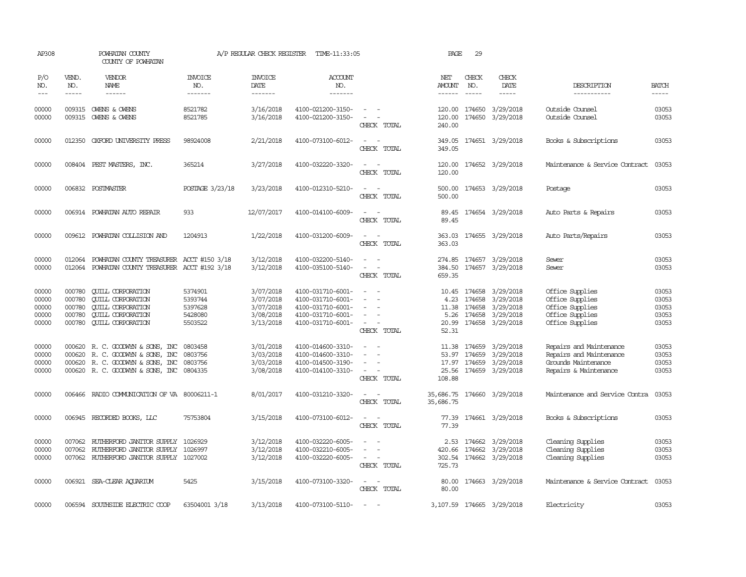AP308 POWHATAN COUNTY A/P REGULAR CHECK REGISTER TIME-11:33:05

COUNTY OF POWHATAN

| P/O NO. | VEND. NO. | VENDOR NAME | INVOICE NO. | INVOICE DATE | ACCOUNT NO. | | NET AMOUNT | CHECK NO. | CHECK DATE | DESCRIPTION | BATCH |
|---|---|---|---|---|---|---|---|---|---|---|---|
| 00000 | 009315 | OWENS & OWENS | 8521782 | 3/16/2018 | 4100-021200-3150- | - - | 120.00 | 174650 | 3/29/2018 | Outside Counsel | 03053 |
| 00000 | 009315 | OWENS & OWENS | 8521785 | 3/16/2018 | 4100-021200-3150- | - - | 120.00 | 174650 | 3/29/2018 | Outside Counsel | 03053 |
| | | | | | | CHECK TOTAL | 240.00 | | | | |
| 00000 | 012350 | OXFORD UNIVERSITY PRESS | 98924008 | 2/21/2018 | 4100-073100-6012- | - - | 349.05 | 174651 | 3/29/2018 | Books & Subscriptions | 03053 |
| | | | | | | CHECK TOTAL | 349.05 | | | | |
| 00000 | 008404 | PEST MASTERS, INC. | 365214 | 3/27/2018 | 4100-032220-3320- | - - | 120.00 | 174652 | 3/29/2018 | Maintenance & Service Contract | 03053 |
| | | | | | | CHECK TOTAL | 120.00 | | | | |
| 00000 | 006832 | POSTMASTER | POSTAGE 3/23/18 | 3/23/2018 | 4100-012310-5210- | - - | 500.00 | 174653 | 3/29/2018 | Postage | 03053 |
| | | | | | | CHECK TOTAL | 500.00 | | | | |
| 00000 | 006914 | POWHATAN AUTO REPAIR | 933 | 12/07/2017 | 4100-014100-6009- | - - | 89.45 | 174654 | 3/29/2018 | Auto Parts & Repairs | 03053 |
| | | | | | | CHECK TOTAL | 89.45 | | | | |
| 00000 | 009612 | POWHATAN COLLISION AND | 1204913 | 1/22/2018 | 4100-031200-6009- | - - | 363.03 | 174655 | 3/29/2018 | Auto Parts/Repairs | 03053 |
| | | | | | | CHECK TOTAL | 363.03 | | | | |
| 00000 | 012064 | POWHATAN COUNTY TREASURER | ACCT #150 3/18 | 3/12/2018 | 4100-032200-5140- | - - | 274.85 | 174657 | 3/29/2018 | Sewer | 03053 |
| 00000 | 012064 | POWHATAN COUNTY TREASURER | ACCT #192 3/18 | 3/12/2018 | 4100-035100-5140- | - - | 384.50 | 174657 | 3/29/2018 | Sewer | 03053 |
| | | | | | | CHECK TOTAL | 659.35 | | | | |
| 00000 | 000780 | QUILL CORPORATION | 5374901 | 3/07/2018 | 4100-031710-6001- | - - | 10.45 | 174658 | 3/29/2018 | Office Supplies | 03053 |
| 00000 | 000780 | QUILL CORPORATION | 5393744 | 3/07/2018 | 4100-031710-6001- | - - | 4.23 | 174658 | 3/29/2018 | Office Supplies | 03053 |
| 00000 | 000780 | QUILL CORPORATION | 5397628 | 3/07/2018 | 4100-031710-6001- | - - | 11.38 | 174658 | 3/29/2018 | Office Supplies | 03053 |
| 00000 | 000780 | QUILL CORPORATION | 5428080 | 3/08/2018 | 4100-031710-6001- | - - | 5.26 | 174658 | 3/29/2018 | Office Supplies | 03053 |
| 00000 | 000780 | QUILL CORPORATION | 5503522 | 3/13/2018 | 4100-031710-6001- | - - | 20.99 | 174658 | 3/29/2018 | Office Supplies | 03053 |
| | | | | | | CHECK TOTAL | 52.31 | | | | |
| 00000 | 000620 | R. C. GOODWYN & SONS, INC | 0803458 | 3/01/2018 | 4100-014600-3310- | - - | 11.38 | 174659 | 3/29/2018 | Repairs and Maintenance | 03053 |
| 00000 | 000620 | R. C. GOODWYN & SONS, INC | 0803756 | 3/03/2018 | 4100-014600-3310- | - - | 53.97 | 174659 | 3/29/2018 | Repairs and Maintenance | 03053 |
| 00000 | 000620 | R. C. GOODWYN & SONS, INC | 0803756 | 3/03/2018 | 4100-014500-3190- | - - | 17.97 | 174659 | 3/29/2018 | Grounds Maintenance | 03053 |
| 00000 | 000620 | R. C. GOODWYN & SONS, INC | 0804335 | 3/08/2018 | 4100-014100-3310- | - - | 25.56 | 174659 | 3/29/2018 | Repairs & Maintenance | 03053 |
| | | | | | | CHECK TOTAL | 108.88 | | | | |
| 00000 | 006466 | RADIO COMMUNICATION OF VA | 80006211-1 | 8/01/2017 | 4100-031210-3320- | - - | 35,686.75 | 174660 | 3/29/2018 | Maintenance and Service Contra | 03053 |
| | | | | | | CHECK TOTAL | 35,686.75 | | | | |
| 00000 | 006945 | RECORDED BOOKS, LLC | 75753804 | 3/15/2018 | 4100-073100-6012- | - - | 77.39 | 174661 | 3/29/2018 | Books & Subscriptions | 03053 |
| | | | | | | CHECK TOTAL | 77.39 | | | | |
| 00000 | 007062 | RUTHERFORD JANITOR SUPPLY | 1026929 | 3/12/2018 | 4100-032220-6005- | - - | 2.53 | 174662 | 3/29/2018 | Cleaning Supplies | 03053 |
| 00000 | 007062 | RUTHERFORD JANITOR SUPPLY | 1026997 | 3/12/2018 | 4100-032210-6005- | - - | 420.66 | 174662 | 3/29/2018 | Cleaning Supplies | 03053 |
| 00000 | 007062 | RUTHERFORD JANITOR SUPPLY | 1027002 | 3/12/2018 | 4100-032220-6005- | - - | 302.54 | 174662 | 3/29/2018 | Cleaning Supplies | 03053 |
| | | | | | | CHECK TOTAL | 725.73 | | | | |
| 00000 | 006921 | SEA-CLEAR AQUARIUM | 5425 | 3/15/2018 | 4100-073100-3320- | - - | 80.00 | 174663 | 3/29/2018 | Maintenance & Service Contract | 03053 |
| | | | | | | CHECK TOTAL | 80.00 | | | | |
| 00000 | 006594 | SOUTHSIDE ELECTRIC COOP | 63504001 3/18 | 3/13/2018 | 4100-073100-5110- | - - | 3,107.59 | 174665 | 3/29/2018 | Electricity | 03053 |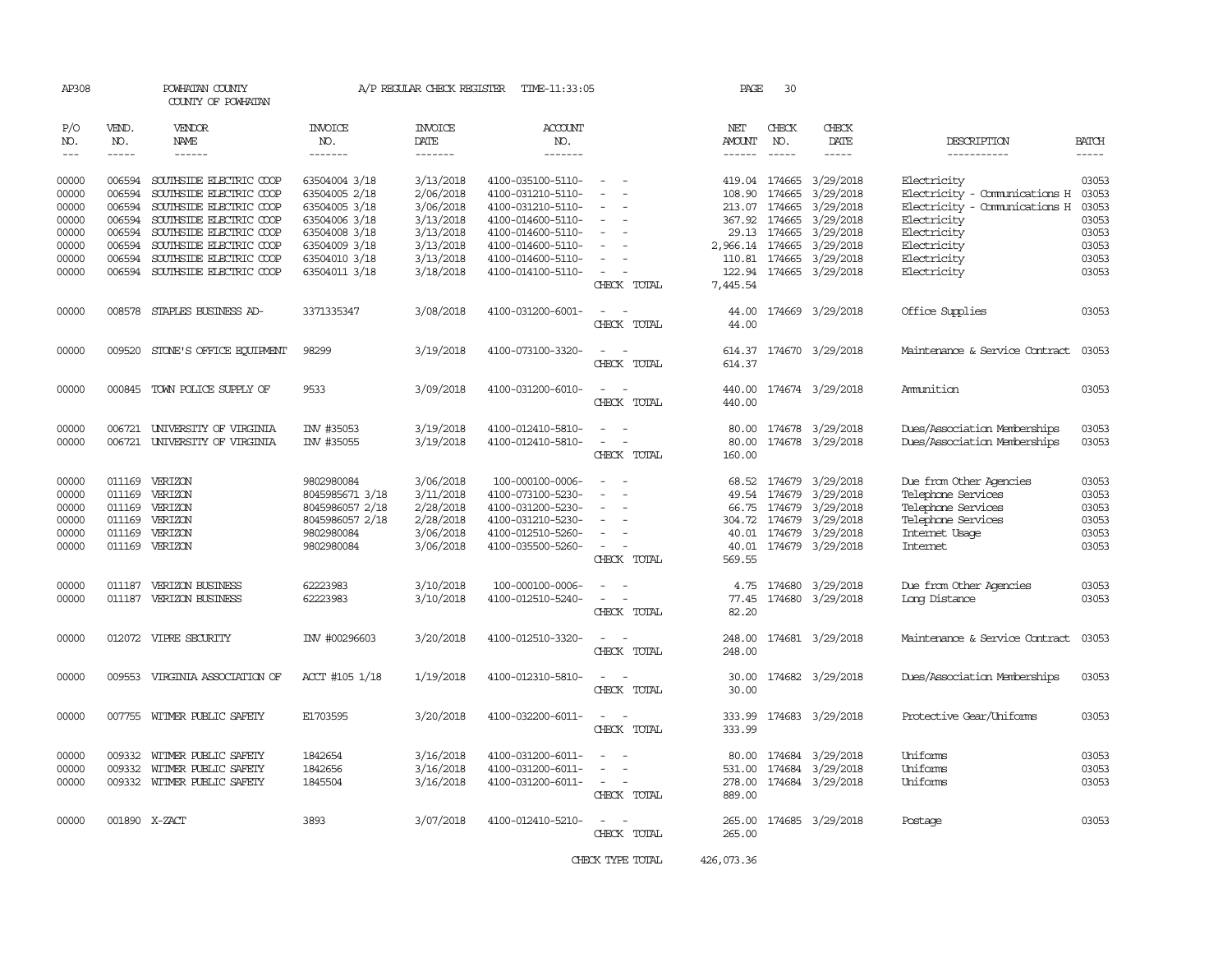AP308 POWHATAN COUNTY A/P REGULAR CHECK REGISTER TIME-11:33:05 PAGE 30

COUNTY OF POWHATAN

| P/O NO. | VEND. NO. | VENDOR NAME | INVOICE NO. | INVOICE DATE | ACCOUNT NO. | | NET AMOUNT | CHECK NO. | CHECK DATE | DESCRIPTION | BATCH |
|---|---|---|---|---|---|---|---|---|---|---|---|
| 00000 | 006594 | SOUTHSIDE ELECTRIC COOP | 63504004 3/18 | 3/13/2018 | 4100-035100-5110- | - - | 419.04 | 174665 | 3/29/2018 | Electricity | 03053 |
| 00000 | 006594 | SOUTHSIDE ELECTRIC COOP | 63504005 2/18 | 2/06/2018 | 4100-031210-5110- | - - | 108.90 | 174665 | 3/29/2018 | Electricity - Communications H | 03053 |
| 00000 | 006594 | SOUTHSIDE ELECTRIC COOP | 63504005 3/18 | 3/06/2018 | 4100-031210-5110- | - - | 213.07 | 174665 | 3/29/2018 | Electricity - Communications H | 03053 |
| 00000 | 006594 | SOUTHSIDE ELECTRIC COOP | 63504006 3/18 | 3/13/2018 | 4100-014600-5110- | - - | 367.92 | 174665 | 3/29/2018 | Electricity | 03053 |
| 00000 | 006594 | SOUTHSIDE ELECTRIC COOP | 63504008 3/18 | 3/13/2018 | 4100-014600-5110- | - - | 29.13 | 174665 | 3/29/2018 | Electricity | 03053 |
| 00000 | 006594 | SOUTHSIDE ELECTRIC COOP | 63504009 3/18 | 3/13/2018 | 4100-014600-5110- | - - | 2,966.14 | 174665 | 3/29/2018 | Electricity | 03053 |
| 00000 | 006594 | SOUTHSIDE ELECTRIC COOP | 63504010 3/18 | 3/13/2018 | 4100-014600-5110- | - - | 110.81 | 174665 | 3/29/2018 | Electricity | 03053 |
| 00000 | 006594 | SOUTHSIDE ELECTRIC COOP | 63504011 3/18 | 3/18/2018 | 4100-014100-5110- | - - | 122.94 | 174665 | 3/29/2018 | Electricity | 03053 |
| | | | | | | CHECK TOTAL | 7,445.54 | | | | |
| 00000 | 008578 | STAPLES BUSINESS AD- | 3371335347 | 3/08/2018 | 4100-031200-6001- | - - | 44.00 | 174669 | 3/29/2018 | Office Supplies | 03053 |
| | | | | | | CHECK TOTAL | 44.00 | | | | |
| 00000 | 009520 | STONE'S OFFICE EQUIPMENT | 98299 | 3/19/2018 | 4100-073100-3320- | - - | 614.37 | 174670 | 3/29/2018 | Maintenance & Service Contract | 03053 |
| | | | | | | CHECK TOTAL | 614.37 | | | | |
| 00000 | 000845 | TOWN POLICE SUPPLY OF | 9533 | 3/09/2018 | 4100-031200-6010- | - - | 440.00 | 174674 | 3/29/2018 | Ammunition | 03053 |
| | | | | | | CHECK TOTAL | 440.00 | | | | |
| 00000 | 006721 | UNIVERSITY OF VIRGINIA | INV #35053 | 3/19/2018 | 4100-012410-5810- | - - | 80.00 | 174678 | 3/29/2018 | Dues/Association Memberships | 03053 |
| 00000 | 006721 | UNIVERSITY OF VIRGINIA | INV #35055 | 3/19/2018 | 4100-012410-5810- | - - | 80.00 | 174678 | 3/29/2018 | Dues/Association Memberships | 03053 |
| | | | | | | CHECK TOTAL | 160.00 | | | | |
| 00000 | 011169 | VERIZON | 9802980084 | 3/06/2018 | 100-000100-0006- | - - | 68.52 | 174679 | 3/29/2018 | Due from Other Agencies | 03053 |
| 00000 | 011169 | VERIZON | 8045985671 3/18 | 3/11/2018 | 4100-073100-5230- | - - | 49.54 | 174679 | 3/29/2018 | Telephone Services | 03053 |
| 00000 | 011169 | VERIZON | 8045986057 2/18 | 2/28/2018 | 4100-031200-5230- | - - | 66.75 | 174679 | 3/29/2018 | Telephone Services | 03053 |
| 00000 | 011169 | VERIZON | 8045986057 2/18 | 2/28/2018 | 4100-031210-5230- | - - | 304.72 | 174679 | 3/29/2018 | Telephone Services | 03053 |
| 00000 | 011169 | VERIZON | 9802980084 | 3/06/2018 | 4100-012510-5260- | - - | 40.01 | 174679 | 3/29/2018 | Internet Usage | 03053 |
| 00000 | 011169 | VERIZON | 9802980084 | 3/06/2018 | 4100-035500-5260- | - - | 40.01 | 174679 | 3/29/2018 | Internet | 03053 |
| | | | | | | CHECK TOTAL | 569.55 | | | | |
| 00000 | 011187 | VERIZON BUSINESS | 62223983 | 3/10/2018 | 100-000100-0006- | - - | 4.75 | 174680 | 3/29/2018 | Due from Other Agencies | 03053 |
| 00000 | 011187 | VERIZON BUSINESS | 62223983 | 3/10/2018 | 4100-012510-5240- | - - | 77.45 | 174680 | 3/29/2018 | Long Distance | 03053 |
| | | | | | | CHECK TOTAL | 82.20 | | | | |
| 00000 | 012072 | VIPRE SECURITY | INV #00296603 | 3/20/2018 | 4100-012510-3320- | - - | 248.00 | 174681 | 3/29/2018 | Maintenance & Service Contract | 03053 |
| | | | | | | CHECK TOTAL | 248.00 | | | | |
| 00000 | 009553 | VIRGINIA ASSOCIATION OF | ACCT #105 1/18 | 1/19/2018 | 4100-012310-5810- | - - | 30.00 | 174682 | 3/29/2018 | Dues/Association Memberships | 03053 |
| | | | | | | CHECK TOTAL | 30.00 | | | | |
| 00000 | 007755 | WITMER PUBLIC SAFETY | E1703595 | 3/20/2018 | 4100-032200-6011- | - - | 333.99 | 174683 | 3/29/2018 | Protective Gear/Uniforms | 03053 |
| | | | | | | CHECK TOTAL | 333.99 | | | | |
| 00000 | 009332 | WITMER PUBLIC SAFETY | 1842654 | 3/16/2018 | 4100-031200-6011- | - - | 80.00 | 174684 | 3/29/2018 | Uniforms | 03053 |
| 00000 | 009332 | WITMER PUBLIC SAFETY | 1842656 | 3/16/2018 | 4100-031200-6011- | - - | 531.00 | 174684 | 3/29/2018 | Uniforms | 03053 |
| 00000 | 009332 | WITMER PUBLIC SAFETY | 1845504 | 3/16/2018 | 4100-031200-6011- | - - | 278.00 | 174684 | 3/29/2018 | Uniforms | 03053 |
| | | | | | | CHECK TOTAL | 889.00 | | | | |
| 00000 | 001890 | X-ZACT | 3893 | 3/07/2018 | 4100-012410-5210- | - - | 265.00 | 174685 | 3/29/2018 | Postage | 03053 |
| | | | | | | CHECK TOTAL | 265.00 | | | | |
| | | | | | | CHECK TYPE TOTAL | 426,073.36 | | | | |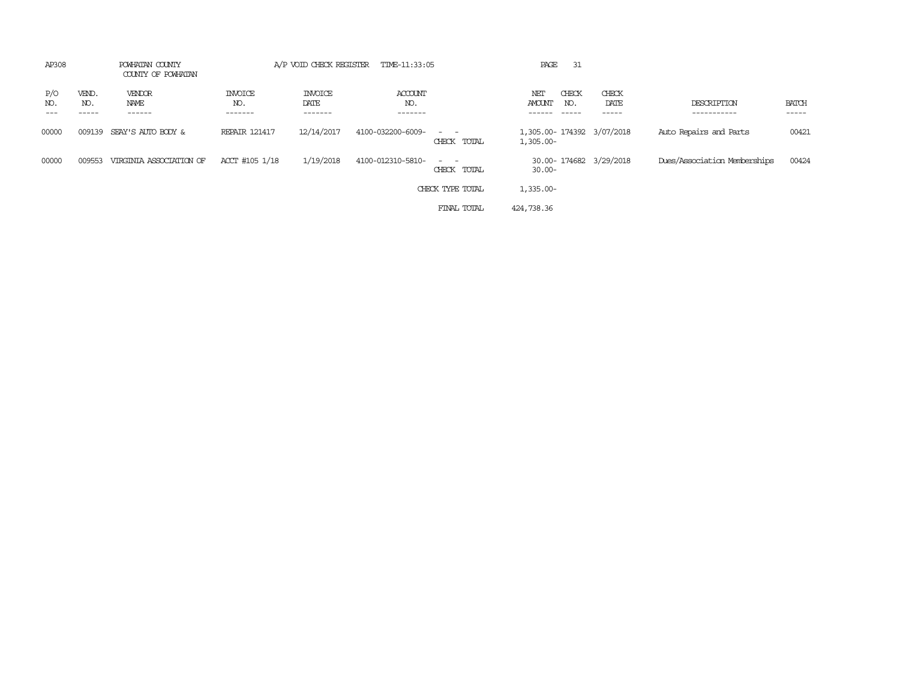AP308 POWHATAN COUNTY A/P VOID CHECK REGISTER TIME-11:33:05

COUNTY OF POWHATAN

| P/O NO. | VEND. NO. | VENDOR NAME | INVOICE NO. | INVOICE DATE | ACCOUNT NO. | | NET AMOUNT | CHECK NO. | CHECK DATE | DESCRIPTION | BATCH |
|---|---|---|---|---|---|---|---|---|---|---|---|
| 00000 | 009139 | SEAY'S AUTO BODY & | REPAIR 121417 | 12/14/2017 | 4100-032200-6009- | - - | 1,305.00- | 174392 | 3/07/2018 | Auto Repairs and Parts | 00421 |
| | | | | | | CHECK TOTAL | 1,305.00- | | | | |
| 00000 | 009553 | VIRGINIA ASSOCIATION OF | ACCT #105 1/18 | 1/19/2018 | 4100-012310-5810- | - - | 30.00- | 174682 | 3/29/2018 | Dues/Association Memberships | 00424 |
| | | | | | | CHECK TOTAL | 30.00- | | | | |
| | | | | | | CHECK TYPE TOTAL | 1,335.00- | | | | |
| | | | | | | FINAL TOTAL | 424,738.36 | | | | |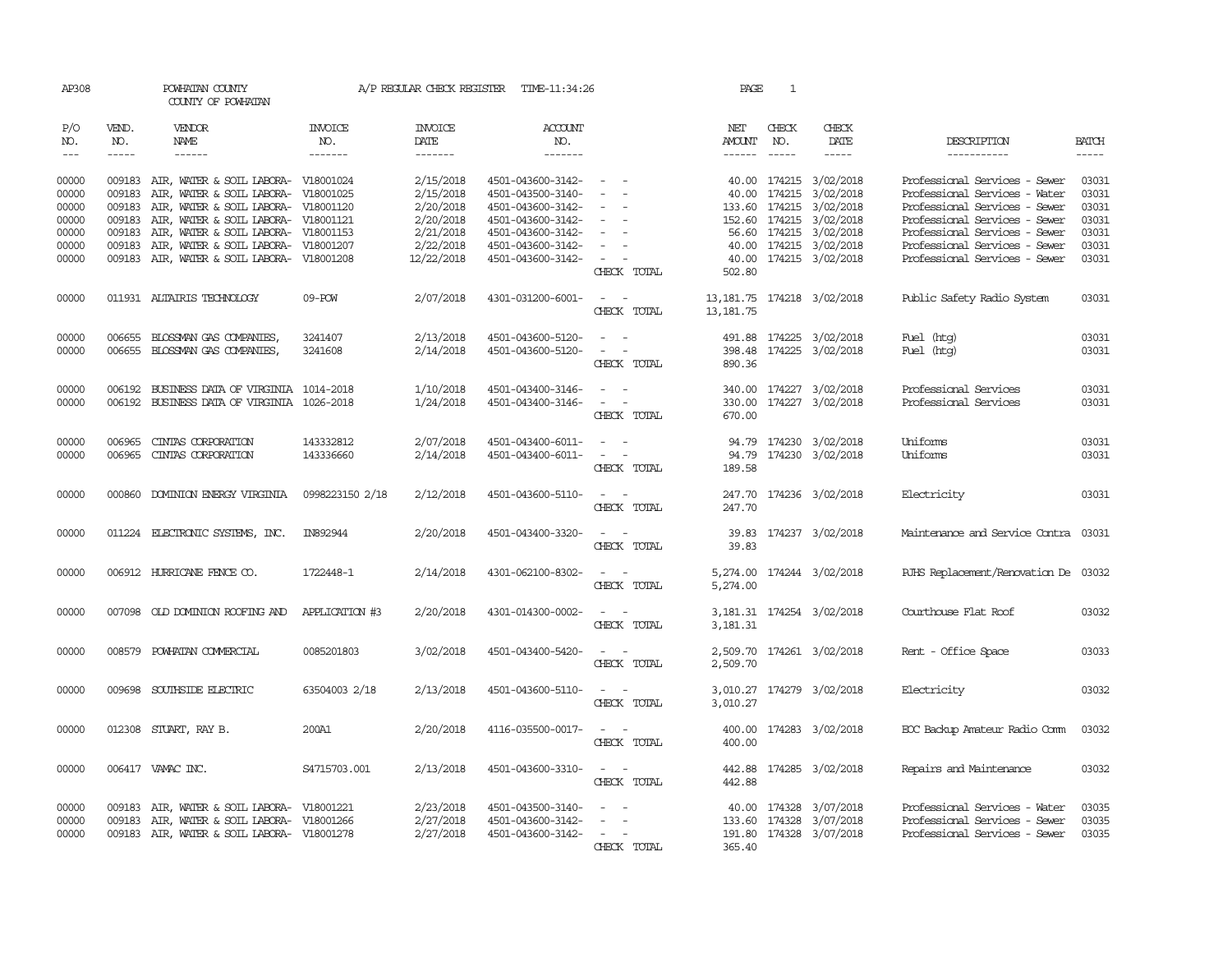AP308 POWHATAN COUNTY A/P REGULAR CHECK REGISTER TIME-11:34:26 PAGE 1

COUNTY OF POWHATAN

| P/O NO. | VEND. NO. | VENDOR NAME | INVOICE NO. | INVOICE DATE | ACCOUNT NO. | | NET AMOUNT | CHECK NO. | CHECK DATE | DESCRIPTION | BATCH |
|---|---|---|---|---|---|---|---|---|---|---|---|
| 00000 | 009183 | AIR, WATER & SOIL LABORA- | V18001024 | 2/15/2018 | 4501-043600-3142- | - - | 40.00 | 174215 | 3/02/2018 | Professional Services - Sewer | 03031 |
| 00000 | 009183 | AIR, WATER & SOIL LABORA- | V18001025 | 2/15/2018 | 4501-043500-3140- | - - | 40.00 | 174215 | 3/02/2018 | Professional Services - Water | 03031 |
| 00000 | 009183 | AIR, WATER & SOIL LABORA- | V18001120 | 2/20/2018 | 4501-043600-3142- | - - | 133.60 | 174215 | 3/02/2018 | Professional Services - Sewer | 03031 |
| 00000 | 009183 | AIR, WATER & SOIL LABORA- | V18001121 | 2/20/2018 | 4501-043600-3142- | - - | 152.60 | 174215 | 3/02/2018 | Professional Services - Sewer | 03031 |
| 00000 | 009183 | AIR, WATER & SOIL LABORA- | V18001153 | 2/21/2018 | 4501-043600-3142- | - - | 56.60 | 174215 | 3/02/2018 | Professional Services - Sewer | 03031 |
| 00000 | 009183 | AIR, WATER & SOIL LABORA- | V18001207 | 2/22/2018 | 4501-043600-3142- | - - | 40.00 | 174215 | 3/02/2018 | Professional Services - Sewer | 03031 |
| 00000 | 009183 | AIR, WATER & SOIL LABORA- | V18001208 | 12/22/2018 | 4501-043600-3142- | - - | 40.00 | 174215 | 3/02/2018 | Professional Services - Sewer | 03031 |
| | | | | | | CHECK TOTAL | 502.80 | | | | |
| 00000 | 011931 | ALTAIRIS TECHNOLOGY | 09-POW | 2/07/2018 | 4301-031200-6001- | - - | 13,181.75 | 174218 | 3/02/2018 | Public Safety Radio System | 03031 |
| | | | | | | CHECK TOTAL | 13,181.75 | | | | |
| 00000 | 006655 | BLOSSMAN GAS COMPANIES, | 3241407 | 2/13/2018 | 4501-043600-5120- | - - | 491.88 | 174225 | 3/02/2018 | Fuel (htg) | 03031 |
| 00000 | 006655 | BLOSSMAN GAS COMPANIES, | 3241608 | 2/14/2018 | 4501-043600-5120- | - - | 398.48 | 174225 | 3/02/2018 | Fuel (htg) | 03031 |
| | | | | | | CHECK TOTAL | 890.36 | | | | |
| 00000 | 006192 | BUSINESS DATA OF VIRGINIA | 1014-2018 | 1/10/2018 | 4501-043400-3146- | - - | 340.00 | 174227 | 3/02/2018 | Professional Services | 03031 |
| 00000 | 006192 | BUSINESS DATA OF VIRGINIA | 1026-2018 | 1/24/2018 | 4501-043400-3146- | - - | 330.00 | 174227 | 3/02/2018 | Professional Services | 03031 |
| | | | | | | CHECK TOTAL | 670.00 | | | | |
| 00000 | 006965 | CINTAS CORPORATION | 143332812 | 2/07/2018 | 4501-043400-6011- | - - | 94.79 | 174230 | 3/02/2018 | Uniforms | 03031 |
| 00000 | 006965 | CINTAS CORPORATION | 143336660 | 2/14/2018 | 4501-043400-6011- | - - | 94.79 | 174230 | 3/02/2018 | Uniforms | 03031 |
| | | | | | | CHECK TOTAL | 189.58 | | | | |
| 00000 | 000860 | DOMINION ENERGY VIRGINIA | 0998223150 2/18 | 2/12/2018 | 4501-043600-5110- | - - | 247.70 | 174236 | 3/02/2018 | Electricity | 03031 |
| | | | | | | CHECK TOTAL | 247.70 | | | | |
| 00000 | 011224 | ELECTRONIC SYSTEMS, INC. | IN892944 | 2/20/2018 | 4501-043400-3320- | - - | 39.83 | 174237 | 3/02/2018 | Maintenance and Service Contra | 03031 |
| | | | | | | CHECK TOTAL | 39.83 | | | | |
| 00000 | 006912 | HURRICANE FENCE CO. | 1722448-1 | 2/14/2018 | 4301-062100-8302- | - - | 5,274.00 | 174244 | 3/02/2018 | PJHS Replacement/Renovation De | 03032 |
| | | | | | | CHECK TOTAL | 5,274.00 | | | | |
| 00000 | 007098 | OLD DOMINION ROOFING AND | APPLICATION #3 | 2/20/2018 | 4301-014300-0002- | - - | 3,181.31 | 174254 | 3/02/2018 | Courthouse Flat Roof | 03032 |
| | | | | | | CHECK TOTAL | 3,181.31 | | | | |
| 00000 | 008579 | POWHATAN COMMERCIAL | 0085201803 | 3/02/2018 | 4501-043400-5420- | - - | 2,509.70 | 174261 | 3/02/2018 | Rent - Office Space | 03033 |
| | | | | | | CHECK TOTAL | 2,509.70 | | | | |
| 00000 | 009698 | SOUTHSIDE ELECTRIC | 63504003 2/18 | 2/13/2018 | 4501-043600-5110- | - - | 3,010.27 | 174279 | 3/02/2018 | Electricity | 03032 |
| | | | | | | CHECK TOTAL | 3,010.27 | | | | |
| 00000 | 012308 | STUART, RAY B. | 200A1 | 2/20/2018 | 4116-035500-0017- | - - | 400.00 | 174283 | 3/02/2018 | EOC Backup Amateur Radio Comm | 03032 |
| | | | | | | CHECK TOTAL | 400.00 | | | | |
| 00000 | 006417 | VAMAC INC. | S4715703.001 | 2/13/2018 | 4501-043600-3310- | - - | 442.88 | 174285 | 3/02/2018 | Repairs and Maintenance | 03032 |
| | | | | | | CHECK TOTAL | 442.88 | | | | |
| 00000 | 009183 | AIR, WATER & SOIL LABORA- | V18001221 | 2/23/2018 | 4501-043500-3140- | - - | 40.00 | 174328 | 3/07/2018 | Professional Services - Water | 03035 |
| 00000 | 009183 | AIR, WATER & SOIL LABORA- | V18001266 | 2/27/2018 | 4501-043600-3142- | - - | 133.60 | 174328 | 3/07/2018 | Professional Services - Sewer | 03035 |
| 00000 | 009183 | AIR, WATER & SOIL LABORA- | V18001278 | 2/27/2018 | 4501-043600-3142- | - - | 191.80 | 174328 | 3/07/2018 | Professional Services - Sewer | 03035 |
| | | | | | | CHECK TOTAL | 365.40 | | | | |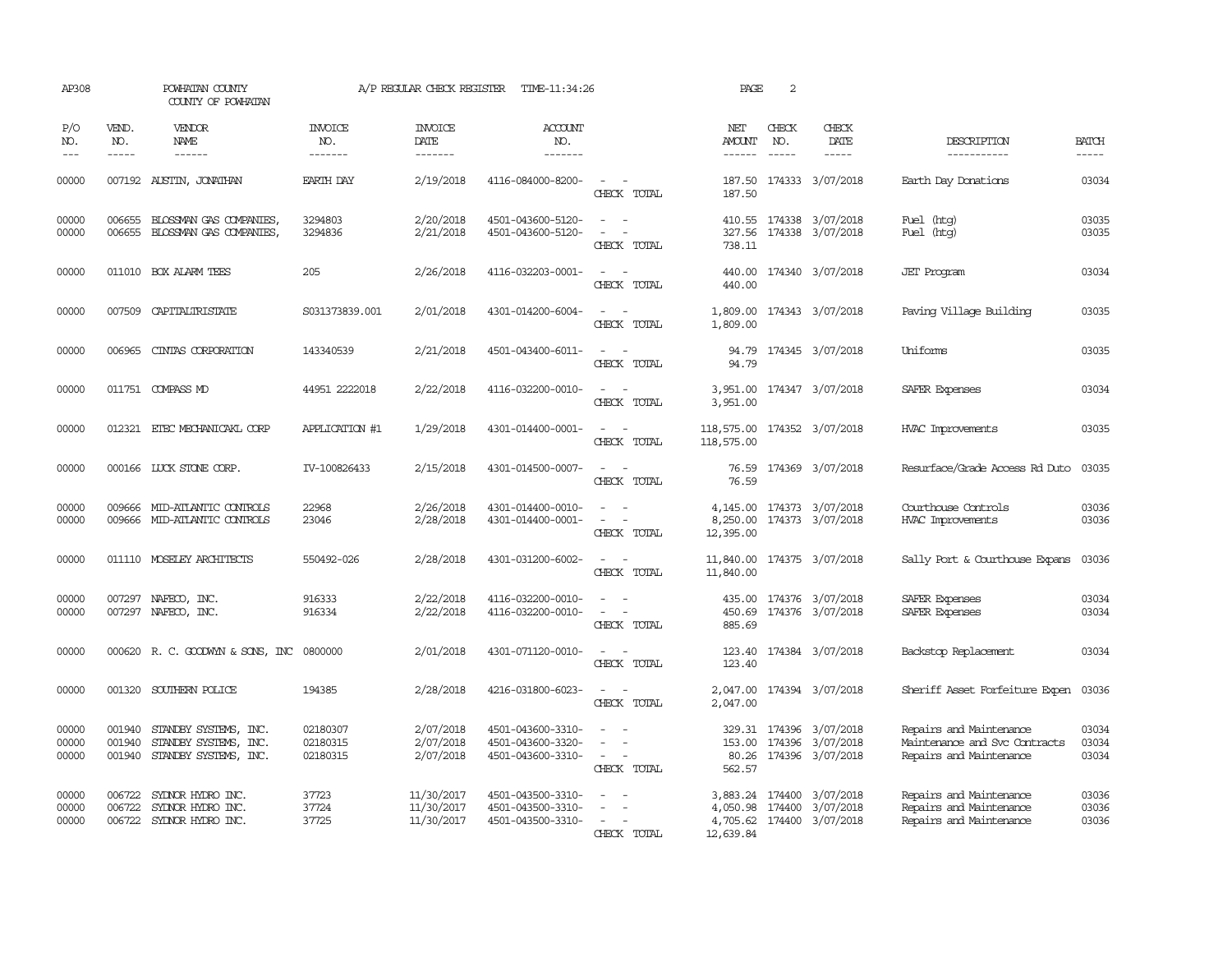AP308 POWHATAN COUNTY A/P REGULAR CHECK REGISTER TIME-11:34:26 PAGE 2

COUNTY OF POWHATAN

| P/O NO. | VEND. NO. | VENDOR NAME | INVOICE NO. | INVOICE DATE | ACCOUNT NO. | | NET AMOUNT | CHECK NO. | CHECK DATE | DESCRIPTION | BATCH |
|---|---|---|---|---|---|---|---|---|---|---|---|
| 00000 | 007192 | AUSTIN, JONATHAN | EARTH DAY | 2/19/2018 | 4116-084000-8200- | - - | 187.50 | 174333 | 3/07/2018 | Earth Day Donations | 03034 |
| | | | | | | CHECK TOTAL | 187.50 | | | | |
| 00000 | 006655 | BLOSSMAN GAS COMPANIES, | 3294803 | 2/20/2018 | 4501-043600-5120- | - - | 410.55 | 174338 | 3/07/2018 | Fuel (htg) | 03035 |
| 00000 | 006655 | BLOSSMAN GAS COMPANIES, | 3294836 | 2/21/2018 | 4501-043600-5120- | - - | 327.56 | 174338 | 3/07/2018 | Fuel (htg) | 03035 |
| | | | | | | CHECK TOTAL | 738.11 | | | | |
| 00000 | 011010 | BOX ALARM TEES | 205 | 2/26/2018 | 4116-032203-0001- | - - | 440.00 | 174340 | 3/07/2018 | JET Program | 03034 |
| | | | | | | CHECK TOTAL | 440.00 | | | | |
| 00000 | 007509 | CAPITALTRISTATE | S031373839.001 | 2/01/2018 | 4301-014200-6004- | - - | 1,809.00 | 174343 | 3/07/2018 | Paving Village Building | 03035 |
| | | | | | | CHECK TOTAL | 1,809.00 | | | | |
| 00000 | 006965 | CINTAS CORPORATION | 143340539 | 2/21/2018 | 4501-043400-6011- | - - | 94.79 | 174345 | 3/07/2018 | Uniforms | 03035 |
| | | | | | | CHECK TOTAL | 94.79 | | | | |
| 00000 | 011751 | COMPASS MD | 44951 2222018 | 2/22/2018 | 4116-032200-0010- | - - | 3,951.00 | 174347 | 3/07/2018 | SAFER Expenses | 03034 |
| | | | | | | CHECK TOTAL | 3,951.00 | | | | |
| 00000 | 012321 | ETEC MECHANICAKL CORP | APPLICATION #1 | 1/29/2018 | 4301-014400-0001- | - - | 118,575.00 | 174352 | 3/07/2018 | HVAC Improvements | 03035 |
| | | | | | | CHECK TOTAL | 118,575.00 | | | | |
| 00000 | 000166 | LUCK STONE CORP. | IV-100826433 | 2/15/2018 | 4301-014500-0007- | - - | 76.59 | 174369 | 3/07/2018 | Resurface/Grade Access Rd Duto | 03035 |
| | | | | | | CHECK TOTAL | 76.59 | | | | |
| 00000 | 009666 | MID-ATLANTIC CONTROLS | 22968 | 2/26/2018 | 4301-014400-0010- | - - | 4,145.00 | 174373 | 3/07/2018 | Courthouse Controls | 03036 |
| 00000 | 009666 | MID-ATLANTIC CONTROLS | 23046 | 2/28/2018 | 4301-014400-0001- | - - | 8,250.00 | 174373 | 3/07/2018 | HVAC Improvements | 03036 |
| | | | | | | CHECK TOTAL | 12,395.00 | | | | |
| 00000 | 011110 | MOSELEY ARCHITECTS | 550492-026 | 2/28/2018 | 4301-031200-6002- | - - | 11,840.00 | 174375 | 3/07/2018 | Sally Port & Courthouse Expans | 03036 |
| | | | | | | CHECK TOTAL | 11,840.00 | | | | |
| 00000 | 007297 | NAFECO, INC. | 916333 | 2/22/2018 | 4116-032200-0010- | - - | 435.00 | 174376 | 3/07/2018 | SAFER Expenses | 03034 |
| 00000 | 007297 | NAFECO, INC. | 916334 | 2/22/2018 | 4116-032200-0010- | - - | 450.69 | 174376 | 3/07/2018 | SAFER Expenses | 03034 |
| | | | | | | CHECK TOTAL | 885.69 | | | | |
| 00000 | 000620 | R. C. GOODWYN & SONS, INC | 0800000 | 2/01/2018 | 4301-071120-0010- | - - | 123.40 | 174384 | 3/07/2018 | Backstop Replacement | 03034 |
| | | | | | | CHECK TOTAL | 123.40 | | | | |
| 00000 | 001320 | SOUTHERN POLICE | 194385 | 2/28/2018 | 4216-031800-6023- | - - | 2,047.00 | 174394 | 3/07/2018 | Sheriff Asset Forfeiture Expen | 03036 |
| | | | | | | CHECK TOTAL | 2,047.00 | | | | |
| 00000 | 001940 | STANDBY SYSTEMS, INC. | 02180307 | 2/07/2018 | 4501-043600-3310- | - - | 329.31 | 174396 | 3/07/2018 | Repairs and Maintenance | 03034 |
| 00000 | 001940 | STANDBY SYSTEMS, INC. | 02180315 | 2/07/2018 | 4501-043600-3320- | - - | 153.00 | 174396 | 3/07/2018 | Maintenance and Svc Contracts | 03034 |
| 00000 | 001940 | STANDBY SYSTEMS, INC. | 02180315 | 2/07/2018 | 4501-043600-3310- | - - | 80.26 | 174396 | 3/07/2018 | Repairs and Maintenance | 03034 |
| | | | | | | CHECK TOTAL | 562.57 | | | | |
| 00000 | 006722 | SYDNOR HYDRO INC. | 37723 | 11/30/2017 | 4501-043500-3310- | - - | 3,883.24 | 174400 | 3/07/2018 | Repairs and Maintenance | 03036 |
| 00000 | 006722 | SYDNOR HYDRO INC. | 37724 | 11/30/2017 | 4501-043500-3310- | - - | 4,050.98 | 174400 | 3/07/2018 | Repairs and Maintenance | 03036 |
| 00000 | 006722 | SYDNOR HYDRO INC. | 37725 | 11/30/2017 | 4501-043500-3310- | - - | 4,705.62 | 174400 | 3/07/2018 | Repairs and Maintenance | 03036 |
| | | | | | | CHECK TOTAL | 12,639.84 | | | | |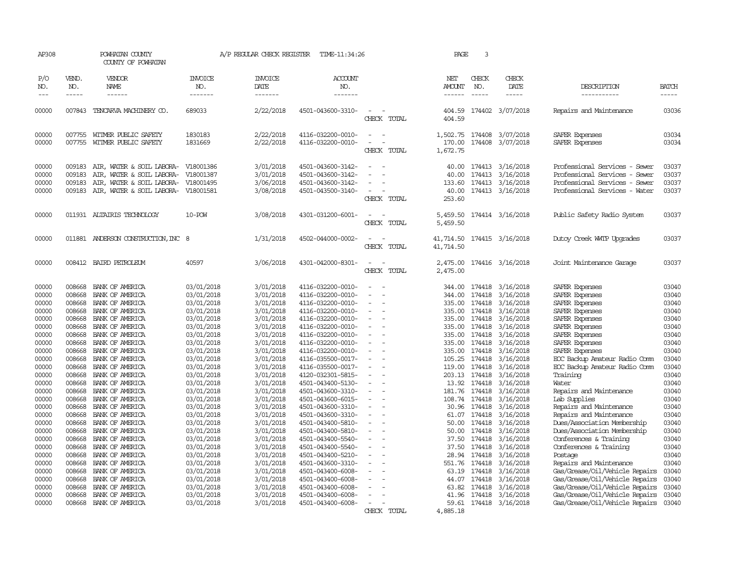AP308 POWHATAN COUNTY A/P REGULAR CHECK REGISTER TIME-11:34:26 PAGE 3

COUNTY OF POWHATAN

| P/O NO. | VEND. NO. | VENDOR NAME | INVOICE NO. | INVOICE DATE | ACCOUNT NO. | | NET AMOUNT | CHECK NO. | CHECK DATE | DESCRIPTION | BATCH |
|---|---|---|---|---|---|---|---|---|---|---|---|
| 00000 | 007843 | TENCARVA MACHINERY CO. | 689033 | 2/22/2018 | 4501-043600-3310- | - - | 404.59 | 174402 | 3/07/2018 | Repairs and Maintenance | 03036 |
| | | | | | | CHECK TOTAL | 404.59 | | | | |
| 00000 | 007755 | WITMER PUBLIC SAFETY | 1830183 | 2/22/2018 | 4116-032200-0010- | - - | 1,502.75 | 174408 | 3/07/2018 | SAFER Expenses | 03034 |
| 00000 | 007755 | WITMER PUBLIC SAFETY | 1831669 | 2/22/2018 | 4116-032200-0010- | - - | 170.00 | 174408 | 3/07/2018 | SAFER Expenses | 03034 |
| | | | | | | CHECK TOTAL | 1,672.75 | | | | |
| 00000 | 009183 | AIR, WATER & SOIL LABORA- | V18001386 | 3/01/2018 | 4501-043600-3142- | - - | 40.00 | 174413 | 3/16/2018 | Professional Services - Sewer | 03037 |
| 00000 | 009183 | AIR, WATER & SOIL LABORA- | V18001387 | 3/01/2018 | 4501-043600-3142- | - - | 40.00 | 174413 | 3/16/2018 | Professional Services - Sewer | 03037 |
| 00000 | 009183 | AIR, WATER & SOIL LABORA- | V18001495 | 3/06/2018 | 4501-043600-3142- | - - | 133.60 | 174413 | 3/16/2018 | Professional Services - Sewer | 03037 |
| 00000 | 009183 | AIR, WATER & SOIL LABORA- | V18001581 | 3/08/2018 | 4501-043500-3140- | - - | 40.00 | 174413 | 3/16/2018 | Professional Services - Water | 03037 |
| | | | | | | CHECK TOTAL | 253.60 | | | | |
| 00000 | 011931 | ALTAIRIS TECHNOLOGY | 10-POW | 3/08/2018 | 4301-031200-6001- | - - | 5,459.50 | 174414 | 3/16/2018 | Public Safety Radio System | 03037 |
| | | | | | | CHECK TOTAL | 5,459.50 | | | | |
| 00000 | 011881 | ANDERSON CONSTRUCTION,INC | 8 | 1/31/2018 | 4502-044000-0002- | - - | 41,714.50 | 174415 | 3/16/2018 | Dutoy Creek WWTP Upgrades | 03037 |
| | | | | | | CHECK TOTAL | 41,714.50 | | | | |
| 00000 | 008412 | BAIRD PETROLEUM | 40597 | 3/06/2018 | 4301-042000-8301- | - - | 2,475.00 | 174416 | 3/16/2018 | Joint Maintenance Garage | 03037 |
| | | | | | | CHECK TOTAL | 2,475.00 | | | | |
| 00000 | 008668 | BANK OF AMERICA | 03/01/2018 | 3/01/2018 | 4116-032200-0010- | - - | 344.00 | 174418 | 3/16/2018 | SAFER Expenses | 03040 |
| 00000 | 008668 | BANK OF AMERICA | 03/01/2018 | 3/01/2018 | 4116-032200-0010- | - - | 344.00 | 174418 | 3/16/2018 | SAFER Expenses | 03040 |
| 00000 | 008668 | BANK OF AMERICA | 03/01/2018 | 3/01/2018 | 4116-032200-0010- | - - | 335.00 | 174418 | 3/16/2018 | SAFER Expenses | 03040 |
| 00000 | 008668 | BANK OF AMERICA | 03/01/2018 | 3/01/2018 | 4116-032200-0010- | - - | 335.00 | 174418 | 3/16/2018 | SAFER Expenses | 03040 |
| 00000 | 008668 | BANK OF AMERICA | 03/01/2018 | 3/01/2018 | 4116-032200-0010- | - - | 335.00 | 174418 | 3/16/2018 | SAFER Expenses | 03040 |
| 00000 | 008668 | BANK OF AMERICA | 03/01/2018 | 3/01/2018 | 4116-032200-0010- | - - | 335.00 | 174418 | 3/16/2018 | SAFER Expenses | 03040 |
| 00000 | 008668 | BANK OF AMERICA | 03/01/2018 | 3/01/2018 | 4116-032200-0010- | - - | 335.00 | 174418 | 3/16/2018 | SAFER Expenses | 03040 |
| 00000 | 008668 | BANK OF AMERICA | 03/01/2018 | 3/01/2018 | 4116-032200-0010- | - - | 335.00 | 174418 | 3/16/2018 | SAFER Expenses | 03040 |
| 00000 | 008668 | BANK OF AMERICA | 03/01/2018 | 3/01/2018 | 4116-032200-0010- | - - | 335.00 | 174418 | 3/16/2018 | SAFER Expenses | 03040 |
| 00000 | 008668 | BANK OF AMERICA | 03/01/2018 | 3/01/2018 | 4116-035500-0017- | - - | 105.25 | 174418 | 3/16/2018 | EOC Backup Amateur Radio Comm | 03040 |
| 00000 | 008668 | BANK OF AMERICA | 03/01/2018 | 3/01/2018 | 4116-035500-0017- | - - | 119.00 | 174418 | 3/16/2018 | EOC Backup Amateur Radio Comm | 03040 |
| 00000 | 008668 | BANK OF AMERICA | 03/01/2018 | 3/01/2018 | 4120-032301-5815- | - - | 203.13 | 174418 | 3/16/2018 | Training | 03040 |
| 00000 | 008668 | BANK OF AMERICA | 03/01/2018 | 3/01/2018 | 4501-043400-5130- | - - | 13.92 | 174418 | 3/16/2018 | Water | 03040 |
| 00000 | 008668 | BANK OF AMERICA | 03/01/2018 | 3/01/2018 | 4501-043600-3310- | - - | 181.76 | 174418 | 3/16/2018 | Repairs and Maintenance | 03040 |
| 00000 | 008668 | BANK OF AMERICA | 03/01/2018 | 3/01/2018 | 4501-043600-6015- | - - | 108.74 | 174418 | 3/16/2018 | Lab Supplies | 03040 |
| 00000 | 008668 | BANK OF AMERICA | 03/01/2018 | 3/01/2018 | 4501-043600-3310- | - - | 30.96 | 174418 | 3/16/2018 | Repairs and Maintenance | 03040 |
| 00000 | 008668 | BANK OF AMERICA | 03/01/2018 | 3/01/2018 | 4501-043600-3310- | - - | 61.07 | 174418 | 3/16/2018 | Repairs and Maintenance | 03040 |
| 00000 | 008668 | BANK OF AMERICA | 03/01/2018 | 3/01/2018 | 4501-043400-5810- | - - | 50.00 | 174418 | 3/16/2018 | Dues/Association Membership | 03040 |
| 00000 | 008668 | BANK OF AMERICA | 03/01/2018 | 3/01/2018 | 4501-043400-5810- | - - | 50.00 | 174418 | 3/16/2018 | Dues/Association Membership | 03040 |
| 00000 | 008668 | BANK OF AMERICA | 03/01/2018 | 3/01/2018 | 4501-043400-5540- | - - | 37.50 | 174418 | 3/16/2018 | Conferences & Training | 03040 |
| 00000 | 008668 | BANK OF AMERICA | 03/01/2018 | 3/01/2018 | 4501-043400-5540- | - - | 37.50 | 174418 | 3/16/2018 | Conferences & Training | 03040 |
| 00000 | 008668 | BANK OF AMERICA | 03/01/2018 | 3/01/2018 | 4501-043400-5210- | - - | 28.94 | 174418 | 3/16/2018 | Postage | 03040 |
| 00000 | 008668 | BANK OF AMERICA | 03/01/2018 | 3/01/2018 | 4501-043600-3310- | - - | 551.76 | 174418 | 3/16/2018 | Repairs and Maintenance | 03040 |
| 00000 | 008668 | BANK OF AMERICA | 03/01/2018 | 3/01/2018 | 4501-043400-6008- | - - | 63.19 | 174418 | 3/16/2018 | Gas/Grease/Oil/Vehicle Repairs | 03040 |
| 00000 | 008668 | BANK OF AMERICA | 03/01/2018 | 3/01/2018 | 4501-043400-6008- | - - | 44.07 | 174418 | 3/16/2018 | Gas/Grease/Oil/Vehicle Repairs | 03040 |
| 00000 | 008668 | BANK OF AMERICA | 03/01/2018 | 3/01/2018 | 4501-043400-6008- | - - | 63.82 | 174418 | 3/16/2018 | Gas/Grease/Oil/Vehicle Repairs | 03040 |
| 00000 | 008668 | BANK OF AMERICA | 03/01/2018 | 3/01/2018 | 4501-043400-6008- | - - | 41.96 | 174418 | 3/16/2018 | Gas/Grease/Oil/Vehicle Repairs | 03040 |
| 00000 | 008668 | BANK OF AMERICA | 03/01/2018 | 3/01/2018 | 4501-043400-6008- | - - | 59.61 | 174418 | 3/16/2018 | Gas/Grease/Oil/Vehicle Repairs | 03040 |
| | | | | | | CHECK TOTAL | 4,885.18 | | | | |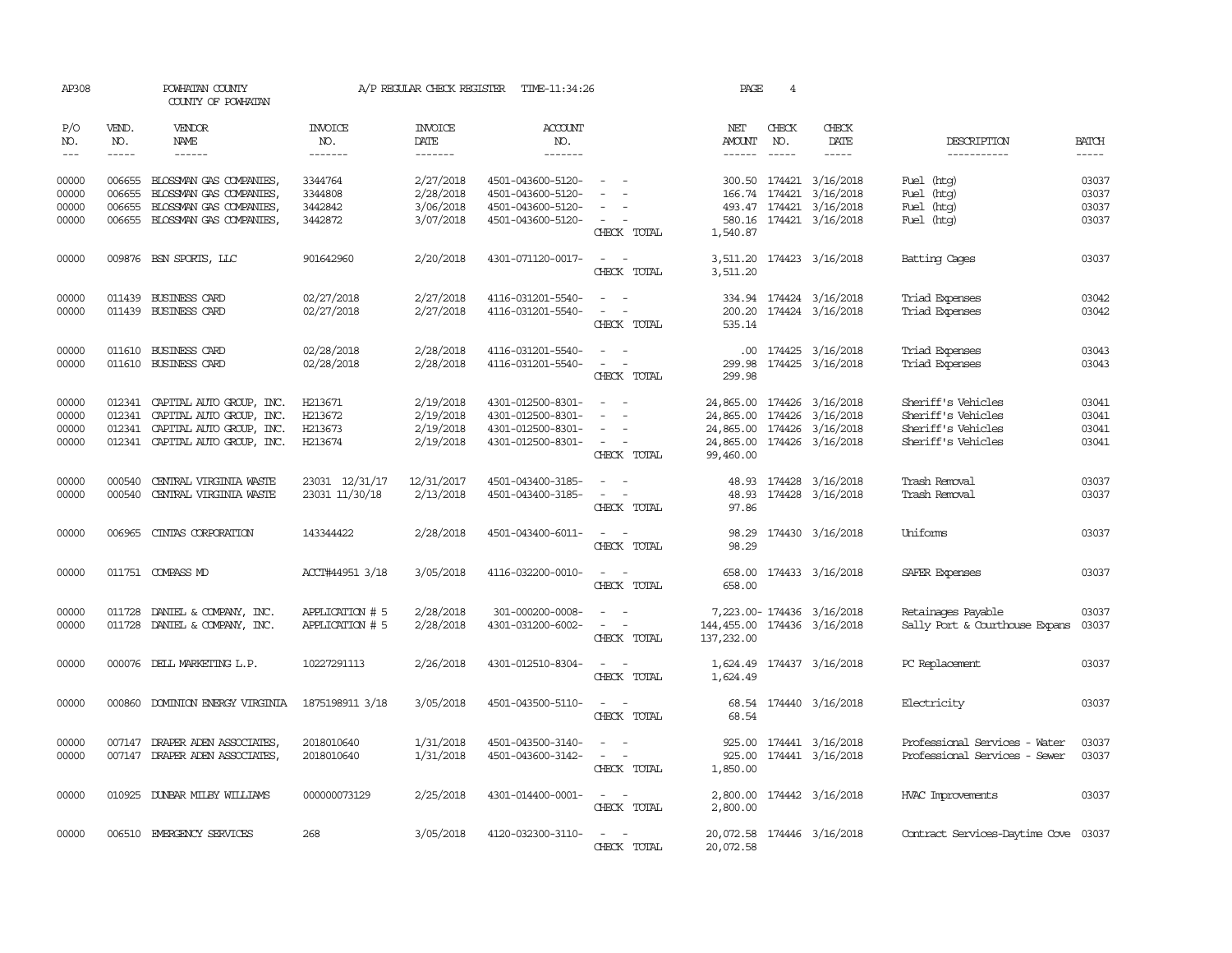AP308 POWHATAN COUNTY A/P REGULAR CHECK REGISTER TIME-11:34:26 PAGE 4

COUNTY OF POWHATAN

| P/O NO. | VEND. NO. | VENDOR NAME | INVOICE NO. | INVOICE DATE | ACCOUNT NO. | | NET AMOUNT | CHECK NO. | CHECK DATE | DESCRIPTION | BATCH |
|---|---|---|---|---|---|---|---|---|---|---|---|
| --- | ----- | ------ | ------- | ------- | ------- | | ------ | ----- | ----- | ----------- | ----- |
| 00000 | 006655 | BLOSSMAN GAS COMPANIES, | 3344764 | 2/27/2018 | 4501-043600-5120- | - - | 300.50 | 174421 | 3/16/2018 | Fuel (htg) | 03037 |
| 00000 | 006655 | BLOSSMAN GAS COMPANIES, | 3344808 | 2/28/2018 | 4501-043600-5120- | - - | 166.74 | 174421 | 3/16/2018 | Fuel (htg) | 03037 |
| 00000 | 006655 | BLOSSMAN GAS COMPANIES, | 3442842 | 3/06/2018 | 4501-043600-5120- | - - | 493.47 | 174421 | 3/16/2018 | Fuel (htg) | 03037 |
| 00000 | 006655 | BLOSSMAN GAS COMPANIES, | 3442872 | 3/07/2018 | 4501-043600-5120- | - - | 580.16 | 174421 | 3/16/2018 | Fuel (htg) | 03037 |
| | | | | | | CHECK TOTAL | 1,540.87 | | | | |
| 00000 | 009876 | BSN SPORTS, LLC | 901642960 | 2/20/2018 | 4301-071120-0017- | - - | 3,511.20 | 174423 | 3/16/2018 | Batting Cages | 03037 |
| | | | | | | CHECK TOTAL | 3,511.20 | | | | |
| 00000 | 011439 | BUSINESS CARD | 02/27/2018 | 2/27/2018 | 4116-031201-5540- | - - | 334.94 | 174424 | 3/16/2018 | Triad Expenses | 03042 |
| 00000 | 011439 | BUSINESS CARD | 02/27/2018 | 2/27/2018 | 4116-031201-5540- | - - | 200.20 | 174424 | 3/16/2018 | Triad Expenses | 03042 |
| | | | | | | CHECK TOTAL | 535.14 | | | | |
| 00000 | 011610 | BUSINESS CARD | 02/28/2018 | 2/28/2018 | 4116-031201-5540- | - - | .00 | 174425 | 3/16/2018 | Triad Expenses | 03043 |
| 00000 | 011610 | BUSINESS CARD | 02/28/2018 | 2/28/2018 | 4116-031201-5540- | - - | 299.98 | 174425 | 3/16/2018 | Triad Expenses | 03043 |
| | | | | | | CHECK TOTAL | 299.98 | | | | |
| 00000 | 012341 | CAPITAL AUTO GROUP, INC. | H213671 | 2/19/2018 | 4301-012500-8301- | - - | 24,865.00 | 174426 | 3/16/2018 | Sheriff's Vehicles | 03041 |
| 00000 | 012341 | CAPITAL AUTO GROUP, INC. | H213672 | 2/19/2018 | 4301-012500-8301- | - - | 24,865.00 | 174426 | 3/16/2018 | Sheriff's Vehicles | 03041 |
| 00000 | 012341 | CAPITAL AUTO GROUP, INC. | H213673 | 2/19/2018 | 4301-012500-8301- | - - | 24,865.00 | 174426 | 3/16/2018 | Sheriff's Vehicles | 03041 |
| 00000 | 012341 | CAPITAL AUTO GROUP, INC. | H213674 | 2/19/2018 | 4301-012500-8301- | - - | 24,865.00 | 174426 | 3/16/2018 | Sheriff's Vehicles | 03041 |
| | | | | | | CHECK TOTAL | 99,460.00 | | | | |
| 00000 | 000540 | CENTRAL VIRGINIA WASTE | 23031 12/31/17 | 12/31/2017 | 4501-043400-3185- | - - | 48.93 | 174428 | 3/16/2018 | Trash Removal | 03037 |
| 00000 | 000540 | CENTRAL VIRGINIA WASTE | 23031 11/30/18 | 2/13/2018 | 4501-043400-3185- | - - | 48.93 | 174428 | 3/16/2018 | Trash Removal | 03037 |
| | | | | | | CHECK TOTAL | 97.86 | | | | |
| 00000 | 006965 | CINTAS CORPORATION | 143344422 | 2/28/2018 | 4501-043400-6011- | - - | 98.29 | 174430 | 3/16/2018 | Uniforms | 03037 |
| | | | | | | CHECK TOTAL | 98.29 | | | | |
| 00000 | 011751 | COMPASS MD | ACCT#44951 3/18 | 3/05/2018 | 4116-032200-0010- | - - | 658.00 | 174433 | 3/16/2018 | SAFER Expenses | 03037 |
| | | | | | | CHECK TOTAL | 658.00 | | | | |
| 00000 | 011728 | DANIEL & COMPANY, INC. | APPLICATION # 5 | 2/28/2018 | 301-000200-0008- | - - | 7,223.00- | 174436 | 3/16/2018 | Retainages Payable | 03037 |
| 00000 | 011728 | DANIEL & COMPANY, INC. | APPLICATION # 5 | 2/28/2018 | 4301-031200-6002- | - - | 144,455.00 | 174436 | 3/16/2018 | Sally Port & Courthouse Expans | 03037 |
| | | | | | | CHECK TOTAL | 137,232.00 | | | | |
| 00000 | 000076 | DELL MARKETING L.P. | 10227291113 | 2/26/2018 | 4301-012510-8304- | - - | 1,624.49 | 174437 | 3/16/2018 | PC Replacement | 03037 |
| | | | | | | CHECK TOTAL | 1,624.49 | | | | |
| 00000 | 000860 | DOMINION ENERGY VIRGINIA | 1875198911 3/18 | 3/05/2018 | 4501-043500-5110- | - - | 68.54 | 174440 | 3/16/2018 | Electricity | 03037 |
| | | | | | | CHECK TOTAL | 68.54 | | | | |
| 00000 | 007147 | DRAPER ADEN ASSOCIATES, | 2018010640 | 1/31/2018 | 4501-043500-3140- | - - | 925.00 | 174441 | 3/16/2018 | Professional Services - Water | 03037 |
| 00000 | 007147 | DRAPER ADEN ASSOCIATES, | 2018010640 | 1/31/2018 | 4501-043600-3142- | - - | 925.00 | 174441 | 3/16/2018 | Professional Services - Sewer | 03037 |
| | | | | | | CHECK TOTAL | 1,850.00 | | | | |
| 00000 | 010925 | DUNBAR MILBY WILLIAMS | 000000073129 | 2/25/2018 | 4301-014400-0001- | - - | 2,800.00 | 174442 | 3/16/2018 | HVAC Improvements | 03037 |
| | | | | | | CHECK TOTAL | 2,800.00 | | | | |
| 00000 | 006510 | EMERGENCY SERVICES | 268 | 3/05/2018 | 4120-032300-3110- | - - | 20,072.58 | 174446 | 3/16/2018 | Contract Services-Daytime Cove | 03037 |
| | | | | | | CHECK TOTAL | 20,072.58 | | | | |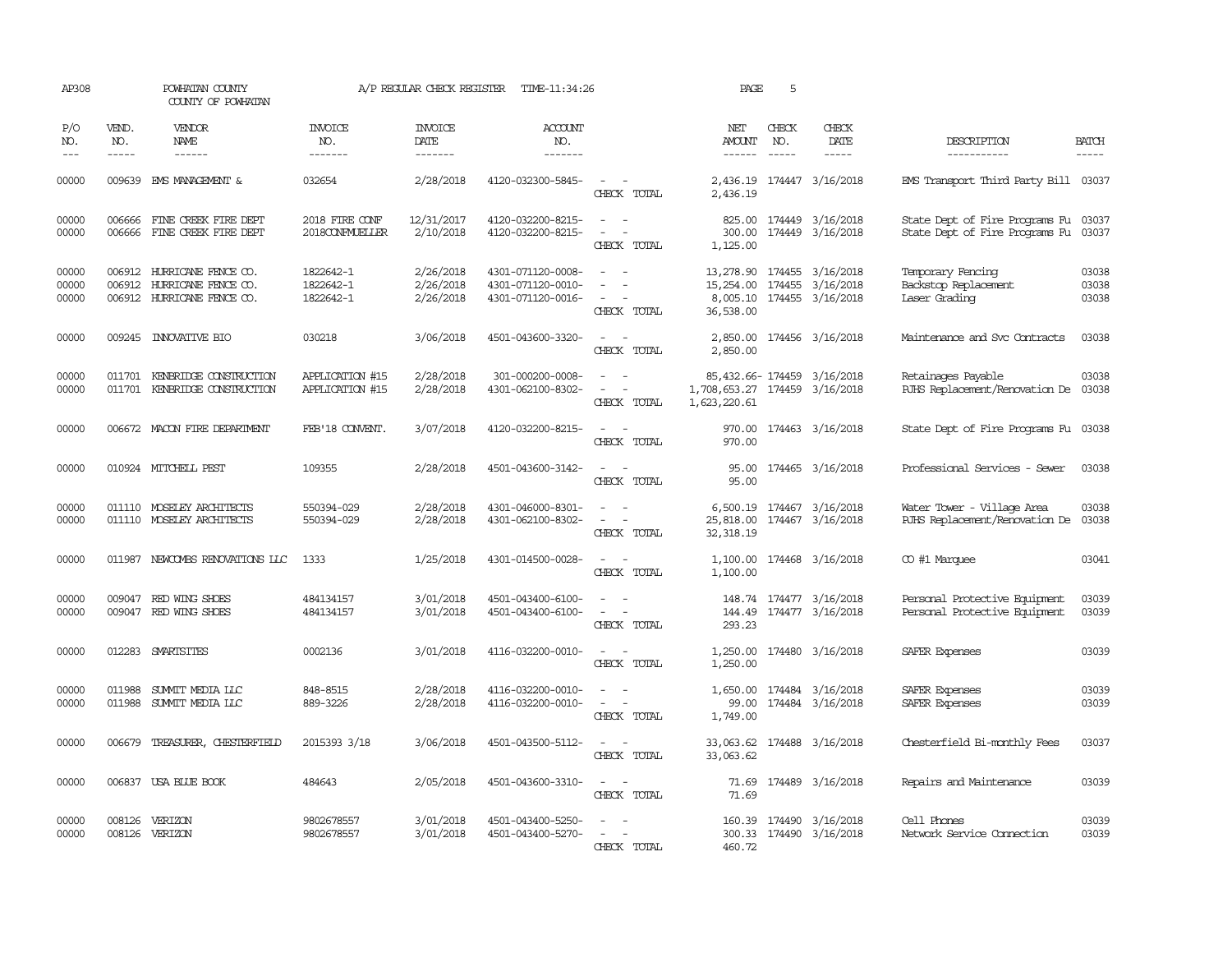AP308 POWHATAN COUNTY A/P REGULAR CHECK REGISTER TIME-11:34:26

COUNTY OF POWHATAN

| P/O NO. | VEND. NO. | VENDOR NAME | INVOICE NO. | INVOICE DATE | ACCOUNT NO. | | NET AMOUNT | CHECK NO. | CHECK DATE | DESCRIPTION | BATCH |
|---|---|---|---|---|---|---|---|---|---|---|---|
| 00000 | 009639 | EMS MANAGEMENT & | 032654 | 2/28/2018 | 4120-032300-5845- | - - | 2,436.19 | 174447 | 3/16/2018 | EMS Transport Third Party Bill | 03037 |
| | | | | | | CHECK TOTAL | 2,436.19 | | | | |
| 00000 | 006666 | FINE CREEK FIRE DEPT | 2018 FIRE CONF | 12/31/2017 | 4120-032200-8215- | - - | 825.00 | 174449 | 3/16/2018 | State Dept of Fire Programs Fu | 03037 |
| 00000 | 006666 | FINE CREEK FIRE DEPT | 2018CONFMUELLER | 2/10/2018 | 4120-032200-8215- | - - | 300.00 | 174449 | 3/16/2018 | State Dept of Fire Programs Fu | 03037 |
| | | | | | | CHECK TOTAL | 1,125.00 | | | | |
| 00000 | 006912 | HURRICANE FENCE CO. | 1822642-1 | 2/26/2018 | 4301-071120-0008- | - - | 13,278.90 | 174455 | 3/16/2018 | Temporary Fencing | 03038 |
| 00000 | 006912 | HURRICANE FENCE CO. | 1822642-1 | 2/26/2018 | 4301-071120-0010- | - - | 15,254.00 | 174455 | 3/16/2018 | Backstop Replacement | 03038 |
| 00000 | 006912 | HURRICANE FENCE CO. | 1822642-1 | 2/26/2018 | 4301-071120-0016- | - - | 8,005.10 | 174455 | 3/16/2018 | Laser Grading | 03038 |
| | | | | | | CHECK TOTAL | 36,538.00 | | | | |
| 00000 | 009245 | INNOVATIVE BIO | 030218 | 3/06/2018 | 4501-043600-3320- | - - | 2,850.00 | 174456 | 3/16/2018 | Maintenance and Svc Contracts | 03038 |
| | | | | | | CHECK TOTAL | 2,850.00 | | | | |
| 00000 | 011701 | KENBRIDGE CONSTRUCTION | APPLICATION #15 | 2/28/2018 | 301-000200-0008- | - - | 85,432.66- | 174459 | 3/16/2018 | Retainages Payable | 03038 |
| 00000 | 011701 | KENBRIDGE CONSTRUCTION | APPLICATION #15 | 2/28/2018 | 4301-062100-8302- | - - | 1,708,653.27 | 174459 | 3/16/2018 | PJHS Replacement/Renovation De | 03038 |
| | | | | | | CHECK TOTAL | 1,623,220.61 | | | | |
| 00000 | 006672 | MACON FIRE DEPARTMENT | FEB'18 CONVENT. | 3/07/2018 | 4120-032200-8215- | - - | 970.00 | 174463 | 3/16/2018 | State Dept of Fire Programs Fu | 03038 |
| | | | | | | CHECK TOTAL | 970.00 | | | | |
| 00000 | 010924 | MITCHELL PEST | 109355 | 2/28/2018 | 4501-043600-3142- | - - | 95.00 | 174465 | 3/16/2018 | Professional Services - Sewer | 03038 |
| | | | | | | CHECK TOTAL | 95.00 | | | | |
| 00000 | 011110 | MOSELEY ARCHITECTS | 550394-029 | 2/28/2018 | 4301-046000-8301- | - - | 6,500.19 | 174467 | 3/16/2018 | Water Tower - Village Area | 03038 |
| 00000 | 011110 | MOSELEY ARCHITECTS | 550394-029 | 2/28/2018 | 4301-062100-8302- | - - | 25,818.00 | 174467 | 3/16/2018 | PJHS Replacement/Renovation De | 03038 |
| | | | | | | CHECK TOTAL | 32,318.19 | | | | |
| 00000 | 011987 | NEWCOMBS RENOVATIONS LLC | 1333 | 1/25/2018 | 4301-014500-0028- | - - | 1,100.00 | 174468 | 3/16/2018 | CO #1 Marquee | 03041 |
| | | | | | | CHECK TOTAL | 1,100.00 | | | | |
| 00000 | 009047 | RED WING SHOES | 484134157 | 3/01/2018 | 4501-043600-6100- | - - | 148.74 | 174477 | 3/16/2018 | Personal Protective Equipment | 03039 |
| 00000 | 009047 | RED WING SHOES | 484134157 | 3/01/2018 | 4501-043400-6100- | - - | 144.49 | 174477 | 3/16/2018 | Personal Protective Equipment | 03039 |
| | | | | | | CHECK TOTAL | 293.23 | | | | |
| 00000 | 012283 | SMARTSITES | 0002136 | 3/01/2018 | 4116-032200-0010- | - - | 1,250.00 | 174480 | 3/16/2018 | SAFER Expenses | 03039 |
| | | | | | | CHECK TOTAL | 1,250.00 | | | | |
| 00000 | 011988 | SUMMIT MEDIA LLC | 848-8515 | 2/28/2018 | 4116-032200-0010- | - - | 1,650.00 | 174484 | 3/16/2018 | SAFER Expenses | 03039 |
| 00000 | 011988 | SUMMIT MEDIA LLC | 889-3226 | 2/28/2018 | 4116-032200-0010- | - - | 99.00 | 174484 | 3/16/2018 | SAFER Expenses | 03039 |
| | | | | | | CHECK TOTAL | 1,749.00 | | | | |
| 00000 | 006679 | TREASURER, CHESTERFIELD | 2015393 3/18 | 3/06/2018 | 4501-043500-5112- | - - | 33,063.62 | 174488 | 3/16/2018 | Chesterfield Bi-monthly Fees | 03037 |
| | | | | | | CHECK TOTAL | 33,063.62 | | | | |
| 00000 | 006837 | USA BLUE BOOK | 484643 | 2/05/2018 | 4501-043600-3310- | - - | 71.69 | 174489 | 3/16/2018 | Repairs and Maintenance | 03039 |
| | | | | | | CHECK TOTAL | 71.69 | | | | |
| 00000 | 008126 | VERIZON | 9802678557 | 3/01/2018 | 4501-043400-5250- | - - | 160.39 | 174490 | 3/16/2018 | Cell Phones | 03039 |
| 00000 | 008126 | VERIZON | 9802678557 | 3/01/2018 | 4501-043400-5270- | - - | 300.33 | 174490 | 3/16/2018 | Network Service Connection | 03039 |
| | | | | | | CHECK TOTAL | 460.72 | | | | |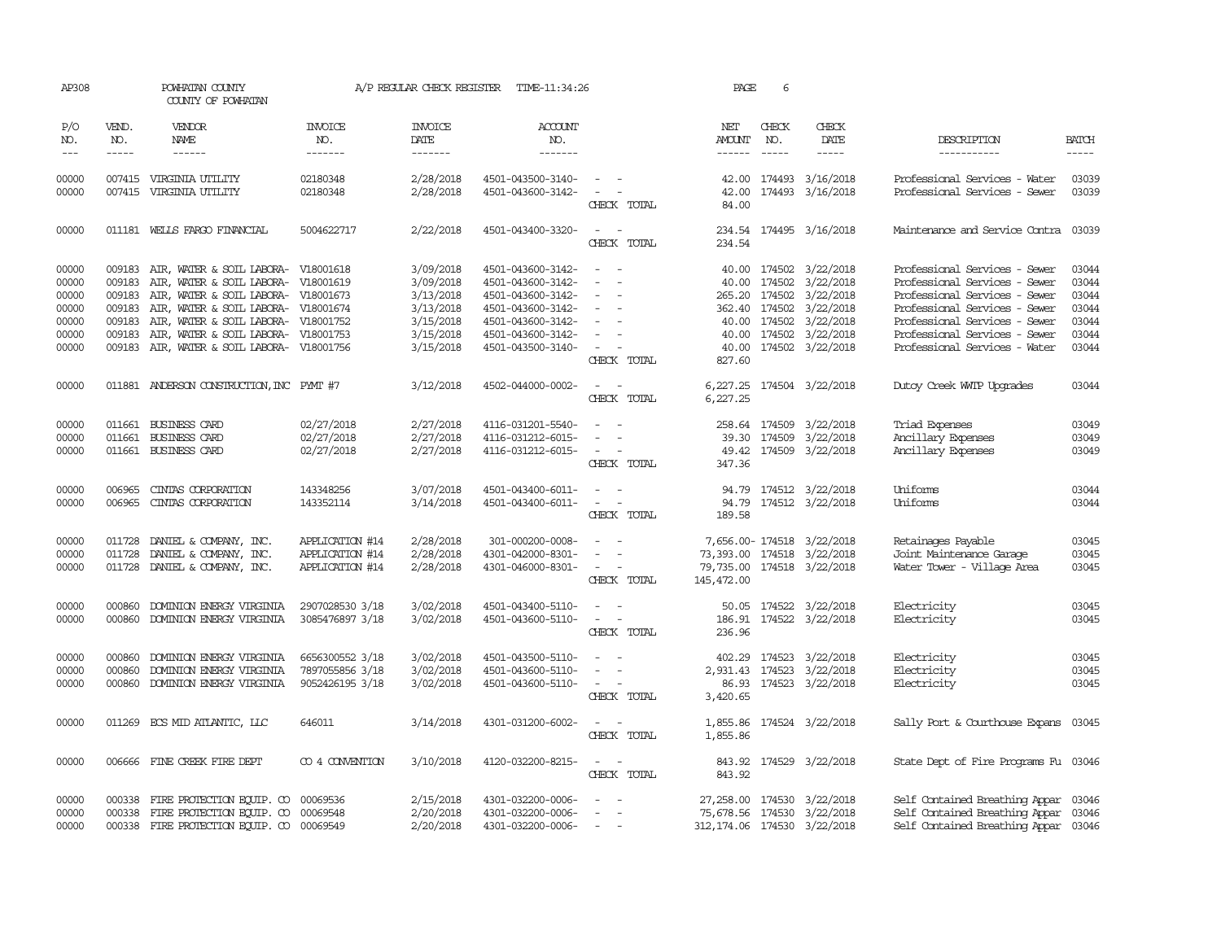AP308 POWHATAN COUNTY A/P REGULAR CHECK REGISTER TIME-11:34:26 PAGE 6

COUNTY OF POWHATAN

| P/O NO. | VEND. NO. | VENDOR NAME | INVOICE NO. | INVOICE DATE | ACCOUNT NO. | | NET AMOUNT | CHECK NO. | CHECK DATE | DESCRIPTION | BATCH |
|---|---|---|---|---|---|---|---|---|---|---|---|
| 00000 | 007415 | VIRGINIA UTILITY | 02180348 | 2/28/2018 | 4501-043500-3140- | - - | 42.00 | 174493 | 3/16/2018 | Professional Services - Water | 03039 |
| 00000 | 007415 | VIRGINIA UTILITY | 02180348 | 2/28/2018 | 4501-043600-3142- | - - | 42.00 | 174493 | 3/16/2018 | Professional Services - Sewer | 03039 |
| | | | | | | CHECK TOTAL | 84.00 | | | | |
| 00000 | 011181 | WELLS FARGO FINANCIAL | 5004622717 | 2/22/2018 | 4501-043400-3320- | - - | 234.54 | 174495 | 3/16/2018 | Maintenance and Service Contra | 03039 |
| | | | | | | CHECK TOTAL | 234.54 | | | | |
| 00000 | 009183 | AIR, WATER & SOIL LABORA- | V18001618 | 3/09/2018 | 4501-043600-3142- | - - | 40.00 | 174502 | 3/22/2018 | Professional Services - Sewer | 03044 |
| 00000 | 009183 | AIR, WATER & SOIL LABORA- | V18001619 | 3/09/2018 | 4501-043600-3142- | - - | 40.00 | 174502 | 3/22/2018 | Professional Services - Sewer | 03044 |
| 00000 | 009183 | AIR, WATER & SOIL LABORA- | V18001673 | 3/13/2018 | 4501-043600-3142- | - - | 265.20 | 174502 | 3/22/2018 | Professional Services - Sewer | 03044 |
| 00000 | 009183 | AIR, WATER & SOIL LABORA- | V18001674 | 3/13/2018 | 4501-043600-3142- | - - | 362.40 | 174502 | 3/22/2018 | Professional Services - Sewer | 03044 |
| 00000 | 009183 | AIR, WATER & SOIL LABORA- | V18001752 | 3/15/2018 | 4501-043600-3142- | - - | 40.00 | 174502 | 3/22/2018 | Professional Services - Sewer | 03044 |
| 00000 | 009183 | AIR, WATER & SOIL LABORA- | V18001753 | 3/15/2018 | 4501-043600-3142- | - - | 40.00 | 174502 | 3/22/2018 | Professional Services - Sewer | 03044 |
| 00000 | 009183 | AIR, WATER & SOIL LABORA- | V18001756 | 3/15/2018 | 4501-043500-3140- | - - | 40.00 | 174502 | 3/22/2018 | Professional Services - Water | 03044 |
| | | | | | | CHECK TOTAL | 827.60 | | | | |
| 00000 | 011881 | ANDERSON CONSTRUCTION, INC | PYMT #7 | 3/12/2018 | 4502-044000-0002- | - - | 6,227.25 | 174504 | 3/22/2018 | Dutoy Creek WWTP Upgrades | 03044 |
| | | | | | | CHECK TOTAL | 6,227.25 | | | | |
| 00000 | 011661 | BUSINESS CARD | 02/27/2018 | 2/27/2018 | 4116-031201-5540- | - - | 258.64 | 174509 | 3/22/2018 | Triad Expenses | 03049 |
| 00000 | 011661 | BUSINESS CARD | 02/27/2018 | 2/27/2018 | 4116-031212-6015- | - - | 39.30 | 174509 | 3/22/2018 | Ancillary Expenses | 03049 |
| 00000 | 011661 | BUSINESS CARD | 02/27/2018 | 2/27/2018 | 4116-031212-6015- | - - | 49.42 | 174509 | 3/22/2018 | Ancillary Expenses | 03049 |
| | | | | | | CHECK TOTAL | 347.36 | | | | |
| 00000 | 006965 | CINTAS CORPORATION | 143348256 | 3/07/2018 | 4501-043400-6011- | - - | 94.79 | 174512 | 3/22/2018 | Uniforms | 03044 |
| 00000 | 006965 | CINTAS CORPORATION | 143352114 | 3/14/2018 | 4501-043400-6011- | - - | 94.79 | 174512 | 3/22/2018 | Uniforms | 03044 |
| | | | | | | CHECK TOTAL | 189.58 | | | | |
| 00000 | 011728 | DANIEL & COMPANY, INC. | APPLICATION #14 | 2/28/2018 | 301-000200-0008- | - - | 7,656.00- | 174518 | 3/22/2018 | Retainages Payable | 03045 |
| 00000 | 011728 | DANIEL & COMPANY, INC. | APPLICATION #14 | 2/28/2018 | 4301-042000-8301- | - - | 73,393.00 | 174518 | 3/22/2018 | Joint Maintenance Garage | 03045 |
| 00000 | 011728 | DANIEL & COMPANY, INC. | APPLICATION #14 | 2/28/2018 | 4301-046000-8301- | - - | 79,735.00 | 174518 | 3/22/2018 | Water Tower - Village Area | 03045 |
| | | | | | | CHECK TOTAL | 145,472.00 | | | | |
| 00000 | 000860 | DOMINION ENERGY VIRGINIA | 2907028530 3/18 | 3/02/2018 | 4501-043400-5110- | - - | 50.05 | 174522 | 3/22/2018 | Electricity | 03045 |
| 00000 | 000860 | DOMINION ENERGY VIRGINIA | 3085476897 3/18 | 3/02/2018 | 4501-043600-5110- | - - | 186.91 | 174522 | 3/22/2018 | Electricity | 03045 |
| | | | | | | CHECK TOTAL | 236.96 | | | | |
| 00000 | 000860 | DOMINION ENERGY VIRGINIA | 6656300552 3/18 | 3/02/2018 | 4501-043500-5110- | - - | 402.29 | 174523 | 3/22/2018 | Electricity | 03045 |
| 00000 | 000860 | DOMINION ENERGY VIRGINIA | 7897055856 3/18 | 3/02/2018 | 4501-043600-5110- | - - | 2,931.43 | 174523 | 3/22/2018 | Electricity | 03045 |
| 00000 | 000860 | DOMINION ENERGY VIRGINIA | 9052426195 3/18 | 3/02/2018 | 4501-043600-5110- | - - | 86.93 | 174523 | 3/22/2018 | Electricity | 03045 |
| | | | | | | CHECK TOTAL | 3,420.65 | | | | |
| 00000 | 011269 | ECS MID ATLANTIC, LLC | 646011 | 3/14/2018 | 4301-031200-6002- | - - | 1,855.86 | 174524 | 3/22/2018 | Sally Port & Courthouse Expans | 03045 |
| | | | | | | CHECK TOTAL | 1,855.86 | | | | |
| 00000 | 006666 | FINE CREEK FIRE DEPT | CO 4 CONVENTION | 3/10/2018 | 4120-032200-8215- | - - | 843.92 | 174529 | 3/22/2018 | State Dept of Fire Programs Fu | 03046 |
| | | | | | | CHECK TOTAL | 843.92 | | | | |
| 00000 | 000338 | FIRE PROTECTION EQUIP. CO | 00069536 | 2/15/2018 | 4301-032200-0006- | - - | 27,258.00 | 174530 | 3/22/2018 | Self Contained Breathing Appar | 03046 |
| 00000 | 000338 | FIRE PROTECTION EQUIP. CO | 00069548 | 2/20/2018 | 4301-032200-0006- | - - | 75,678.56 | 174530 | 3/22/2018 | Self Contained Breathing Appar | 03046 |
| 00000 | 000338 | FIRE PROTECTION EQUIP. CO | 00069549 | 2/20/2018 | 4301-032200-0006- | - - | 312,174.06 | 174530 | 3/22/2018 | Self Contained Breathing Appar | 03046 |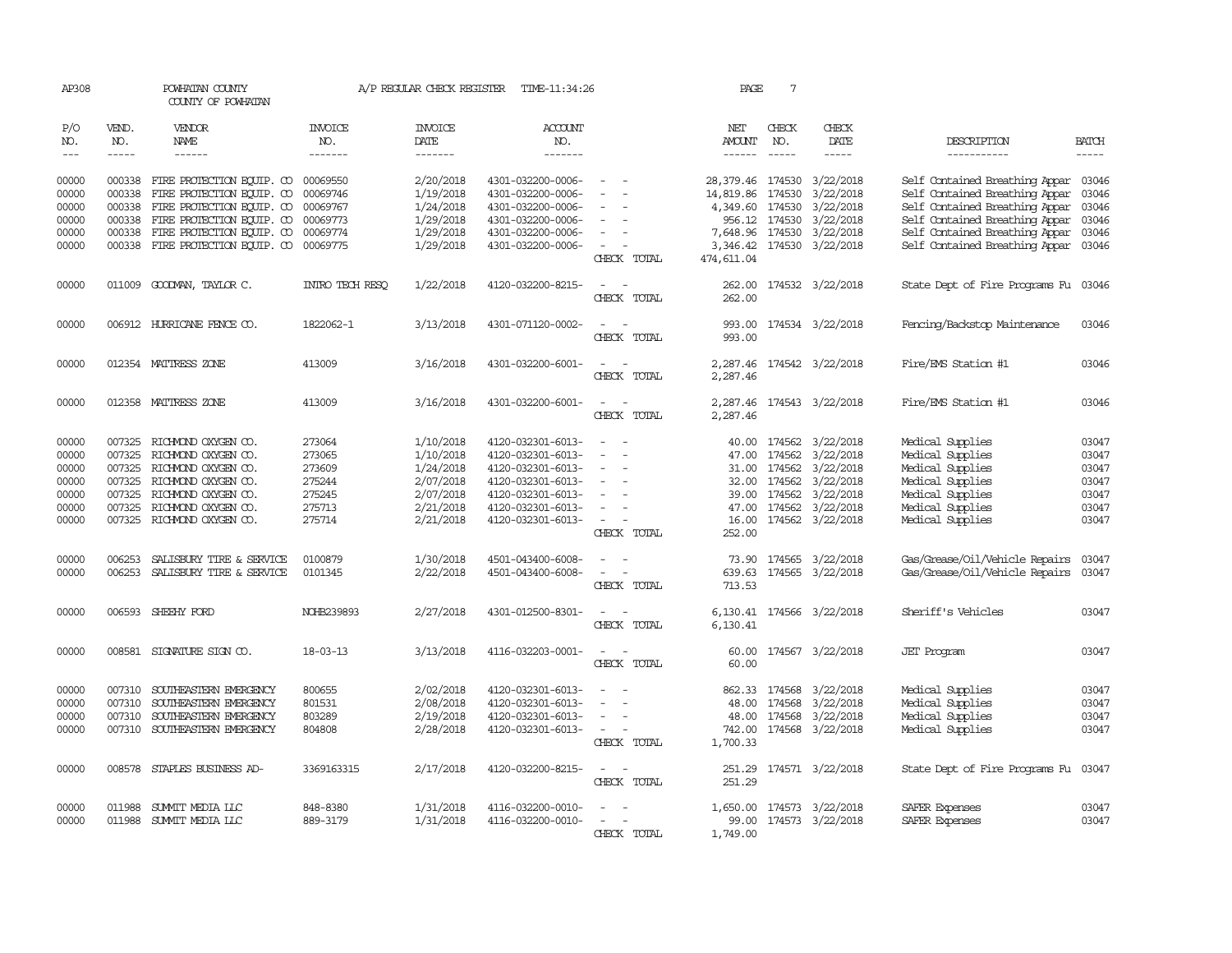AP308 POWHATAN COUNTY A/P REGULAR CHECK REGISTER TIME-11:34:26 PAGE 7

COUNTY OF POWHATAN

| P/O NO. | VEND. NO. | VENDOR NAME | INVOICE NO. | INVOICE DATE | ACCOUNT NO. | | NET AMOUNT | CHECK NO. | CHECK DATE | DESCRIPTION | BATCH |
|---|---|---|---|---|---|---|---|---|---|---|---|
| 00000 | 000338 | FIRE PROTECTION EQUIP. CO | 00069550 | 2/20/2018 | 4301-032200-0006- | - - | 28,379.46 | 174530 | 3/22/2018 | Self Contained Breathing Appar | 03046 |
| 00000 | 000338 | FIRE PROTECTION EQUIP. CO | 00069746 | 1/19/2018 | 4301-032200-0006- | - - | 14,819.86 | 174530 | 3/22/2018 | Self Contained Breathing Appar | 03046 |
| 00000 | 000338 | FIRE PROTECTION EQUIP. CO | 00069767 | 1/24/2018 | 4301-032200-0006- | - - | 4,349.60 | 174530 | 3/22/2018 | Self Contained Breathing Appar | 03046 |
| 00000 | 000338 | FIRE PROTECTION EQUIP. CO | 00069773 | 1/29/2018 | 4301-032200-0006- | - - | 956.12 | 174530 | 3/22/2018 | Self Contained Breathing Appar | 03046 |
| 00000 | 000338 | FIRE PROTECTION EQUIP. CO | 00069774 | 1/29/2018 | 4301-032200-0006- | - - | 7,648.96 | 174530 | 3/22/2018 | Self Contained Breathing Appar | 03046 |
| 00000 | 000338 | FIRE PROTECTION EQUIP. CO | 00069775 | 1/29/2018 | 4301-032200-0006- | - - | 3,346.42 | 174530 | 3/22/2018 | Self Contained Breathing Appar | 03046 |
| | | | | | | CHECK TOTAL | 474,611.04 | | | | |
| 00000 | 011009 | GOODMAN, TAYLOR C. | INTRO TECH RESQ | 1/22/2018 | 4120-032200-8215- | - - | 262.00 | 174532 | 3/22/2018 | State Dept of Fire Programs Fu | 03046 |
| | | | | | | CHECK TOTAL | 262.00 | | | | |
| 00000 | 006912 | HURRICANE FENCE CO. | 1822062-1 | 3/13/2018 | 4301-071120-0002- | - - | 993.00 | 174534 | 3/22/2018 | Fencing/Backstop Maintenance | 03046 |
| | | | | | | CHECK TOTAL | 993.00 | | | | |
| 00000 | 012354 | MATTRESS ZONE | 413009 | 3/16/2018 | 4301-032200-6001- | - - | 2,287.46 | 174542 | 3/22/2018 | Fire/EMS Station #1 | 03046 |
| | | | | | | CHECK TOTAL | 2,287.46 | | | | |
| 00000 | 012358 | MATTRESS ZONE | 413009 | 3/16/2018 | 4301-032200-6001- | - - | 2,287.46 | 174543 | 3/22/2018 | Fire/EMS Station #1 | 03046 |
| | | | | | | CHECK TOTAL | 2,287.46 | | | | |
| 00000 | 007325 | RICHMOND OXYGEN CO. | 273064 | 1/10/2018 | 4120-032301-6013- | - - | 40.00 | 174562 | 3/22/2018 | Medical Supplies | 03047 |
| 00000 | 007325 | RICHMOND OXYGEN CO. | 273065 | 1/10/2018 | 4120-032301-6013- | - - | 47.00 | 174562 | 3/22/2018 | Medical Supplies | 03047 |
| 00000 | 007325 | RICHMOND OXYGEN CO. | 273609 | 1/24/2018 | 4120-032301-6013- | - - | 31.00 | 174562 | 3/22/2018 | Medical Supplies | 03047 |
| 00000 | 007325 | RICHMOND OXYGEN CO. | 275244 | 2/07/2018 | 4120-032301-6013- | - - | 32.00 | 174562 | 3/22/2018 | Medical Supplies | 03047 |
| 00000 | 007325 | RICHMOND OXYGEN CO. | 275245 | 2/07/2018 | 4120-032301-6013- | - - | 39.00 | 174562 | 3/22/2018 | Medical Supplies | 03047 |
| 00000 | 007325 | RICHMOND OXYGEN CO. | 275713 | 2/21/2018 | 4120-032301-6013- | - - | 47.00 | 174562 | 3/22/2018 | Medical Supplies | 03047 |
| 00000 | 007325 | RICHMOND OXYGEN CO. | 275714 | 2/21/2018 | 4120-032301-6013- | - - | 16.00 | 174562 | 3/22/2018 | Medical Supplies | 03047 |
| | | | | | | CHECK TOTAL | 252.00 | | | | |
| 00000 | 006253 | SALISBURY TIRE & SERVICE | 0100879 | 1/30/2018 | 4501-043400-6008- | - - | 73.90 | 174565 | 3/22/2018 | Gas/Grease/Oil/Vehicle Repairs | 03047 |
| 00000 | 006253 | SALISBURY TIRE & SERVICE | 0101345 | 2/22/2018 | 4501-043400-6008- | - - | 639.63 | 174565 | 3/22/2018 | Gas/Grease/Oil/Vehicle Repairs | 03047 |
| | | | | | | CHECK TOTAL | 713.53 | | | | |
| 00000 | 006593 | SHEEHY FORD | NOHB239893 | 2/27/2018 | 4301-012500-8301- | - - | 6,130.41 | 174566 | 3/22/2018 | Sheriff's Vehicles | 03047 |
| | | | | | | CHECK TOTAL | 6,130.41 | | | | |
| 00000 | 008581 | SIGNATURE SIGN CO. | 18-03-13 | 3/13/2018 | 4116-032203-0001- | - - | 60.00 | 174567 | 3/22/2018 | JET Program | 03047 |
| | | | | | | CHECK TOTAL | 60.00 | | | | |
| 00000 | 007310 | SOUTHEASTERN EMERGENCY | 800655 | 2/02/2018 | 4120-032301-6013- | - - | 862.33 | 174568 | 3/22/2018 | Medical Supplies | 03047 |
| 00000 | 007310 | SOUTHEASTERN EMERGENCY | 801531 | 2/08/2018 | 4120-032301-6013- | - - | 48.00 | 174568 | 3/22/2018 | Medical Supplies | 03047 |
| 00000 | 007310 | SOUTHEASTERN EMERGENCY | 803289 | 2/19/2018 | 4120-032301-6013- | - - | 48.00 | 174568 | 3/22/2018 | Medical Supplies | 03047 |
| 00000 | 007310 | SOUTHEASTERN EMERGENCY | 804808 | 2/28/2018 | 4120-032301-6013- | - - | 742.00 | 174568 | 3/22/2018 | Medical Supplies | 03047 |
| | | | | | | CHECK TOTAL | 1,700.33 | | | | |
| 00000 | 008578 | STAPLES BUSINESS AD- | 3369163315 | 2/17/2018 | 4120-032200-8215- | - - | 251.29 | 174571 | 3/22/2018 | State Dept of Fire Programs Fu | 03047 |
| | | | | | | CHECK TOTAL | 251.29 | | | | |
| 00000 | 011988 | SUMMIT MEDIA LLC | 848-8380 | 1/31/2018 | 4116-032200-0010- | - - | 1,650.00 | 174573 | 3/22/2018 | SAFER Expenses | 03047 |
| 00000 | 011988 | SUMMIT MEDIA LLC | 889-3179 | 1/31/2018 | 4116-032200-0010- | - - | 99.00 | 174573 | 3/22/2018 | SAFER Expenses | 03047 |
| | | | | | | CHECK TOTAL | 1,749.00 | | | | |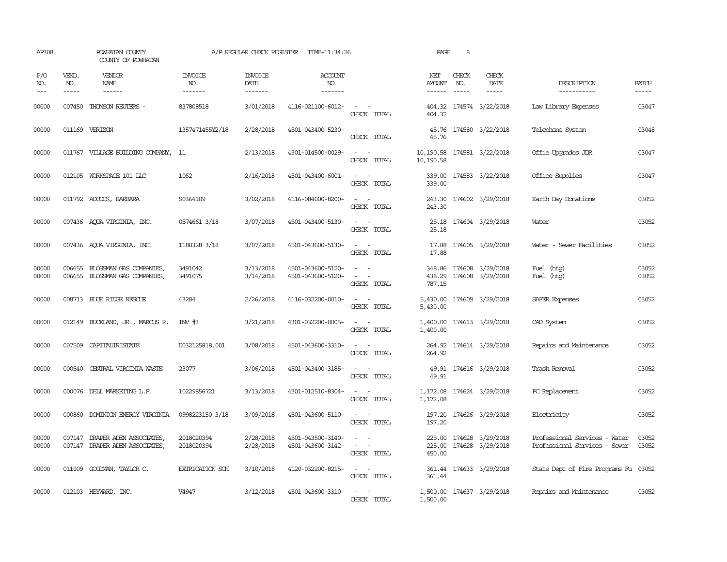AP308 POWHATAN COUNTY A/P REGULAR CHECK REGISTER TIME-11:34:26 PAGE 8

COUNTY OF POWHATAN

| P/O NO. | VEND. NO. | VENDOR NAME | INVOICE NO. | INVOICE DATE | ACCOUNT NO. | | NET AMOUNT | CHECK NO. | CHECK DATE | DESCRIPTION | BATCH |
|---|---|---|---|---|---|---|---|---|---|---|---|
| 00000 | 007450 | THOMSON REUTERS - | 837808518 | 3/01/2018 | 4116-021100-6012- | - - | 404.32 | 174574 | 3/22/2018 | Law Library Expenses | 03047 |
| | | | | | | CHECK TOTAL | 404.32 | | | | |
| 00000 | 011169 | VERIZON | 1357471455Y2/18 | 2/28/2018 | 4501-043400-5230- | - - | 45.76 | 174580 | 3/22/2018 | Telephone System | 03048 |
| | | | | | | CHECK TOTAL | 45.76 | | | | |
| 00000 | 011767 | VILLAGE BUILDING COMPANY, | 11 | 2/13/2018 | 4301-014500-0029- | - - | 10,190.58 | 174581 | 3/22/2018 | Offie Upgrades JDR | 03047 |
| | | | | | | CHECK TOTAL | 10,190.58 | | | | |
| 00000 | 012105 | WORKSPACE 101 LLC | 1062 | 2/16/2018 | 4501-043400-6001- | - - | 339.00 | 174583 | 3/22/2018 | Office Supplies | 03047 |
| | | | | | | CHECK TOTAL | 339.00 | | | | |
| 00000 | 011792 | ADCOCK, BARBARA | S0364109 | 3/02/2018 | 4116-084000-8200- | - - | 243.30 | 174602 | 3/29/2018 | Earth Day Donations | 03052 |
| | | | | | | CHECK TOTAL | 243.30 | | | | |
| 00000 | 007436 | AQUA VIRGINIA, INC. | 0574661 3/18 | 3/07/2018 | 4501-043400-5130- | - - | 25.18 | 174604 | 3/29/2018 | Water | 03052 |
| | | | | | | CHECK TOTAL | 25.18 | | | | |
| 00000 | 007436 | AQUA VIRGINIA, INC. | 1188328 3/18 | 3/07/2018 | 4501-043600-5130- | - - | 17.88 | 174605 | 3/29/2018 | Water - Sewer Facilities | 03052 |
| | | | | | | CHECK TOTAL | 17.88 | | | | |
| 00000 | 006655 | BLOSSMAN GAS COMPANIES, | 3491042 | 3/13/2018 | 4501-043600-5120- | - - | 348.86 | 174608 | 3/29/2018 | Fuel (htg) | 03052 |
| 00000 | 006655 | BLOSSMAN GAS COMPANIES, | 3491075 | 3/14/2018 | 4501-043600-5120- | - - | 438.29 | 174608 | 3/29/2018 | Fuel (htg) | 03052 |
| | | | | | | CHECK TOTAL | 787.15 | | | | |
| 00000 | 008713 | BLUE RIDGE RESCUE | 43284 | 2/26/2018 | 4116-032200-0010- | - - | 5,430.00 | 174609 | 3/29/2018 | SAFER Expenses | 03052 |
| | | | | | | CHECK TOTAL | 5,430.00 | | | | |
| 00000 | 012149 | BUCKLAND, JR., MARCUS R. | INV #3 | 3/21/2018 | 4301-032200-0005- | - - | 1,400.00 | 174613 | 3/29/2018 | CAD System | 03052 |
| | | | | | | CHECK TOTAL | 1,400.00 | | | | |
| 00000 | 007509 | CAPITALTRISTATE | D032125818.001 | 3/08/2018 | 4501-043600-3310- | - - | 264.92 | 174614 | 3/29/2018 | Repairs and Maintenance | 03052 |
| | | | | | | CHECK TOTAL | 264.92 | | | | |
| 00000 | 000540 | CENTRAL VIRGINIA WASTE | 23077 | 3/06/2018 | 4501-043400-3185- | - - | 49.91 | 174616 | 3/29/2018 | Trash Removal | 03052 |
| | | | | | | CHECK TOTAL | 49.91 | | | | |
| 00000 | 000076 | DELL MARKETING L.P. | 10229856721 | 3/13/2018 | 4301-012510-8304- | - - | 1,172.08 | 174624 | 3/29/2018 | PC Replacement | 03052 |
| | | | | | | CHECK TOTAL | 1,172.08 | | | | |
| 00000 | 000860 | DOMINION ENERGY VIRGINIA | 0998223150 3/18 | 3/09/2018 | 4501-043600-5110- | - - | 197.20 | 174626 | 3/29/2018 | Electricity | 03052 |
| | | | | | | CHECK TOTAL | 197.20 | | | | |
| 00000 | 007147 | DRAPER ADEN ASSOCIATES, | 2018020394 | 2/28/2018 | 4501-043500-3140- | - - | 225.00 | 174628 | 3/29/2018 | Professional Services - Water | 03052 |
| 00000 | 007147 | DRAPER ADEN ASSOCIATES, | 2018020394 | 2/28/2018 | 4501-043600-3142- | - - | 225.00 | 174628 | 3/29/2018 | Professional Services - Sewer | 03052 |
| | | | | | | CHECK TOTAL | 450.00 | | | | |
| 00000 | 011009 | GOODMAN, TAYLOR C. | EXTRICATION SCH | 3/10/2018 | 4120-032200-8215- | - - | 361.44 | 174633 | 3/29/2018 | State Dept of Fire Programs Fu | 03052 |
| | | | | | | CHECK TOTAL | 361.44 | | | | |
| 00000 | 012103 | HEYWARD, INC. | V4947 | 3/12/2018 | 4501-043600-3310- | - - | 1,500.00 | 174637 | 3/29/2018 | Repairs and Maintenance | 03052 |
| | | | | | | CHECK TOTAL | 1,500.00 | | | | |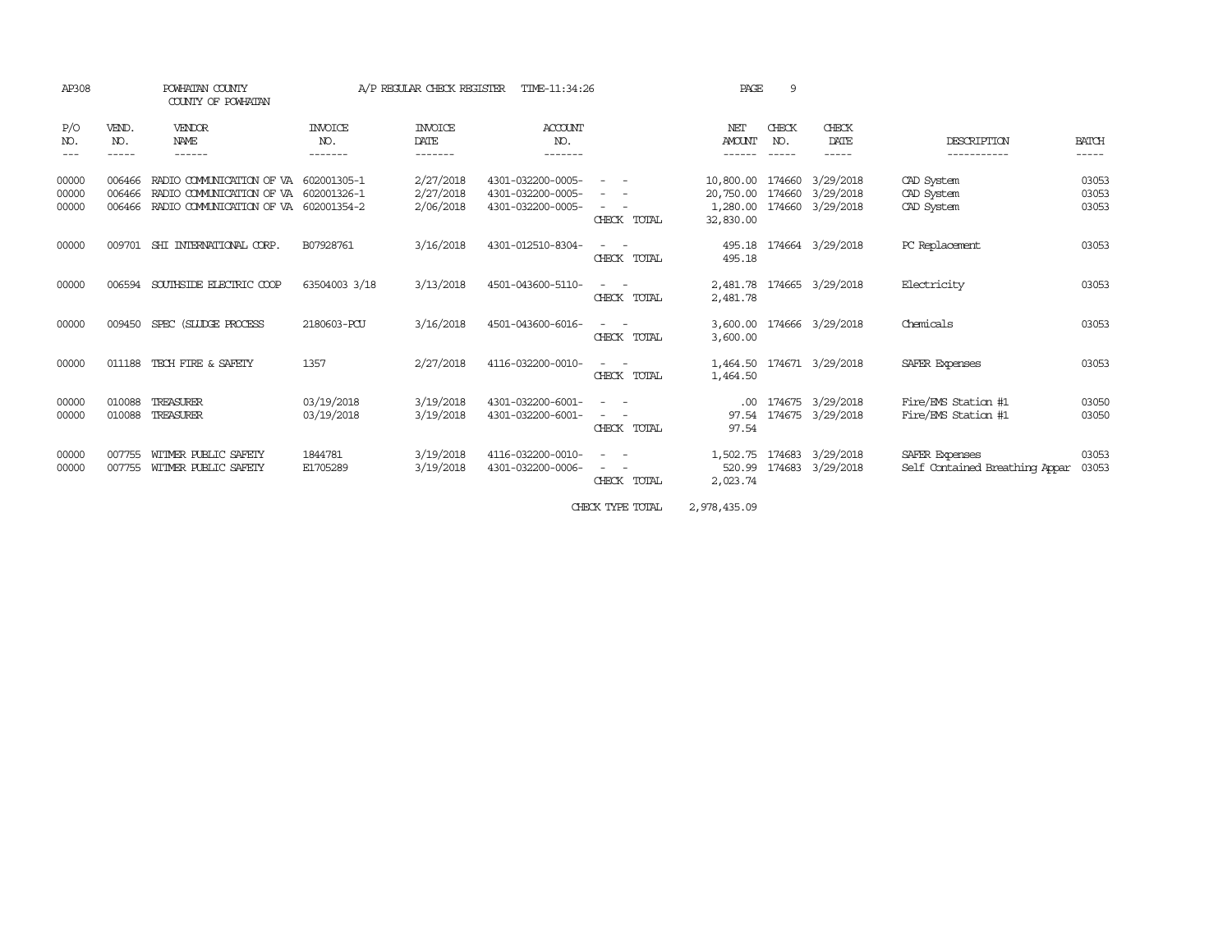AP308 POWHATAN COUNTY A/P REGULAR CHECK REGISTER TIME-11:34:26

COUNTY OF POWHATAN

| P/O NO. | VEND. NO. | VENDOR NAME | INVOICE NO. | INVOICE DATE | ACCOUNT NO. | | NET AMOUNT | CHECK NO. | CHECK DATE | DESCRIPTION | BATCH |
|---|---|---|---|---|---|---|---|---|---|---|---|
| 00000 | 006466 | RADIO COMMUNICATION OF VA | 602001305-1 | 2/27/2018 | 4301-032200-0005- | - - | 10,800.00 | 174660 | 3/29/2018 | CAD System | 03053 |
| 00000 | 006466 | RADIO COMMUNICATION OF VA | 602001326-1 | 2/27/2018 | 4301-032200-0005- | - - | 20,750.00 | 174660 | 3/29/2018 | CAD System | 03053 |
| 00000 | 006466 | RADIO COMMUNICATION OF VA | 602001354-2 | 2/06/2018 | 4301-032200-0005- | - - | 1,280.00 | 174660 | 3/29/2018 | CAD System | 03053 |
| | | | | | | CHECK TOTAL | 32,830.00 | | | | |
| 00000 | 009701 | SHI INTERNATIONAL CORP. | B07928761 | 3/16/2018 | 4301-012510-8304- | - - | 495.18 | 174664 | 3/29/2018 | PC Replacement | 03053 |
| | | | | | | CHECK TOTAL | 495.18 | | | | |
| 00000 | 006594 | SOUTHSIDE ELECTRIC COOP | 63504003 3/18 | 3/13/2018 | 4501-043600-5110- | - - | 2,481.78 | 174665 | 3/29/2018 | Electricity | 03053 |
| | | | | | | CHECK TOTAL | 2,481.78 | | | | |
| 00000 | 009450 | SPEC (SLUDGE PROCESS | 2180603-PCU | 3/16/2018 | 4501-043600-6016- | - - | 3,600.00 | 174666 | 3/29/2018 | Chemicals | 03053 |
| | | | | | | CHECK TOTAL | 3,600.00 | | | | |
| 00000 | 011188 | TECH FIRE & SAFETY | 1357 | 2/27/2018 | 4116-032200-0010- | - - | 1,464.50 | 174671 | 3/29/2018 | SAFER Expenses | 03053 |
| | | | | | | CHECK TOTAL | 1,464.50 | | | | |
| 00000 | 010088 | TREASURER | 03/19/2018 | 3/19/2018 | 4301-032200-6001- | - - | .00 | 174675 | 3/29/2018 | Fire/EMS Station #1 | 03050 |
| 00000 | 010088 | TREASURER | 03/19/2018 | 3/19/2018 | 4301-032200-6001- | - - | 97.54 | 174675 | 3/29/2018 | Fire/EMS Station #1 | 03050 |
| | | | | | | CHECK TOTAL | 97.54 | | | | |
| 00000 | 007755 | WITMER PUBLIC SAFETY | 1844781 | 3/19/2018 | 4116-032200-0010- | - - | 1,502.75 | 174683 | 3/29/2018 | SAFER Expenses | 03053 |
| 00000 | 007755 | WITMER PUBLIC SAFETY | E1705289 | 3/19/2018 | 4301-032200-0006- | - - | 520.99 | 174683 | 3/29/2018 | Self Contained Breathing Appar | 03053 |
| | | | | | | CHECK TOTAL | 2,023.74 | | | | |
| | | | | | | CHECK TYPE TOTAL | 2,978,435.09 | | | | |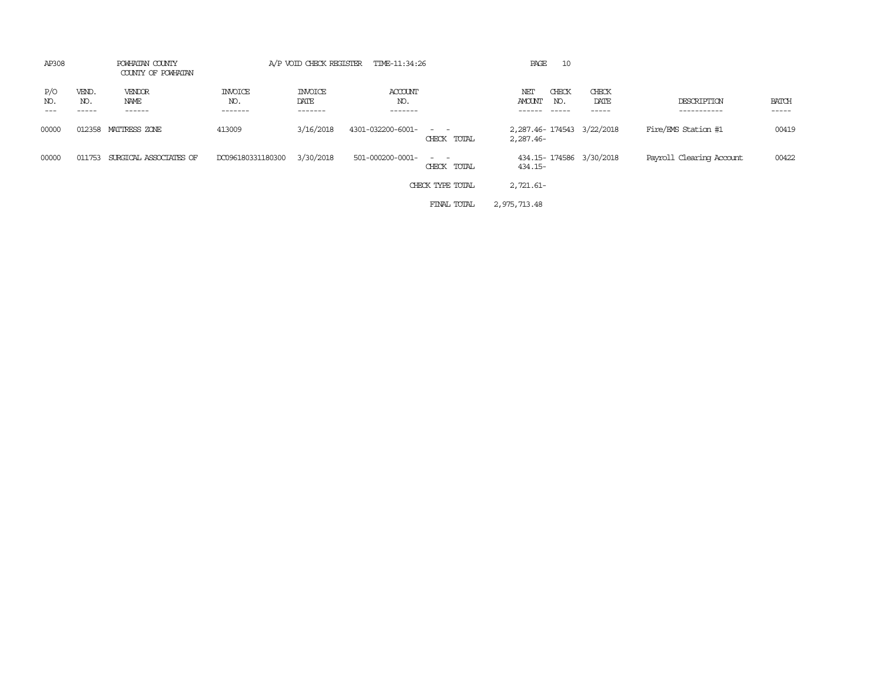AP308 POWHATAN COUNTY A/P VOID CHECK REGISTER TIME-11:34:26 PAGE 10

COUNTY OF POWHATAN

| P/O NO. | VEND. NO. | VENDOR NAME | INVOICE NO. | INVOICE DATE | ACCOUNT NO. | | NET AMOUNT | CHECK NO. | CHECK DATE | DESCRIPTION | BATCH |
|---|---|---|---|---|---|---|---|---|---|---|---|
| 00000 | 012358 | MATTRESS ZONE | 413009 | 3/16/2018 | 4301-032200-6001- | - - | 2,287.46- | 174543 | 3/22/2018 | Fire/EMS Station #1 | 00419 |
| | | | | | | CHECK TOTAL | 2,287.46- | | | | |
| 00000 | 011753 | SURGICAL ASSOCIATES OF | DC096180331180300 | 3/30/2018 | 501-000200-0001- | - - | 434.15- | 174586 | 3/30/2018 | Payroll Clearing Account | 00422 |
| | | | | | | CHECK TOTAL | 434.15- | | | | |
| | | | | | | CHECK TYPE TOTAL | 2,721.61- | | | | |
| | | | | | | FINAL TOTAL | 2,975,713.48 | | | | |